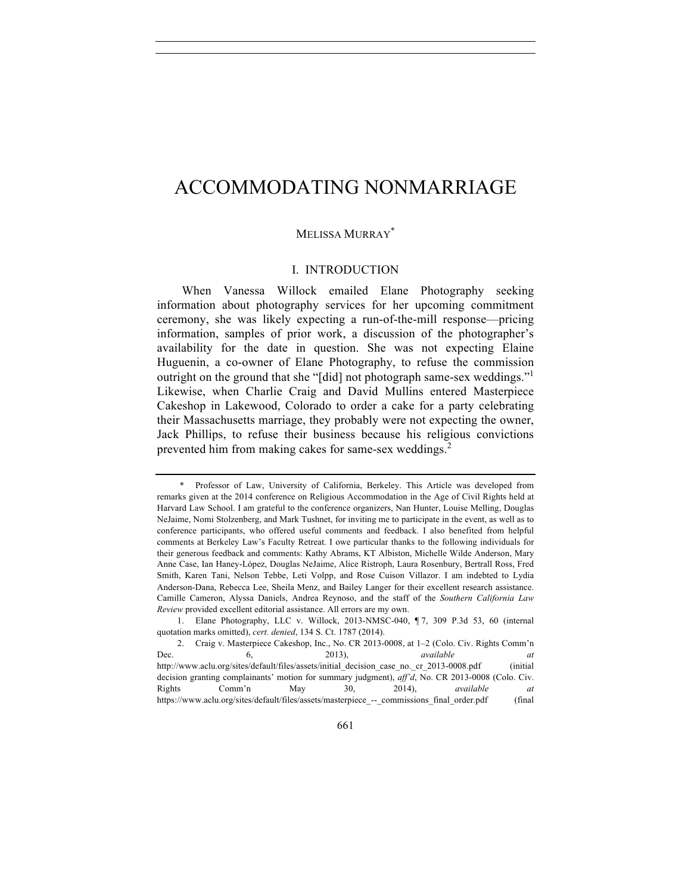# ACCOMMODATING NONMARRIAGE

MELISSA MURRAY*

## I. INTRODUCTION

When Vanessa Willock emailed Elane Photography seeking information about photography services for her upcoming commitment ceremony, she was likely expecting a run-of-the-mill response—pricing information, samples of prior work, a discussion of the photographer's availability for the date in question. She was not expecting Elaine Huguenin, a co-owner of Elane Photography, to refuse the commission outright on the ground that she "[did] not photograph same-sex weddings."[1] Likewise, when Charlie Craig and David Mullins entered Masterpiece Cakeshop in Lakewood, Colorado to order a cake for a party celebrating their Massachusetts marriage, they probably were not expecting the owner, Jack Phillips, to refuse their business because his religious convictions prevented him from making cakes for same-sex weddings.[2]

---

\* Professor of Law, University of California, Berkeley. This Article was developed from remarks given at the 2014 conference on Religious Accommodation in the Age of Civil Rights held at Harvard Law School. I am grateful to the conference organizers, Nan Hunter, Louise Melling, Douglas NeJaime, Nomi Stolzenberg, and Mark Tushnet, for inviting me to participate in the event, as well as to conference participants, who offered useful comments and feedback. I also benefited from helpful comments at Berkeley Law's Faculty Retreat. I owe particular thanks to the following individuals for their generous feedback and comments: Kathy Abrams, KT Albiston, Michelle Wilde Anderson, Mary Anne Case, Ian Haney-López, Douglas NeJaime, Alice Ristroph, Laura Rosenbury, Bertrall Ross, Fred Smith, Karen Tani, Nelson Tebbe, Leti Volpp, and Rose Cuison Villazor. I am indebted to Lydia Anderson-Dana, Rebecca Lee, Sheila Menz, and Bailey Langer for their excellent research assistance. Camille Cameron, Alyssa Daniels, Andrea Reynoso, and the staff of the *Southern California Law Review* provided excellent editorial assistance. All errors are my own.

1. Elane Photography, LLC v. Willock, 2013-NMSC-040, ¶ 7, 309 P.3d 53, 60 (internal quotation marks omitted), *cert. denied*, 134 S. Ct. 1787 (2014).

2. Craig v. Masterpiece Cakeshop, Inc., No. CR 2013-0008, at 1–2 (Colo. Civ. Rights Comm'n Dec. 6, 2013), *available at* http://www.aclu.org/sites/default/files/assets/initial_decision_case_no._cr_2013-0008.pdf (initial decision granting complainants' motion for summary judgment), *aff'd*, No. CR 2013-0008 (Colo. Civ. Rights Comm'n May 30, 2014), *available at* https://www.aclu.org/sites/default/files/assets/masterpiece_--_commissions_final_order.pdf (final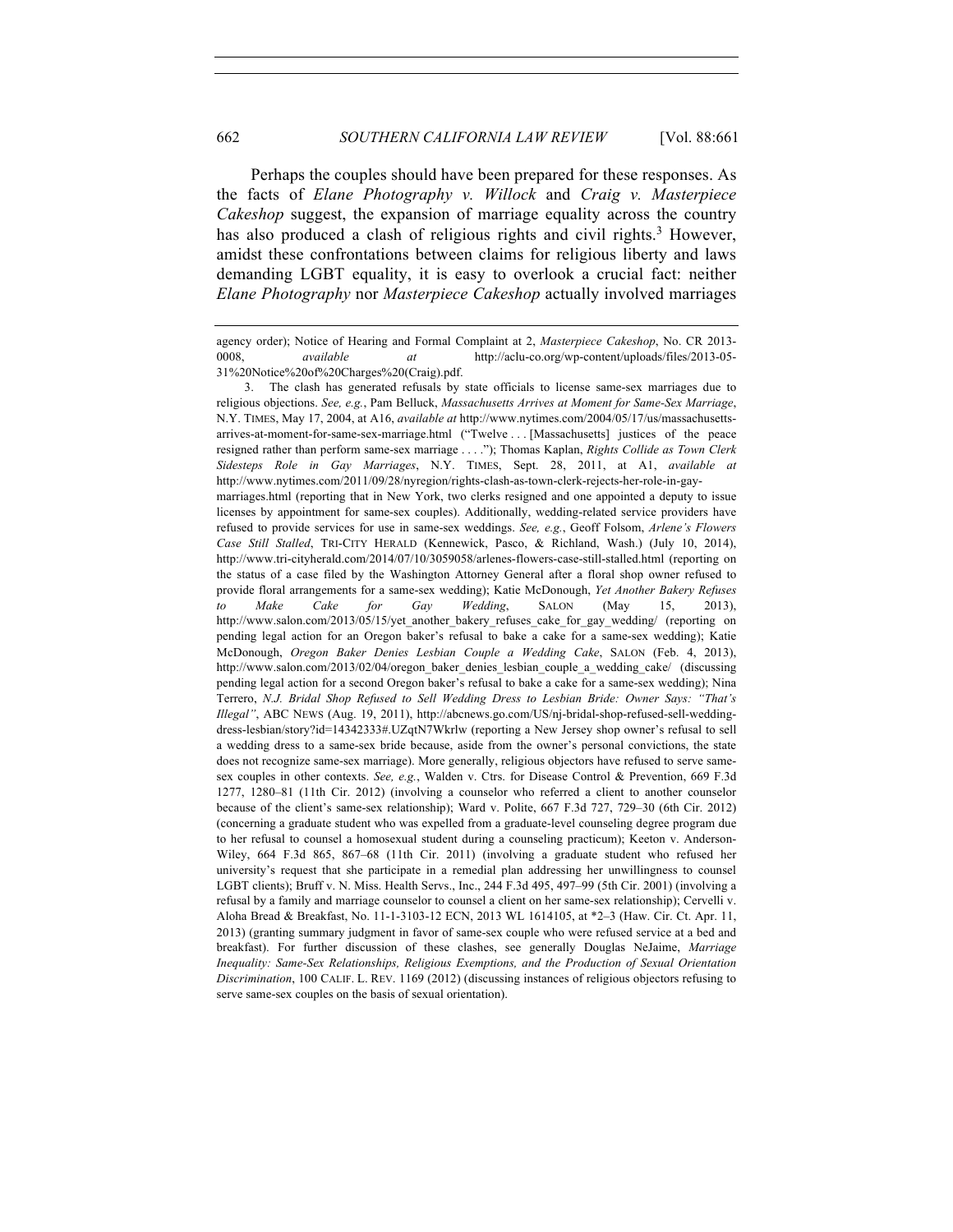Perhaps the couples should have been prepared for these responses. As the facts of *Elane Photography v. Willock* and *Craig v. Masterpiece Cakeshop* suggest, the expansion of marriage equality across the country has also produced a clash of religious rights and civil rights.[3] However, amidst these confrontations between claims for religious liberty and laws demanding LGBT equality, it is easy to overlook a crucial fact: neither *Elane Photography* nor *Masterpiece Cakeshop* actually involved marriages

agency order); Notice of Hearing and Formal Complaint at 2, *Masterpiece Cakeshop*, No. CR 2013-0008, *available at* http://aclu-co.org/wp-content/uploads/files/2013-05-31%20Notice%20of%20Charges%20(Craig).pdf.

3. The clash has generated refusals by state officials to license same-sex marriages due to religious objections. *See, e.g.*, Pam Belluck, *Massachusetts Arrives at Moment for Same-Sex Marriage*, N.Y. TIMES, May 17, 2004, at A16, *available at* http://www.nytimes.com/2004/05/17/us/massachusetts-arrives-at-moment-for-same-sex-marriage.html ("Twelve . . . [Massachusetts] justices of the peace resigned rather than perform same-sex marriage . . . ."); Thomas Kaplan, *Rights Collide as Town Clerk Sidesteps Role in Gay Marriages*, N.Y. TIMES, Sept. 28, 2011, at A1, *available at* http://www.nytimes.com/2011/09/28/nyregion/rights-clash-as-town-clerk-rejects-her-role-in-gay-marriages.html (reporting that in New York, two clerks resigned and one appointed a deputy to issue licenses by appointment for same-sex couples). Additionally, wedding-related service providers have refused to provide services for use in same-sex weddings. *See, e.g.*, Geoff Folsom, *Arlene's Flowers Case Still Stalled*, TRI-CITY HERALD (Kennewick, Pasco, & Richland, Wash.) (July 10, 2014), http://www.tri-cityherald.com/2014/07/10/3059058/arlenes-flowers-case-still-stalled.html (reporting on the status of a case filed by the Washington Attorney General after a floral shop owner refused to provide floral arrangements for a same-sex wedding); Katie McDonough, *Yet Another Bakery Refuses to Make Cake for Gay Wedding*, SALON (May 15, 2013), http://www.salon.com/2013/05/15/yet_another_bakery_refuses_cake_for_gay_wedding/ (reporting on pending legal action for an Oregon baker's refusal to bake a cake for a same-sex wedding); Katie McDonough, *Oregon Baker Denies Lesbian Couple a Wedding Cake*, SALON (Feb. 4, 2013), http://www.salon.com/2013/02/04/oregon_baker_denies_lesbian_couple_a_wedding_cake/ (discussing pending legal action for a second Oregon baker's refusal to bake a cake for a same-sex wedding); Nina Terrero, *N.J. Bridal Shop Refused to Sell Wedding Dress to Lesbian Bride: Owner Says: "That's Illegal"*, ABC NEWS (Aug. 19, 2011), http://abcnews.go.com/US/nj-bridal-shop-refused-sell-wedding-dress-lesbian/story?id=14342333#.UZqtN7Wkrlw (reporting a New Jersey shop owner's refusal to sell a wedding dress to a same-sex bride because, aside from the owner's personal convictions, the state does not recognize same-sex marriage). More generally, religious objectors have refused to serve same-sex couples in other contexts. *See, e.g.*, Walden v. Ctrs. for Disease Control & Prevention, 669 F.3d 1277, 1280–81 (11th Cir. 2012) (involving a counselor who referred a client to another counselor because of the client's same-sex relationship); Ward v. Polite, 667 F.3d 727, 729–30 (6th Cir. 2012) (concerning a graduate student who was expelled from a graduate-level counseling degree program due to her refusal to counsel a homosexual student during a counseling practicum); Keeton v. Anderson-Wiley, 664 F.3d 865, 867–68 (11th Cir. 2011) (involving a graduate student who refused her university's request that she participate in a remedial plan addressing her unwillingness to counsel LGBT clients); Bruff v. N. Miss. Health Servs., Inc., 244 F.3d 495, 497–99 (5th Cir. 2001) (involving a refusal by a family and marriage counselor to counsel a client on her same-sex relationship); Cervelli v. Aloha Bread & Breakfast, No. 11-1-3103-12 ECN, 2013 WL 1614105, at *2–3 (Haw. Cir. Ct. Apr. 11, 2013) (granting summary judgment in favor of same-sex couple who were refused service at a bed and breakfast). For further discussion of these clashes, see generally Douglas NeJaime, *Marriage Inequality: Same-Sex Relationships, Religious Exemptions, and the Production of Sexual Orientation Discrimination*, 100 CALIF. L. REV. 1169 (2012) (discussing instances of religious objectors refusing to serve same-sex couples on the basis of sexual orientation).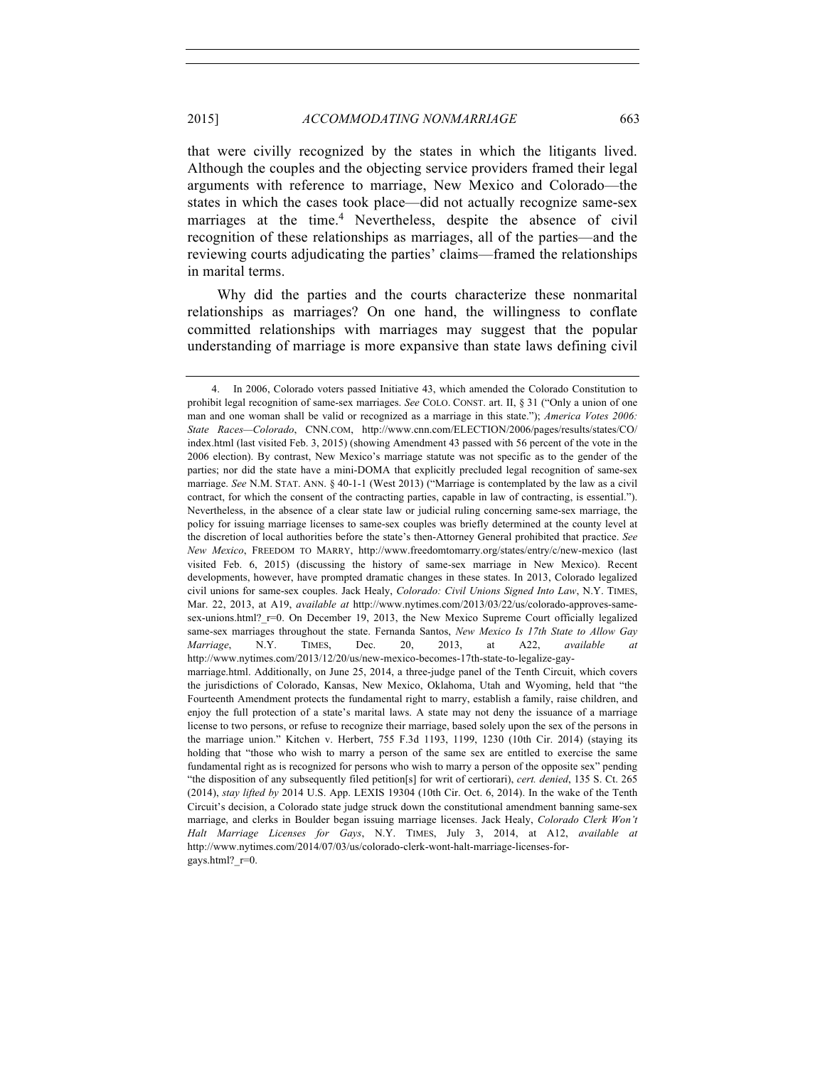that were civilly recognized by the states in which the litigants lived. Although the couples and the objecting service providers framed their legal arguments with reference to marriage, New Mexico and Colorado—the states in which the cases took place—did not actually recognize same-sex marriages at the time.[4] Nevertheless, despite the absence of civil recognition of these relationships as marriages, all of the parties—and the reviewing courts adjudicating the parties' claims—framed the relationships in marital terms.

Why did the parties and the courts characterize these nonmarital relationships as marriages? On one hand, the willingness to conflate committed relationships with marriages may suggest that the popular understanding of marriage is more expansive than state laws defining civil

---

4. In 2006, Colorado voters passed Initiative 43, which amended the Colorado Constitution to prohibit legal recognition of same-sex marriages. *See* COLO. CONST. art. II, § 31 ("Only a union of one man and one woman shall be valid or recognized as a marriage in this state."); *America Votes 2006: State Races—Colorado*, CNN.COM, http://www.cnn.com/ELECTION/2006/pages/results/states/CO/index.html (last visited Feb. 3, 2015) (showing Amendment 43 passed with 56 percent of the vote in the 2006 election). By contrast, New Mexico's marriage statute was not specific as to the gender of the parties; nor did the state have a mini-DOMA that explicitly precluded legal recognition of same-sex marriage. *See* N.M. STAT. ANN. § 40-1-1 (West 2013) ("Marriage is contemplated by the law as a civil contract, for which the consent of the contracting parties, capable in law of contracting, is essential."). Nevertheless, in the absence of a clear state law or judicial ruling concerning same-sex marriage, the policy for issuing marriage licenses to same-sex couples was briefly determined at the county level at the discretion of local authorities before the state's then-Attorney General prohibited that practice. *See New Mexico*, FREEDOM TO MARRY, http://www.freedomtomarry.org/states/entry/c/new-mexico (last visited Feb. 6, 2015) (discussing the history of same-sex marriage in New Mexico). Recent developments, however, have prompted dramatic changes in these states. In 2013, Colorado legalized civil unions for same-sex couples. Jack Healy, *Colorado: Civil Unions Signed Into Law*, N.Y. TIMES, Mar. 22, 2013, at A19, *available at* http://www.nytimes.com/2013/03/22/us/colorado-approves-same-sex-unions.html?_r=0. On December 19, 2013, the New Mexico Supreme Court officially legalized same-sex marriages throughout the state. Fernanda Santos, *New Mexico Is 17th State to Allow Gay Marriage*, N.Y. TIMES, Dec. 20, 2013, at A22, *available at* http://www.nytimes.com/2013/12/20/us/new-mexico-becomes-17th-state-to-legalize-gay-marriage.html. Additionally, on June 25, 2014, a three-judge panel of the Tenth Circuit, which covers the jurisdictions of Colorado, Kansas, New Mexico, Oklahoma, Utah and Wyoming, held that "the Fourteenth Amendment protects the fundamental right to marry, establish a family, raise children, and enjoy the full protection of a state's marital laws. A state may not deny the issuance of a marriage license to two persons, or refuse to recognize their marriage, based solely upon the sex of the persons in the marriage union." Kitchen v. Herbert, 755 F.3d 1193, 1199, 1230 (10th Cir. 2014) (staying its holding that "those who wish to marry a person of the same sex are entitled to exercise the same fundamental right as is recognized for persons who wish to marry a person of the opposite sex" pending "the disposition of any subsequently filed petition[s] for writ of certiorari), *cert. denied*, 135 S. Ct. 265 (2014), *stay lifted by* 2014 U.S. App. LEXIS 19304 (10th Cir. Oct. 6, 2014). In the wake of the Tenth Circuit's decision, a Colorado state judge struck down the constitutional amendment banning same-sex marriage, and clerks in Boulder began issuing marriage licenses. Jack Healy, *Colorado Clerk Won't Halt Marriage Licenses for Gays*, N.Y. TIMES, July 3, 2014, at A12, *available at* http://www.nytimes.com/2014/07/03/us/colorado-clerk-wont-halt-marriage-licenses-for-gays.html?_r=0.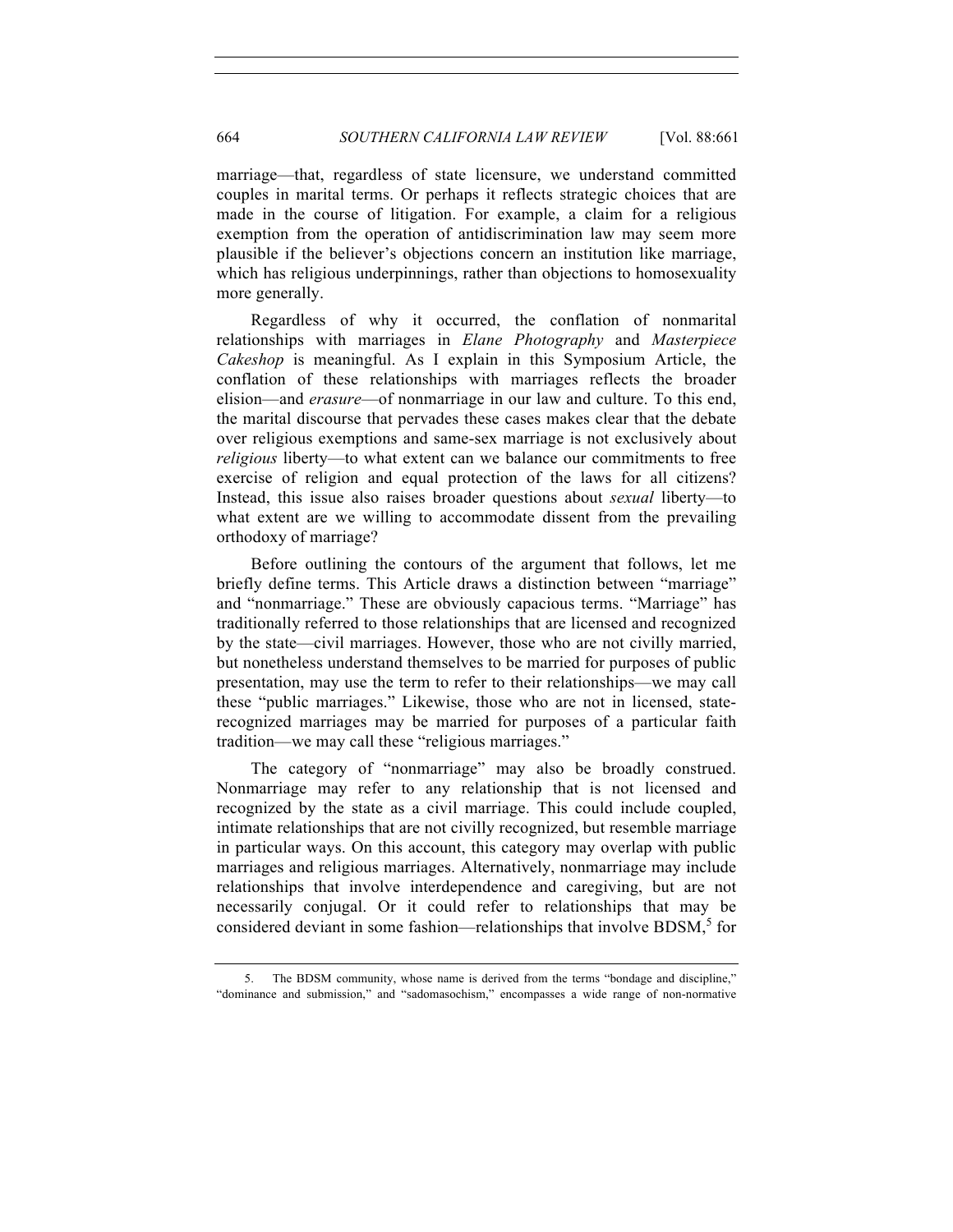marriage—that, regardless of state licensure, we understand committed couples in marital terms. Or perhaps it reflects strategic choices that are made in the course of litigation. For example, a claim for a religious exemption from the operation of antidiscrimination law may seem more plausible if the believer's objections concern an institution like marriage, which has religious underpinnings, rather than objections to homosexuality more generally.

Regardless of why it occurred, the conflation of nonmarital relationships with marriages in *Elane Photography* and *Masterpiece Cakeshop* is meaningful. As I explain in this Symposium Article, the conflation of these relationships with marriages reflects the broader elision—and *erasure*—of nonmarriage in our law and culture. To this end, the marital discourse that pervades these cases makes clear that the debate over religious exemptions and same-sex marriage is not exclusively about *religious* liberty—to what extent can we balance our commitments to free exercise of religion and equal protection of the laws for all citizens? Instead, this issue also raises broader questions about *sexual* liberty—to what extent are we willing to accommodate dissent from the prevailing orthodoxy of marriage?

Before outlining the contours of the argument that follows, let me briefly define terms. This Article draws a distinction between "marriage" and "nonmarriage." These are obviously capacious terms. "Marriage" has traditionally referred to those relationships that are licensed and recognized by the state—civil marriages. However, those who are not civilly married, but nonetheless understand themselves to be married for purposes of public presentation, may use the term to refer to their relationships—we may call these "public marriages." Likewise, those who are not in licensed, state-recognized marriages may be married for purposes of a particular faith tradition—we may call these "religious marriages."

The category of "nonmarriage" may also be broadly construed. Nonmarriage may refer to any relationship that is not licensed and recognized by the state as a civil marriage. This could include coupled, intimate relationships that are not civilly recognized, but resemble marriage in particular ways. On this account, this category may overlap with public marriages and religious marriages. Alternatively, nonmarriage may include relationships that involve interdependence and caregiving, but are not necessarily conjugal. Or it could refer to relationships that may be considered deviant in some fashion—relationships that involve BDSM,[5] for

5. The BDSM community, whose name is derived from the terms "bondage and discipline," "dominance and submission," and "sadomasochism," encompasses a wide range of non-normative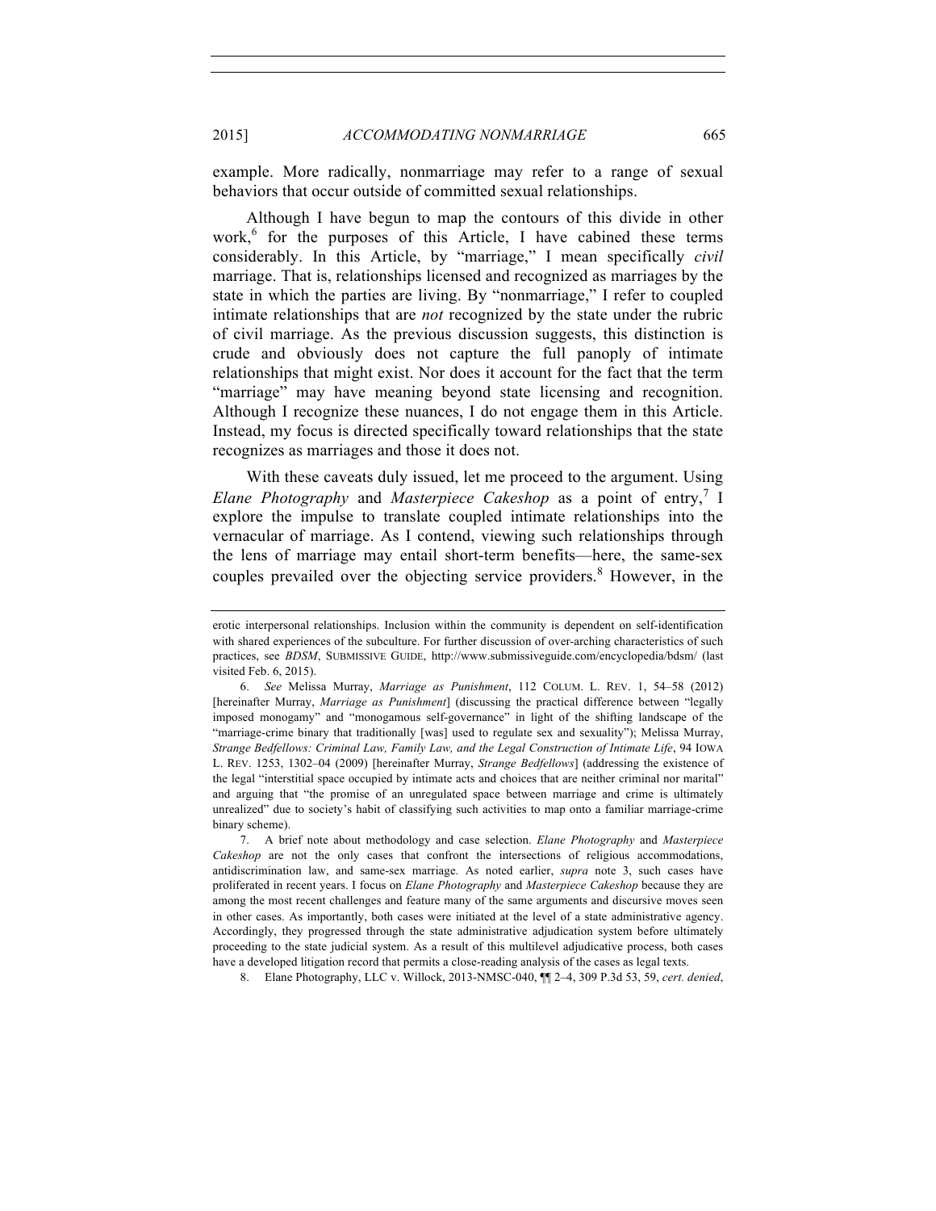example. More radically, nonmarriage may refer to a range of sexual behaviors that occur outside of committed sexual relationships.

Although I have begun to map the contours of this divide in other work,[6] for the purposes of this Article, I have cabined these terms considerably. In this Article, by "marriage," I mean specifically *civil* marriage. That is, relationships licensed and recognized as marriages by the state in which the parties are living. By "nonmarriage," I refer to coupled intimate relationships that are *not* recognized by the state under the rubric of civil marriage. As the previous discussion suggests, this distinction is crude and obviously does not capture the full panoply of intimate relationships that might exist. Nor does it account for the fact that the term "marriage" may have meaning beyond state licensing and recognition. Although I recognize these nuances, I do not engage them in this Article. Instead, my focus is directed specifically toward relationships that the state recognizes as marriages and those it does not.

With these caveats duly issued, let me proceed to the argument. Using *Elane Photography* and *Masterpiece Cakeshop* as a point of entry,[7] I explore the impulse to translate coupled intimate relationships into the vernacular of marriage. As I contend, viewing such relationships through the lens of marriage may entail short-term benefits—here, the same-sex couples prevailed over the objecting service providers.[8] However, in the

---

erotic interpersonal relationships. Inclusion within the community is dependent on self-identification with shared experiences of the subculture. For further discussion of over-arching characteristics of such practices, see *BDSM*, SUBMISSIVE GUIDE, http://www.submissiveguide.com/encyclopedia/bdsm/ (last visited Feb. 6, 2015).

6. *See* Melissa Murray, *Marriage as Punishment*, 112 COLUM. L. REV. 1, 54–58 (2012) [hereinafter Murray, *Marriage as Punishment*] (discussing the practical difference between "legally imposed monogamy" and "monogamous self-governance" in light of the shifting landscape of the "marriage-crime binary that traditionally [was] used to regulate sex and sexuality"); Melissa Murray, *Strange Bedfellows: Criminal Law, Family Law, and the Legal Construction of Intimate Life*, 94 IOWA L. REV. 1253, 1302–04 (2009) [hereinafter Murray, *Strange Bedfellows*] (addressing the existence of the legal "interstitial space occupied by intimate acts and choices that are neither criminal nor marital" and arguing that "the promise of an unregulated space between marriage and crime is ultimately unrealized" due to society's habit of classifying such activities to map onto a familiar marriage-crime binary scheme).

7. A brief note about methodology and case selection. *Elane Photography* and *Masterpiece Cakeshop* are not the only cases that confront the intersections of religious accommodations, antidiscrimination law, and same-sex marriage. As noted earlier, *supra* note 3, such cases have proliferated in recent years. I focus on *Elane Photography* and *Masterpiece Cakeshop* because they are among the most recent challenges and feature many of the same arguments and discursive moves seen in other cases. As importantly, both cases were initiated at the level of a state administrative agency. Accordingly, they progressed through the state administrative adjudication system before ultimately proceeding to the state judicial system. As a result of this multilevel adjudicative process, both cases have a developed litigation record that permits a close-reading analysis of the cases as legal texts.

8. Elane Photography, LLC v. Willock, 2013-NMSC-040, ¶¶ 2–4, 309 P.3d 53, 59, *cert. denied*,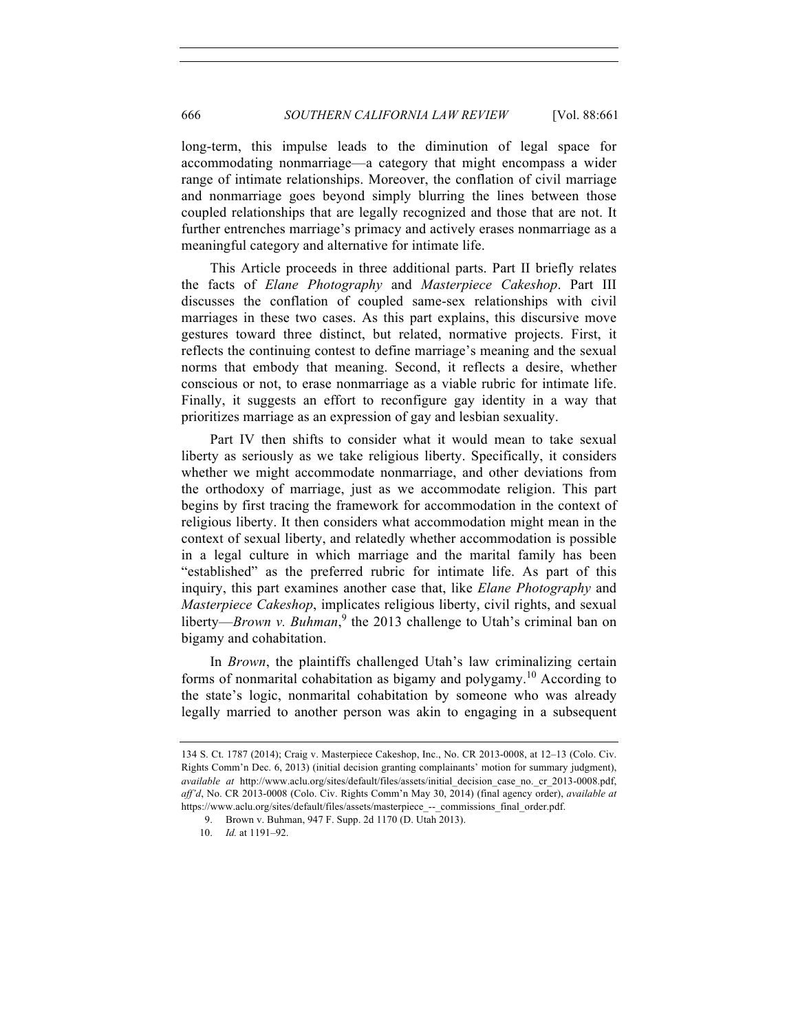long-term, this impulse leads to the diminution of legal space for accommodating nonmarriage—a category that might encompass a wider range of intimate relationships. Moreover, the conflation of civil marriage and nonmarriage goes beyond simply blurring the lines between those coupled relationships that are legally recognized and those that are not. It further entrenches marriage's primacy and actively erases nonmarriage as a meaningful category and alternative for intimate life.

This Article proceeds in three additional parts. Part II briefly relates the facts of *Elane Photography* and *Masterpiece Cakeshop*. Part III discusses the conflation of coupled same-sex relationships with civil marriages in these two cases. As this part explains, this discursive move gestures toward three distinct, but related, normative projects. First, it reflects the continuing contest to define marriage's meaning and the sexual norms that embody that meaning. Second, it reflects a desire, whether conscious or not, to erase nonmarriage as a viable rubric for intimate life. Finally, it suggests an effort to reconfigure gay identity in a way that prioritizes marriage as an expression of gay and lesbian sexuality.

Part IV then shifts to consider what it would mean to take sexual liberty as seriously as we take religious liberty. Specifically, it considers whether we might accommodate nonmarriage, and other deviations from the orthodoxy of marriage, just as we accommodate religion. This part begins by first tracing the framework for accommodation in the context of religious liberty. It then considers what accommodation might mean in the context of sexual liberty, and relatedly whether accommodation is possible in a legal culture in which marriage and the marital family has been "established" as the preferred rubric for intimate life. As part of this inquiry, this part examines another case that, like *Elane Photography* and *Masterpiece Cakeshop*, implicates religious liberty, civil rights, and sexual liberty—*Brown v. Buhman*,[9] the 2013 challenge to Utah's criminal ban on bigamy and cohabitation.

In *Brown*, the plaintiffs challenged Utah's law criminalizing certain forms of nonmarital cohabitation as bigamy and polygamy.[10] According to the state's logic, nonmarital cohabitation by someone who was already legally married to another person was akin to engaging in a subsequent

---

134 S. Ct. 1787 (2014); Craig v. Masterpiece Cakeshop, Inc., No. CR 2013-0008, at 12–13 (Colo. Civ. Rights Comm'n Dec. 6, 2013) (initial decision granting complainants' motion for summary judgment), *available at* http://www.aclu.org/sites/default/files/assets/initial_decision_case_no._cr_2013-0008.pdf, *aff'd*, No. CR 2013-0008 (Colo. Civ. Rights Comm'n May 30, 2014) (final agency order), *available at* https://www.aclu.org/sites/default/files/assets/masterpiece_--_commissions_final_order.pdf.

9. Brown v. Buhman, 947 F. Supp. 2d 1170 (D. Utah 2013).

10. *Id.* at 1191–92.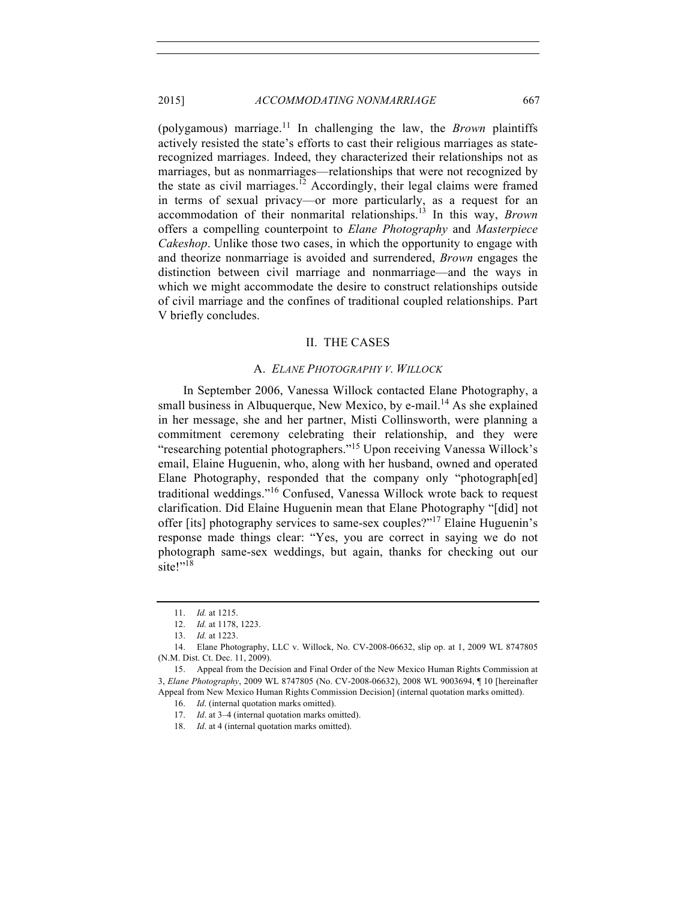(polygamous) marriage.[11] In challenging the law, the *Brown* plaintiffs actively resisted the state's efforts to cast their religious marriages as state-recognized marriages. Indeed, they characterized their relationships not as marriages, but as nonmarriages—relationships that were not recognized by the state as civil marriages.[12] Accordingly, their legal claims were framed in terms of sexual privacy—or more particularly, as a request for an accommodation of their nonmarital relationships.[13] In this way, *Brown* offers a compelling counterpoint to *Elane Photography* and *Masterpiece Cakeshop*. Unlike those two cases, in which the opportunity to engage with and theorize nonmarriage is avoided and surrendered, *Brown* engages the distinction between civil marriage and nonmarriage—and the ways in which we might accommodate the desire to construct relationships outside of civil marriage and the confines of traditional coupled relationships. Part V briefly concludes.

## II. THE CASES

### A. *ELANE PHOTOGRAPHY V. WILLOCK*

In September 2006, Vanessa Willock contacted Elane Photography, a small business in Albuquerque, New Mexico, by e-mail.[14] As she explained in her message, she and her partner, Misti Collinsworth, were planning a commitment ceremony celebrating their relationship, and they were "researching potential photographers."[15] Upon receiving Vanessa Willock's email, Elaine Huguenin, who, along with her husband, owned and operated Elane Photography, responded that the company only "photograph[ed] traditional weddings."[16] Confused, Vanessa Willock wrote back to request clarification. Did Elaine Huguenin mean that Elane Photography "[did] not offer [its] photography services to same-sex couples?"[17] Elaine Huguenin's response made things clear: "Yes, you are correct in saying we do not photograph same-sex weddings, but again, thanks for checking out our site!"[18]

---

11. *Id.* at 1215.

12. *Id.* at 1178, 1223.

13. *Id.* at 1223.

14. Elane Photography, LLC v. Willock, No. CV-2008-06632, slip op. at 1, 2009 WL 8747805 (N.M. Dist. Ct. Dec. 11, 2009).

15. Appeal from the Decision and Final Order of the New Mexico Human Rights Commission at 3, *Elane Photography*, 2009 WL 8747805 (No. CV-2008-06632), 2008 WL 9003694, ¶ 10 [hereinafter Appeal from New Mexico Human Rights Commission Decision] (internal quotation marks omitted).

16. *Id*. (internal quotation marks omitted).

17. *Id*. at 3–4 (internal quotation marks omitted).

18. *Id*. at 4 (internal quotation marks omitted).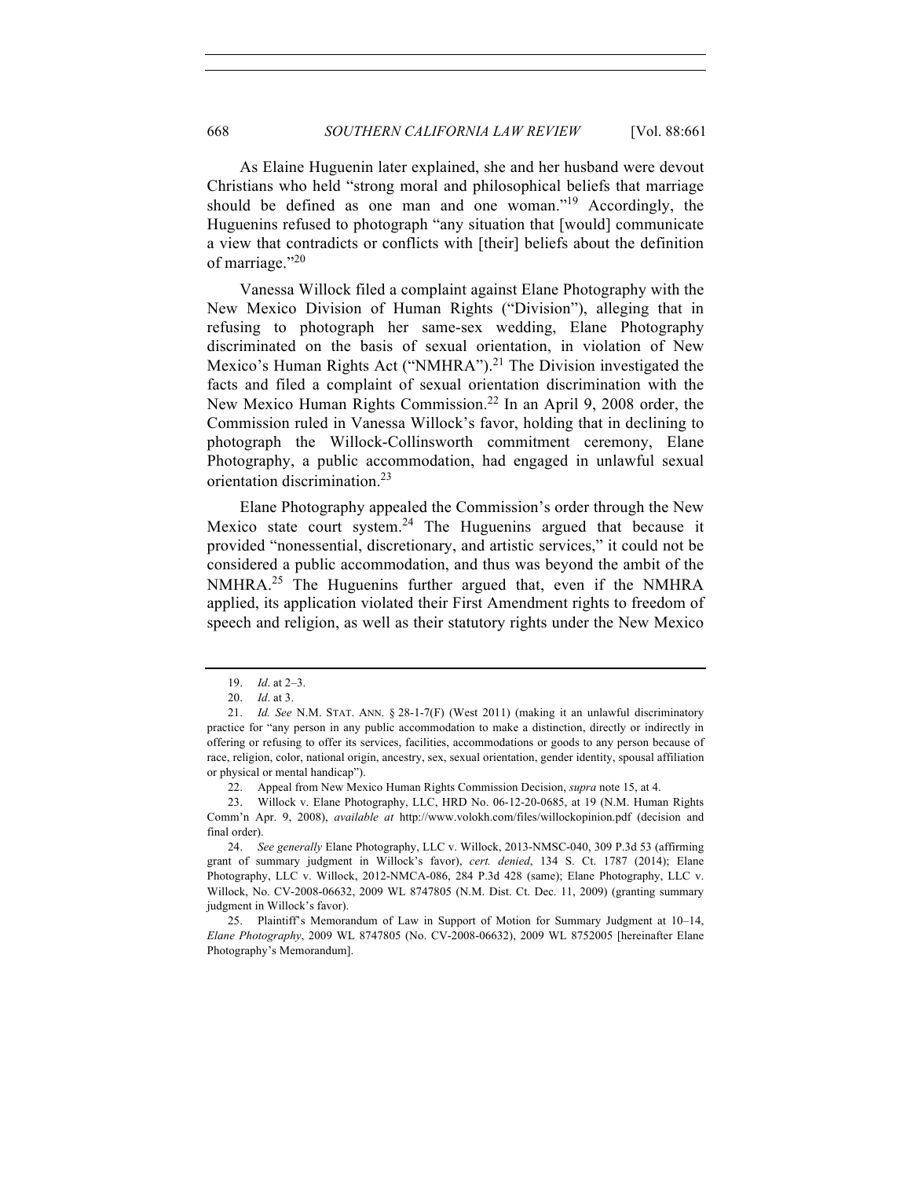As Elaine Huguenin later explained, she and her husband were devout Christians who held "strong moral and philosophical beliefs that marriage should be defined as one man and one woman."[19] Accordingly, the Huguenins refused to photograph "any situation that [would] communicate a view that contradicts or conflicts with [their] beliefs about the definition of marriage."[20]

Vanessa Willock filed a complaint against Elane Photography with the New Mexico Division of Human Rights ("Division"), alleging that in refusing to photograph her same-sex wedding, Elane Photography discriminated on the basis of sexual orientation, in violation of New Mexico's Human Rights Act ("NMHRA").[21] The Division investigated the facts and filed a complaint of sexual orientation discrimination with the New Mexico Human Rights Commission.[22] In an April 9, 2008 order, the Commission ruled in Vanessa Willock's favor, holding that in declining to photograph the Willock-Collinsworth commitment ceremony, Elane Photography, a public accommodation, had engaged in unlawful sexual orientation discrimination.[23]

Elane Photography appealed the Commission's order through the New Mexico state court system.[24] The Huguenins argued that because it provided "nonessential, discretionary, and artistic services," it could not be considered a public accommodation, and thus was beyond the ambit of the NMHRA.[25] The Huguenins further argued that, even if the NMHRA applied, its application violated their First Amendment rights to freedom of speech and religion, as well as their statutory rights under the New Mexico

---

19. *Id*. at 2–3.

20. *Id*. at 3.

21. *Id. See* N.M. STAT. ANN. § 28-1-7(F) (West 2011) (making it an unlawful discriminatory practice for "any person in any public accommodation to make a distinction, directly or indirectly in offering or refusing to offer its services, facilities, accommodations or goods to any person because of race, religion, color, national origin, ancestry, sex, sexual orientation, gender identity, spousal affiliation or physical or mental handicap").

22. Appeal from New Mexico Human Rights Commission Decision, *supra* note 15, at 4.

23. Willock v. Elane Photography, LLC, HRD No. 06-12-20-0685, at 19 (N.M. Human Rights Comm'n Apr. 9, 2008), *available at* http://www.volokh.com/files/willockopinion.pdf (decision and final order).

24. *See generally* Elane Photography, LLC v. Willock, 2013-NMSC-040, 309 P.3d 53 (affirming grant of summary judgment in Willock's favor), *cert. denied*, 134 S. Ct. 1787 (2014); Elane Photography, LLC v. Willock, 2012-NMCA-086, 284 P.3d 428 (same); Elane Photography, LLC v. Willock, No. CV-2008-06632, 2009 WL 8747805 (N.M. Dist. Ct. Dec. 11, 2009) (granting summary judgment in Willock's favor).

25. Plaintiff's Memorandum of Law in Support of Motion for Summary Judgment at 10–14, *Elane Photography*, 2009 WL 8747805 (No. CV-2008-06632), 2009 WL 8752005 [hereinafter Elane Photography's Memorandum].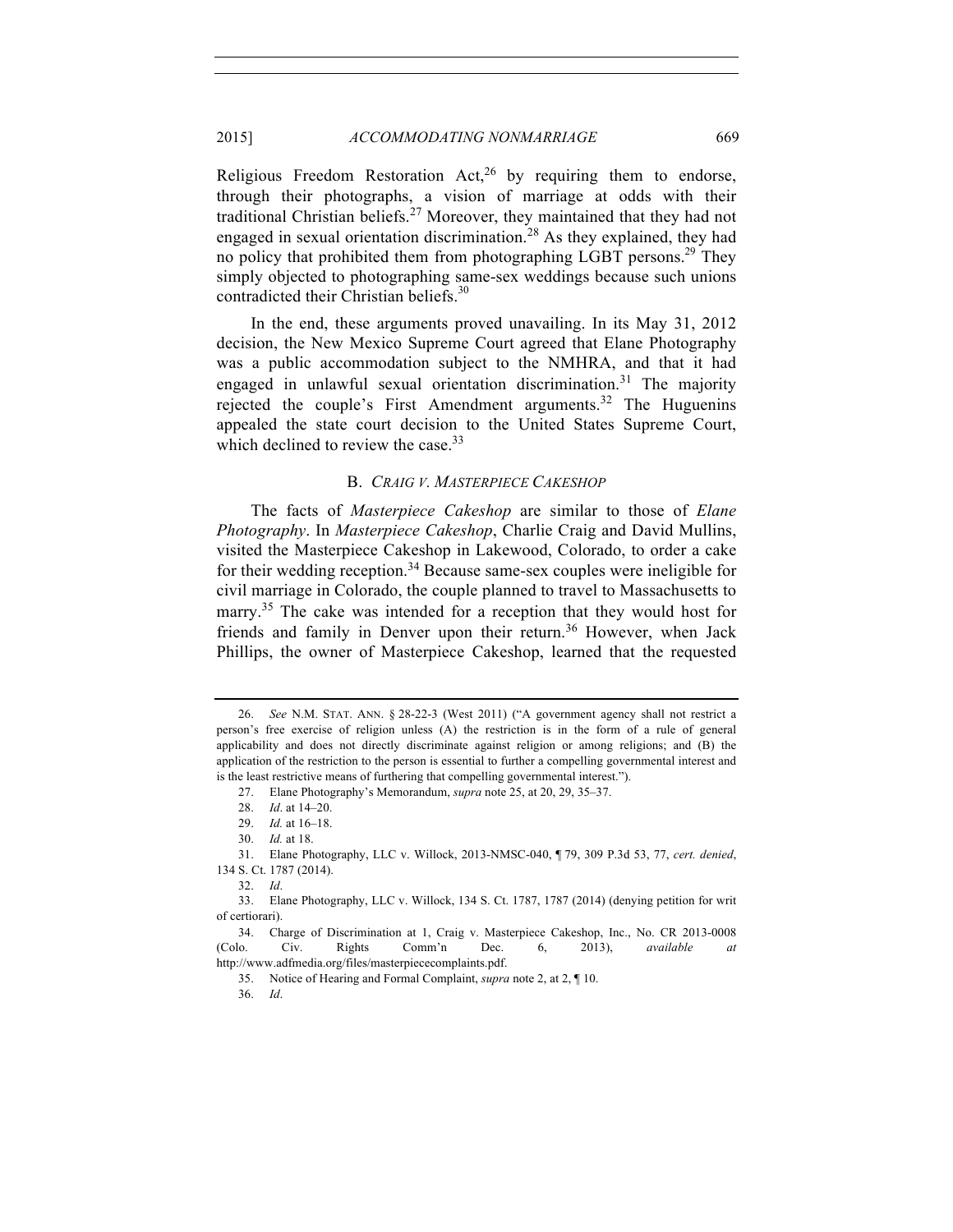Religious Freedom Restoration Act,[26] by requiring them to endorse, through their photographs, a vision of marriage at odds with their traditional Christian beliefs.[27] Moreover, they maintained that they had not engaged in sexual orientation discrimination.[28] As they explained, they had no policy that prohibited them from photographing LGBT persons.[29] They simply objected to photographing same-sex weddings because such unions contradicted their Christian beliefs.[30]

In the end, these arguments proved unavailing. In its May 31, 2012 decision, the New Mexico Supreme Court agreed that Elane Photography was a public accommodation subject to the NMHRA, and that it had engaged in unlawful sexual orientation discrimination.[31] The majority rejected the couple's First Amendment arguments.[32] The Huguenins appealed the state court decision to the United States Supreme Court, which declined to review the case.[33]

### B. *CRAIG V. MASTERPIECE CAKESHOP*

The facts of *Masterpiece Cakeshop* are similar to those of *Elane Photography*. In *Masterpiece Cakeshop*, Charlie Craig and David Mullins, visited the Masterpiece Cakeshop in Lakewood, Colorado, to order a cake for their wedding reception.[34] Because same-sex couples were ineligible for civil marriage in Colorado, the couple planned to travel to Massachusetts to marry.[35] The cake was intended for a reception that they would host for friends and family in Denver upon their return.[36] However, when Jack Phillips, the owner of Masterpiece Cakeshop, learned that the requested

---

26. *See* N.M. STAT. ANN. § 28-22-3 (West 2011) ("A government agency shall not restrict a person's free exercise of religion unless (A) the restriction is in the form of a rule of general applicability and does not directly discriminate against religion or among religions; and (B) the application of the restriction to the person is essential to further a compelling governmental interest and is the least restrictive means of furthering that compelling governmental interest.").

27. Elane Photography's Memorandum, *supra* note 25, at 20, 29, 35–37.

28. *Id*. at 14–20.

29. *Id.* at 16–18.

30. *Id.* at 18.

31. Elane Photography, LLC v. Willock, 2013-NMSC-040, ¶ 79, 309 P.3d 53, 77, *cert. denied*, 134 S. Ct. 1787 (2014).

32. *Id*.

33. Elane Photography, LLC v. Willock, 134 S. Ct. 1787, 1787 (2014) (denying petition for writ of certiorari).

34. Charge of Discrimination at 1, Craig v. Masterpiece Cakeshop, Inc., No. CR 2013-0008 (Colo. Civ. Rights Comm'n Dec. 6, 2013), *available at* http://www.adfmedia.org/files/masterpiececomplaints.pdf.

35. Notice of Hearing and Formal Complaint, *supra* note 2, at 2, ¶ 10.

36. *Id*.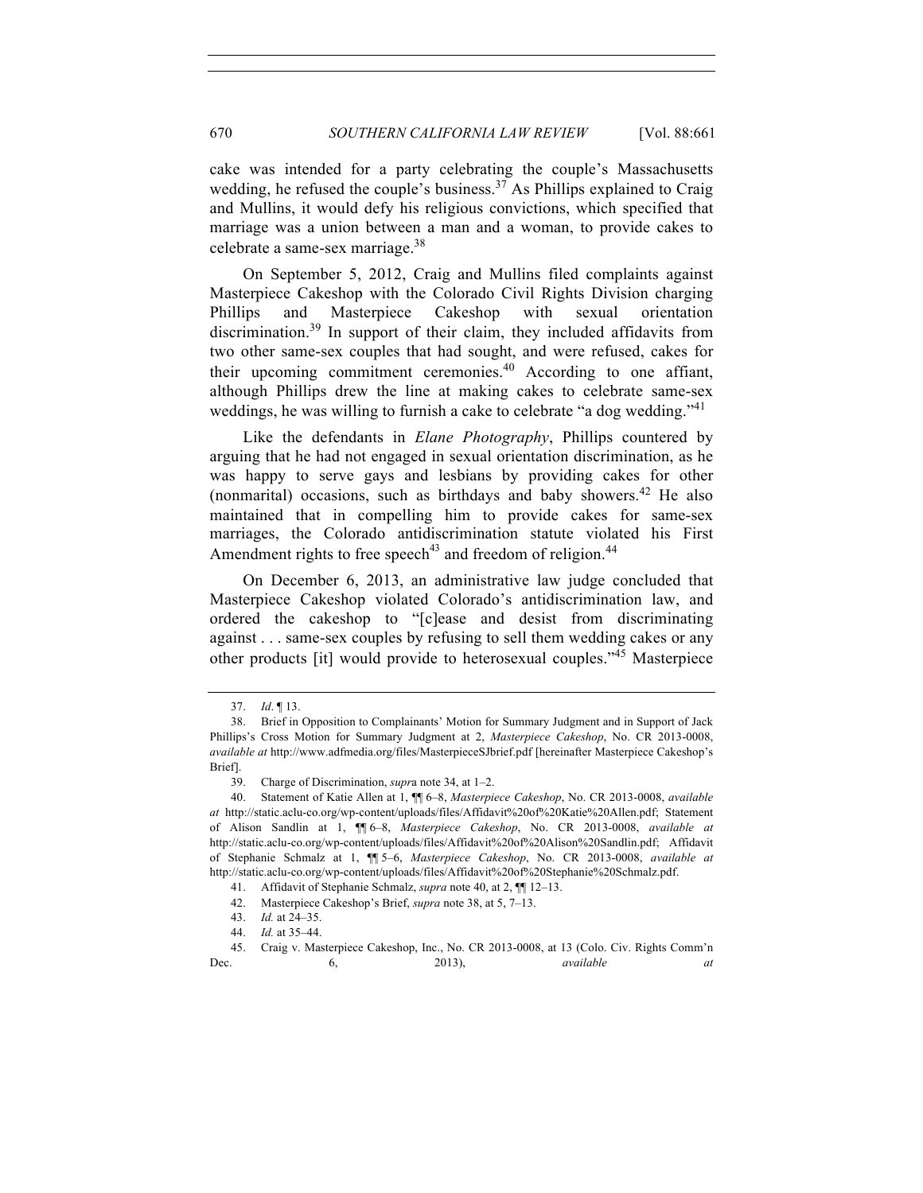cake was intended for a party celebrating the couple's Massachusetts wedding, he refused the couple's business.[37] As Phillips explained to Craig and Mullins, it would defy his religious convictions, which specified that marriage was a union between a man and a woman, to provide cakes to celebrate a same-sex marriage.[38]

On September 5, 2012, Craig and Mullins filed complaints against Masterpiece Cakeshop with the Colorado Civil Rights Division charging Phillips and Masterpiece Cakeshop with sexual orientation discrimination.[39] In support of their claim, they included affidavits from two other same-sex couples that had sought, and were refused, cakes for their upcoming commitment ceremonies.[40] According to one affiant, although Phillips drew the line at making cakes to celebrate same-sex weddings, he was willing to furnish a cake to celebrate "a dog wedding."[41]

Like the defendants in *Elane Photography*, Phillips countered by arguing that he had not engaged in sexual orientation discrimination, as he was happy to serve gays and lesbians by providing cakes for other (nonmarital) occasions, such as birthdays and baby showers.[42] He also maintained that in compelling him to provide cakes for same-sex marriages, the Colorado antidiscrimination statute violated his First Amendment rights to free speech[43] and freedom of religion.[44]

On December 6, 2013, an administrative law judge concluded that Masterpiece Cakeshop violated Colorado's antidiscrimination law, and ordered the cakeshop to "[c]ease and desist from discriminating against . . . same-sex couples by refusing to sell them wedding cakes or any other products [it] would provide to heterosexual couples."[45] Masterpiece

37. *Id.* ¶ 13.

38. Brief in Opposition to Complainants' Motion for Summary Judgment and in Support of Jack Phillips's Cross Motion for Summary Judgment at 2, *Masterpiece Cakeshop*, No. CR 2013-0008, *available at* http://www.adfmedia.org/files/MasterpieceSJbrief.pdf [hereinafter Masterpiece Cakeshop's Brief].

39. Charge of Discrimination, *supra* note 34, at 1–2.

40. Statement of Katie Allen at 1, ¶¶ 6–8, *Masterpiece Cakeshop*, No. CR 2013-0008, *available at* http://static.aclu-co.org/wp-content/uploads/files/Affidavit%20of%20Katie%20Allen.pdf; Statement of Alison Sandlin at 1, ¶¶ 6–8, *Masterpiece Cakeshop*, No. CR 2013-0008, *available at* http://static.aclu-co.org/wp-content/uploads/files/Affidavit%20of%20Alison%20Sandlin.pdf; Affidavit of Stephanie Schmalz at 1, ¶¶ 5–6, *Masterpiece Cakeshop*, No. CR 2013-0008, *available at* http://static.aclu-co.org/wp-content/uploads/files/Affidavit%20of%20Stephanie%20Schmalz.pdf.

41. Affidavit of Stephanie Schmalz, *supra* note 40, at 2, ¶¶ 12–13.

42. Masterpiece Cakeshop's Brief, *supra* note 38, at 5, 7–13.

43. *Id.* at 24–35.

44. *Id.* at 35–44.

45. Craig v. Masterpiece Cakeshop, Inc., No. CR 2013-0008, at 13 (Colo. Civ. Rights Comm'n Dec. 6, 2013), *available at*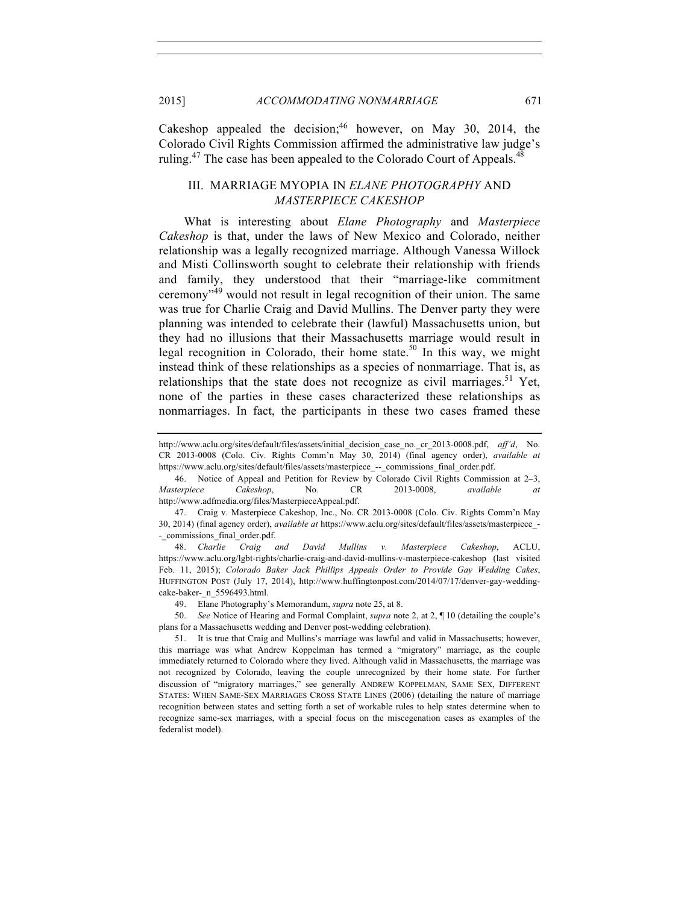Cakeshop appealed the decision;[46] however, on May 30, 2014, the Colorado Civil Rights Commission affirmed the administrative law judge's ruling.[47] The case has been appealed to the Colorado Court of Appeals.[48]

## III. MARRIAGE MYOPIA IN *ELANE PHOTOGRAPHY* AND *MASTERPIECE CAKESHOP*

What is interesting about *Elane Photography* and *Masterpiece Cakeshop* is that, under the laws of New Mexico and Colorado, neither relationship was a legally recognized marriage. Although Vanessa Willock and Misti Collinsworth sought to celebrate their relationship with friends and family, they understood that their "marriage-like commitment ceremony"[49] would not result in legal recognition of their union. The same was true for Charlie Craig and David Mullins. The Denver party they were planning was intended to celebrate their (lawful) Massachusetts union, but they had no illusions that their Massachusetts marriage would result in legal recognition in Colorado, their home state.[50] In this way, we might instead think of these relationships as a species of nonmarriage. That is, as relationships that the state does not recognize as civil marriages.[51] Yet, none of the parties in these cases characterized these relationships as nonmarriages. In fact, the participants in these two cases framed these

---

http://www.aclu.org/sites/default/files/assets/initial_decision_case_no._cr_2013-0008.pdf, *aff'd*, No. CR 2013-0008 (Colo. Civ. Rights Comm'n May 30, 2014) (final agency order), *available at* https://www.aclu.org/sites/default/files/assets/masterpiece_--_commissions_final_order.pdf.

46. Notice of Appeal and Petition for Review by Colorado Civil Rights Commission at 2–3, *Masterpiece Cakeshop*, No. CR 2013-0008, *available at* http://www.adfmedia.org/files/MasterpieceAppeal.pdf.

47. Craig v. Masterpiece Cakeshop, Inc., No. CR 2013-0008 (Colo. Civ. Rights Comm'n May 30, 2014) (final agency order), *available at* https://www.aclu.org/sites/default/files/assets/masterpiece_--_commissions_final_order.pdf.

48. *Charlie Craig and David Mullins v. Masterpiece Cakeshop*, ACLU, https://www.aclu.org/lgbt-rights/charlie-craig-and-david-mullins-v-masterpiece-cakeshop (last visited Feb. 11, 2015); *Colorado Baker Jack Phillips Appeals Order to Provide Gay Wedding Cakes*, HUFFINGTON POST (July 17, 2014), http://www.huffingtonpost.com/2014/07/17/denver-gay-wedding-cake-baker-_n_5596493.html.

49. Elane Photography's Memorandum, *supra* note 25, at 8.

50. *See* Notice of Hearing and Formal Complaint, *supra* note 2, at 2, ¶ 10 (detailing the couple's plans for a Massachusetts wedding and Denver post-wedding celebration).

51. It is true that Craig and Mullins's marriage was lawful and valid in Massachusetts; however, this marriage was what Andrew Koppelman has termed a "migratory" marriage, as the couple immediately returned to Colorado where they lived. Although valid in Massachusetts, the marriage was not recognized by Colorado, leaving the couple unrecognized by their home state. For further discussion of "migratory marriages," see generally ANDREW KOPPELMAN, SAME SEX, DIFFERENT STATES: WHEN SAME-SEX MARRIAGES CROSS STATE LINES (2006) (detailing the nature of marriage recognition between states and setting forth a set of workable rules to help states determine when to recognize same-sex marriages, with a special focus on the miscegenation cases as examples of the federalist model).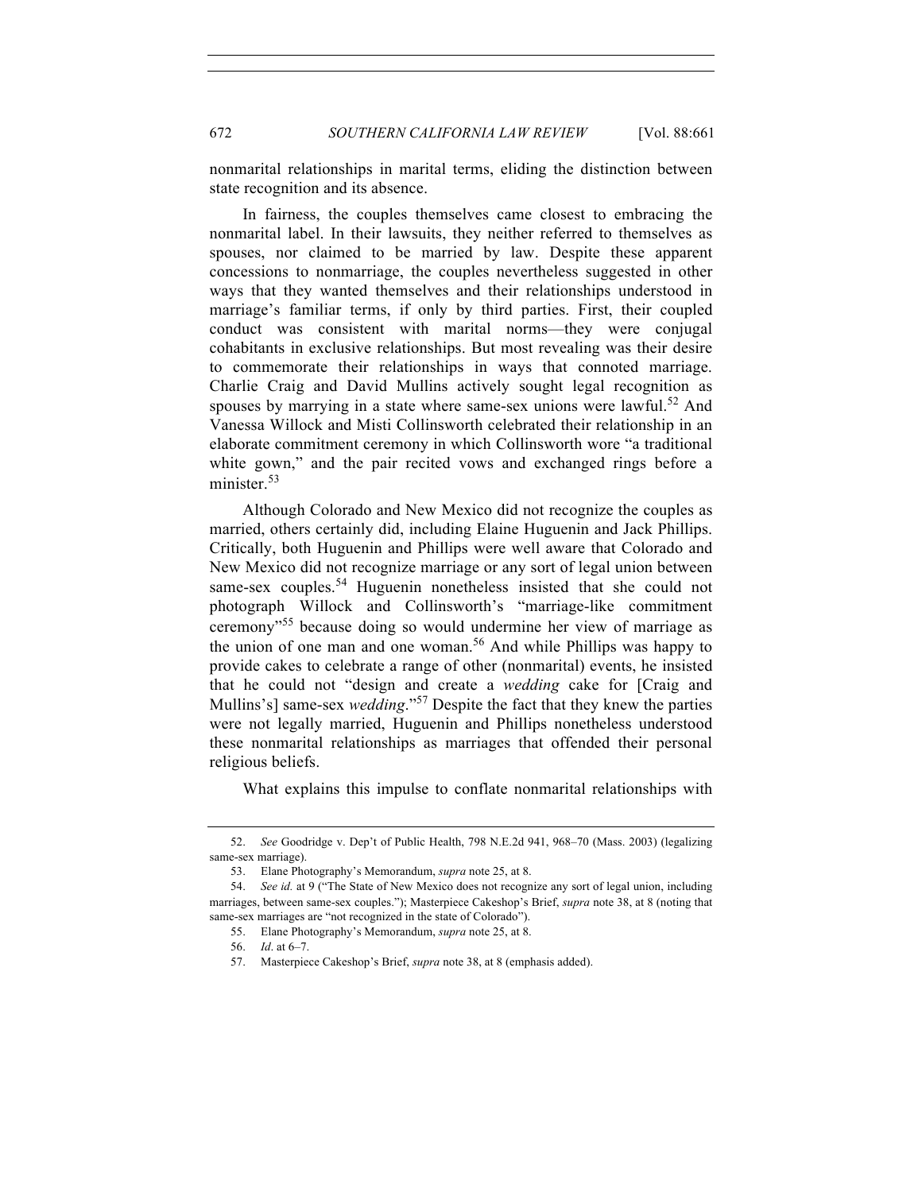nonmarital relationships in marital terms, eliding the distinction between state recognition and its absence.

In fairness, the couples themselves came closest to embracing the nonmarital label. In their lawsuits, they neither referred to themselves as spouses, nor claimed to be married by law. Despite these apparent concessions to nonmarriage, the couples nevertheless suggested in other ways that they wanted themselves and their relationships understood in marriage's familiar terms, if only by third parties. First, their coupled conduct was consistent with marital norms—they were conjugal cohabitants in exclusive relationships. But most revealing was their desire to commemorate their relationships in ways that connoted marriage. Charlie Craig and David Mullins actively sought legal recognition as spouses by marrying in a state where same-sex unions were lawful.[52] And Vanessa Willock and Misti Collinsworth celebrated their relationship in an elaborate commitment ceremony in which Collinsworth wore "a traditional white gown," and the pair recited vows and exchanged rings before a minister.[53]

Although Colorado and New Mexico did not recognize the couples as married, others certainly did, including Elaine Huguenin and Jack Phillips. Critically, both Huguenin and Phillips were well aware that Colorado and New Mexico did not recognize marriage or any sort of legal union between same-sex couples.[54] Huguenin nonetheless insisted that she could not photograph Willock and Collinsworth's "marriage-like commitment ceremony"[55] because doing so would undermine her view of marriage as the union of one man and one woman.[56] And while Phillips was happy to provide cakes to celebrate a range of other (nonmarital) events, he insisted that he could not "design and create a *wedding* cake for [Craig and Mullins's] same-sex *wedding*."[57] Despite the fact that they knew the parties were not legally married, Huguenin and Phillips nonetheless understood these nonmarital relationships as marriages that offended their personal religious beliefs.

What explains this impulse to conflate nonmarital relationships with

---

52. *See* Goodridge v. Dep't of Public Health, 798 N.E.2d 941, 968–70 (Mass. 2003) (legalizing same-sex marriage).

53. Elane Photography's Memorandum, *supra* note 25, at 8.

54. *See id.* at 9 ("The State of New Mexico does not recognize any sort of legal union, including marriages, between same-sex couples."); Masterpiece Cakeshop's Brief, *supra* note 38, at 8 (noting that same-sex marriages are "not recognized in the state of Colorado").

55. Elane Photography's Memorandum, *supra* note 25, at 8.

56. *Id*. at 6–7.

57. Masterpiece Cakeshop's Brief, *supra* note 38, at 8 (emphasis added).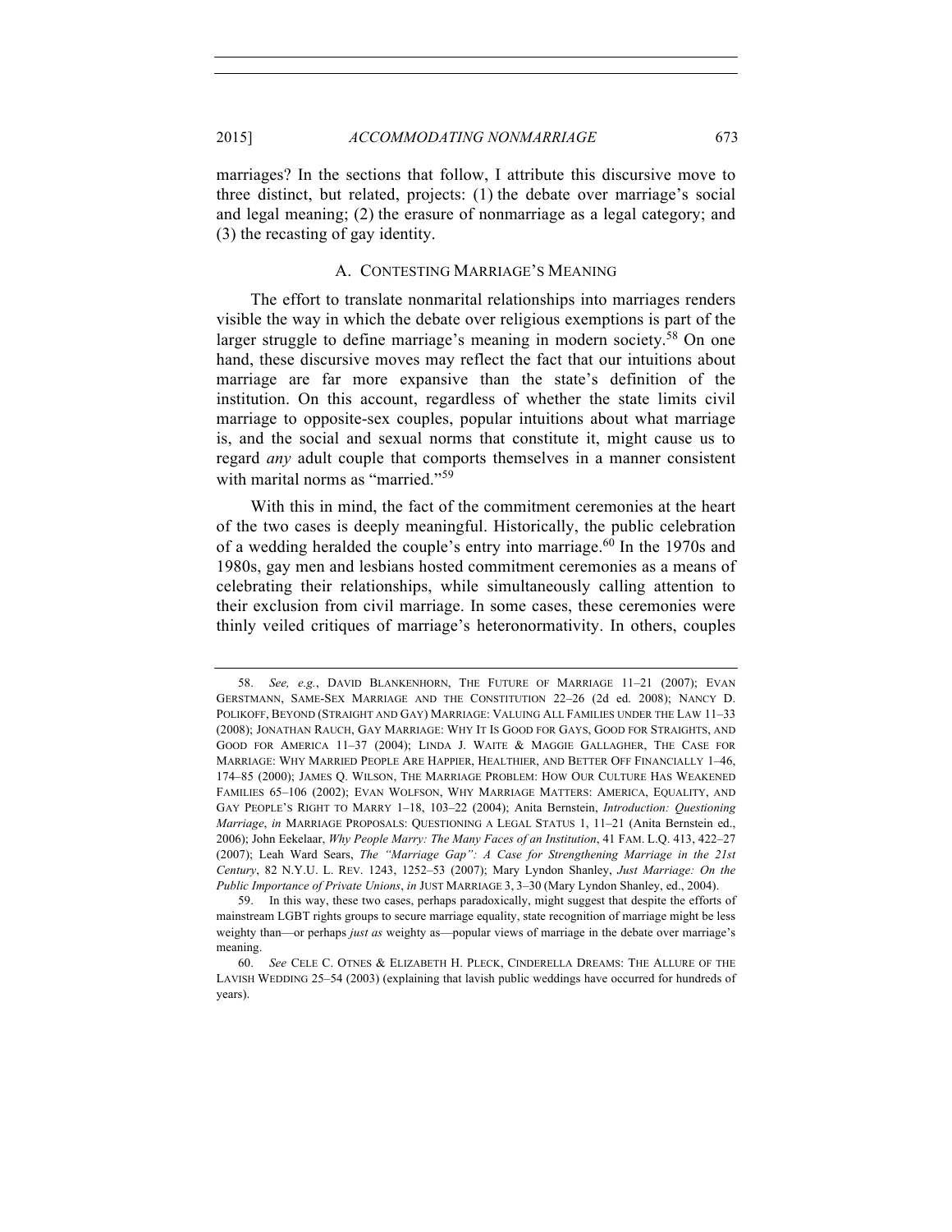marriages? In the sections that follow, I attribute this discursive move to three distinct, but related, projects: (1) the debate over marriage's social and legal meaning; (2) the erasure of nonmarriage as a legal category; and (3) the recasting of gay identity.

### A. CONTESTING MARRIAGE'S MEANING

The effort to translate nonmarital relationships into marriages renders visible the way in which the debate over religious exemptions is part of the larger struggle to define marriage's meaning in modern society.[58] On one hand, these discursive moves may reflect the fact that our intuitions about marriage are far more expansive than the state's definition of the institution. On this account, regardless of whether the state limits civil marriage to opposite-sex couples, popular intuitions about what marriage is, and the social and sexual norms that constitute it, might cause us to regard *any* adult couple that comports themselves in a manner consistent with marital norms as "married."[59]

With this in mind, the fact of the commitment ceremonies at the heart of the two cases is deeply meaningful. Historically, the public celebration of a wedding heralded the couple's entry into marriage.[60] In the 1970s and 1980s, gay men and lesbians hosted commitment ceremonies as a means of celebrating their relationships, while simultaneously calling attention to their exclusion from civil marriage. In some cases, these ceremonies were thinly veiled critiques of marriage's heteronormativity. In others, couples

---

58. *See, e.g.*, DAVID BLANKENHORN, THE FUTURE OF MARRIAGE 11–21 (2007); EVAN GERSTMANN, SAME-SEX MARRIAGE AND THE CONSTITUTION 22–26 (2d ed. 2008); NANCY D. POLIKOFF, BEYOND (STRAIGHT AND GAY) MARRIAGE: VALUING ALL FAMILIES UNDER THE LAW 11–33 (2008); JONATHAN RAUCH, GAY MARRIAGE: WHY IT IS GOOD FOR GAYS, GOOD FOR STRAIGHTS, AND GOOD FOR AMERICA 11–37 (2004); LINDA J. WAITE & MAGGIE GALLAGHER, THE CASE FOR MARRIAGE: WHY MARRIED PEOPLE ARE HAPPIER, HEALTHIER, AND BETTER OFF FINANCIALLY 1–46, 174–85 (2000); JAMES Q. WILSON, THE MARRIAGE PROBLEM: HOW OUR CULTURE HAS WEAKENED FAMILIES 65–106 (2002); EVAN WOLFSON, WHY MARRIAGE MATTERS: AMERICA, EQUALITY, AND GAY PEOPLE'S RIGHT TO MARRY 1–18, 103–22 (2004); Anita Bernstein, *Introduction: Questioning Marriage*, *in* MARRIAGE PROPOSALS: QUESTIONING A LEGAL STATUS 1, 11–21 (Anita Bernstein ed., 2006); John Eekelaar, *Why People Marry: The Many Faces of an Institution*, 41 FAM. L.Q. 413, 422–27 (2007); Leah Ward Sears, *The "Marriage Gap": A Case for Strengthening Marriage in the 21st Century*, 82 N.Y.U. L. REV. 1243, 1252–53 (2007); Mary Lyndon Shanley, *Just Marriage: On the Public Importance of Private Unions*, *in* JUST MARRIAGE 3, 3–30 (Mary Lyndon Shanley, ed., 2004).

59. In this way, these two cases, perhaps paradoxically, might suggest that despite the efforts of mainstream LGBT rights groups to secure marriage equality, state recognition of marriage might be less weighty than—or perhaps *just as* weighty as—popular views of marriage in the debate over marriage's meaning.

60. *See* CELE C. OTNES & ELIZABETH H. PLECK, CINDERELLA DREAMS: THE ALLURE OF THE LAVISH WEDDING 25–54 (2003) (explaining that lavish public weddings have occurred for hundreds of years).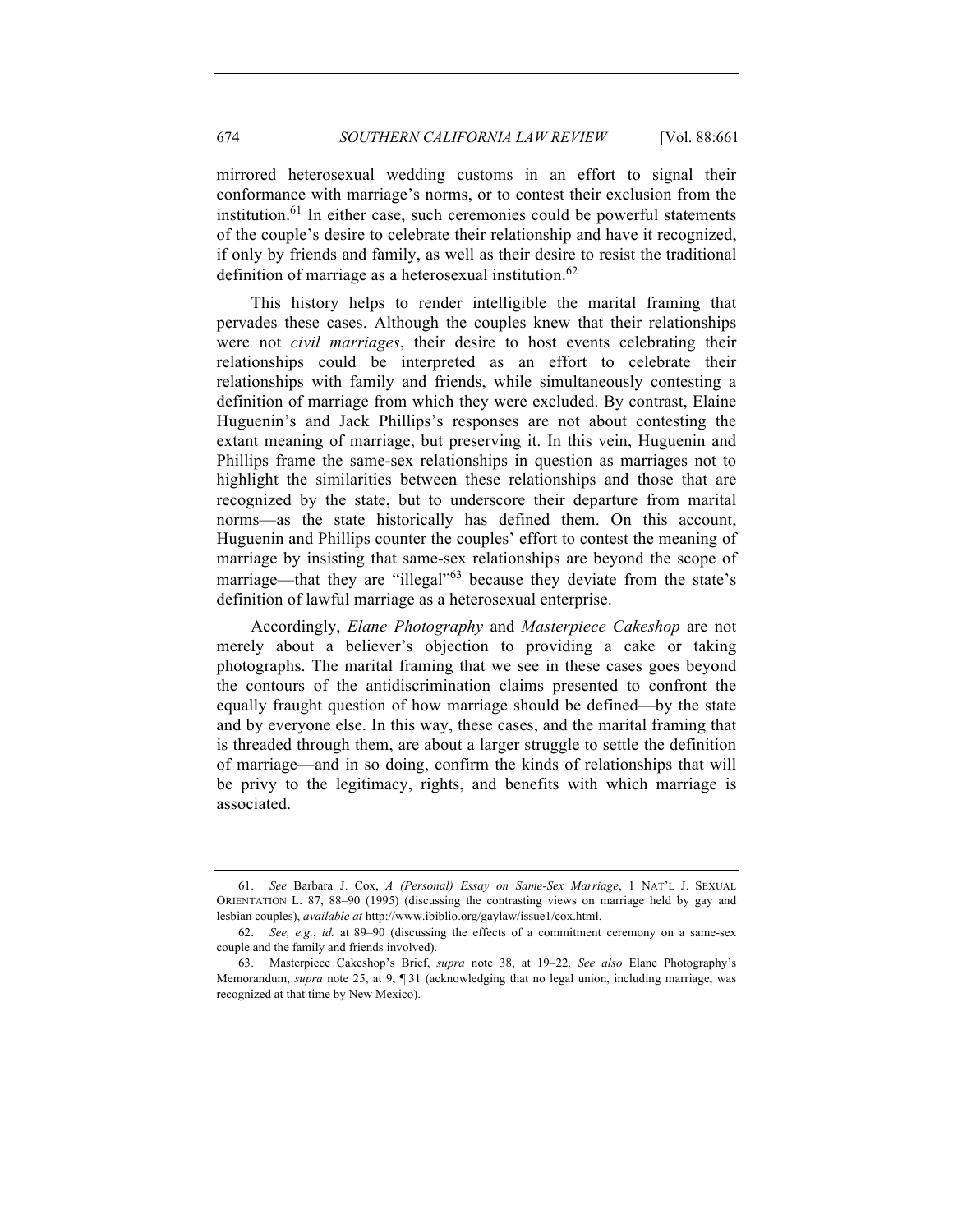mirrored heterosexual wedding customs in an effort to signal their conformance with marriage's norms, or to contest their exclusion from the institution.[61] In either case, such ceremonies could be powerful statements of the couple's desire to celebrate their relationship and have it recognized, if only by friends and family, as well as their desire to resist the traditional definition of marriage as a heterosexual institution.[62]

This history helps to render intelligible the marital framing that pervades these cases. Although the couples knew that their relationships were not *civil marriages*, their desire to host events celebrating their relationships could be interpreted as an effort to celebrate their relationships with family and friends, while simultaneously contesting a definition of marriage from which they were excluded. By contrast, Elaine Huguenin's and Jack Phillips's responses are not about contesting the extant meaning of marriage, but preserving it. In this vein, Huguenin and Phillips frame the same-sex relationships in question as marriages not to highlight the similarities between these relationships and those that are recognized by the state, but to underscore their departure from marital norms—as the state historically has defined them. On this account, Huguenin and Phillips counter the couples' effort to contest the meaning of marriage by insisting that same-sex relationships are beyond the scope of marriage—that they are "illegal"[63] because they deviate from the state's definition of lawful marriage as a heterosexual enterprise.

Accordingly, *Elane Photography* and *Masterpiece Cakeshop* are not merely about a believer's objection to providing a cake or taking photographs. The marital framing that we see in these cases goes beyond the contours of the antidiscrimination claims presented to confront the equally fraught question of how marriage should be defined—by the state and by everyone else. In this way, these cases, and the marital framing that is threaded through them, are about a larger struggle to settle the definition of marriage—and in so doing, confirm the kinds of relationships that will be privy to the legitimacy, rights, and benefits with which marriage is associated.

---

61. *See* Barbara J. Cox, *A (Personal) Essay on Same-Sex Marriage*, 1 NAT'L J. SEXUAL ORIENTATION L. 87, 88–90 (1995) (discussing the contrasting views on marriage held by gay and lesbian couples), *available at* http://www.ibiblio.org/gaylaw/issue1/cox.html.

62. *See, e.g.*, *id.* at 89–90 (discussing the effects of a commitment ceremony on a same-sex couple and the family and friends involved).

63. Masterpiece Cakeshop's Brief, *supra* note 38, at 19–22. *See also* Elane Photography's Memorandum, *supra* note 25, at 9, ¶ 31 (acknowledging that no legal union, including marriage, was recognized at that time by New Mexico).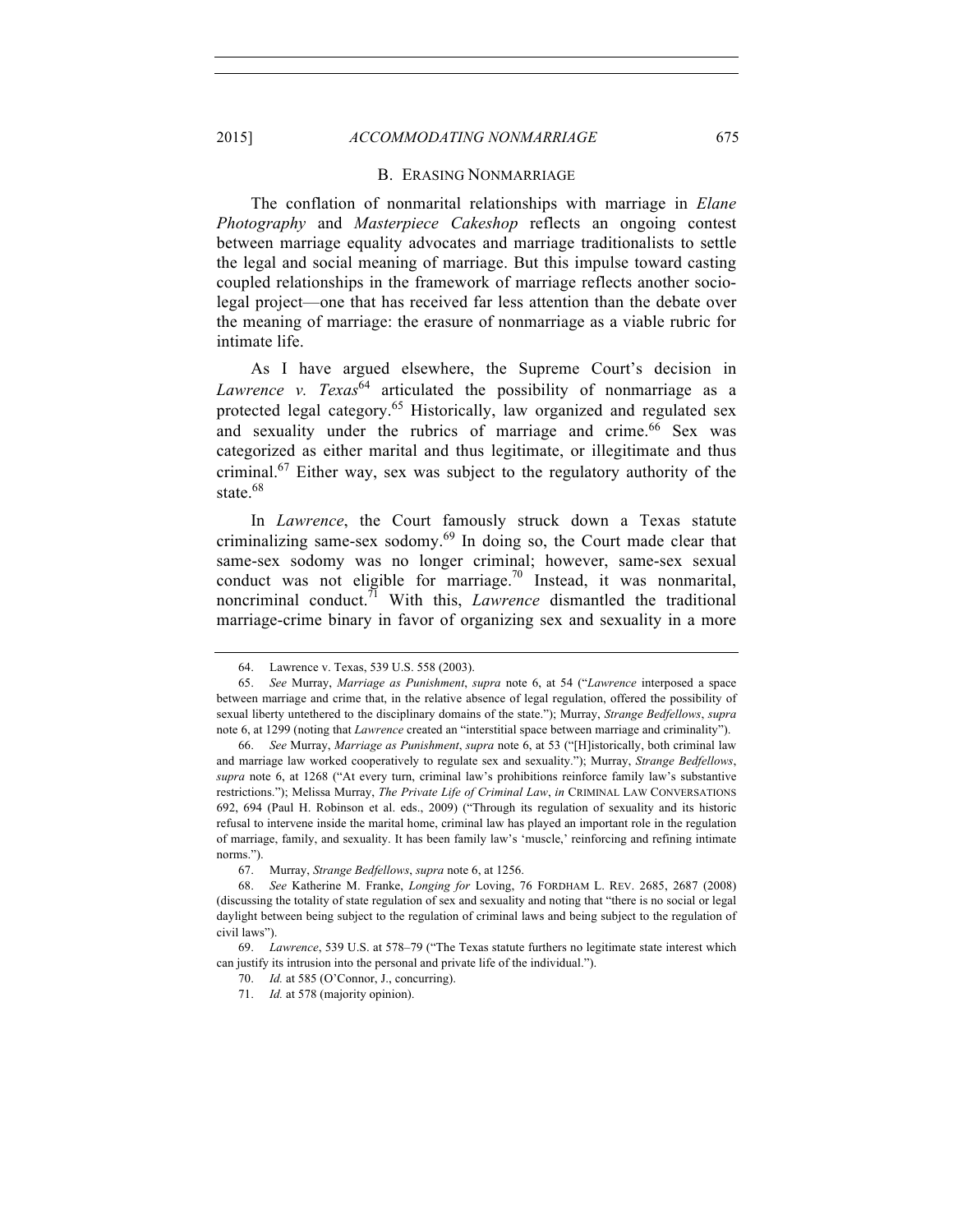### B. ERASING NONMARRIAGE

The conflation of nonmarital relationships with marriage in *Elane Photography* and *Masterpiece Cakeshop* reflects an ongoing contest between marriage equality advocates and marriage traditionalists to settle the legal and social meaning of marriage. But this impulse toward casting coupled relationships in the framework of marriage reflects another socio-legal project—one that has received far less attention than the debate over the meaning of marriage: the erasure of nonmarriage as a viable rubric for intimate life.

As I have argued elsewhere, the Supreme Court's decision in *Lawrence v. Texas*[64] articulated the possibility of nonmarriage as a protected legal category.[65] Historically, law organized and regulated sex and sexuality under the rubrics of marriage and crime.[66] Sex was categorized as either marital and thus legitimate, or illegitimate and thus criminal.[67] Either way, sex was subject to the regulatory authority of the state.[68]

In *Lawrence*, the Court famously struck down a Texas statute criminalizing same-sex sodomy.[69] In doing so, the Court made clear that same-sex sodomy was no longer criminal; however, same-sex sexual conduct was not eligible for marriage.[70] Instead, it was nonmarital, noncriminal conduct.[71] With this, *Lawrence* dismantled the traditional marriage-crime binary in favor of organizing sex and sexuality in a more

---

64. Lawrence v. Texas, 539 U.S. 558 (2003).

65. *See* Murray, *Marriage as Punishment*, *supra* note 6, at 54 ("*Lawrence* interposed a space between marriage and crime that, in the relative absence of legal regulation, offered the possibility of sexual liberty untethered to the disciplinary domains of the state."); Murray, *Strange Bedfellows*, *supra* note 6, at 1299 (noting that *Lawrence* created an "interstitial space between marriage and criminality").

66. *See* Murray, *Marriage as Punishment*, *supra* note 6, at 53 ("[H]istorically, both criminal law and marriage law worked cooperatively to regulate sex and sexuality."); Murray, *Strange Bedfellows*, *supra* note 6, at 1268 ("At every turn, criminal law's prohibitions reinforce family law's substantive restrictions."); Melissa Murray, *The Private Life of Criminal Law*, *in* CRIMINAL LAW CONVERSATIONS 692, 694 (Paul H. Robinson et al. eds., 2009) ("Through its regulation of sexuality and its historic refusal to intervene inside the marital home, criminal law has played an important role in the regulation of marriage, family, and sexuality. It has been family law's 'muscle,' reinforcing and refining intimate norms.").

67. Murray, *Strange Bedfellows*, *supra* note 6, at 1256.

68. *See* Katherine M. Franke, *Longing for* Loving, 76 FORDHAM L. REV. 2685, 2687 (2008) (discussing the totality of state regulation of sex and sexuality and noting that "there is no social or legal daylight between being subject to the regulation of criminal laws and being subject to the regulation of civil laws").

69. *Lawrence*, 539 U.S. at 578–79 ("The Texas statute furthers no legitimate state interest which can justify its intrusion into the personal and private life of the individual.").

70. *Id.* at 585 (O'Connor, J., concurring).

71. *Id.* at 578 (majority opinion).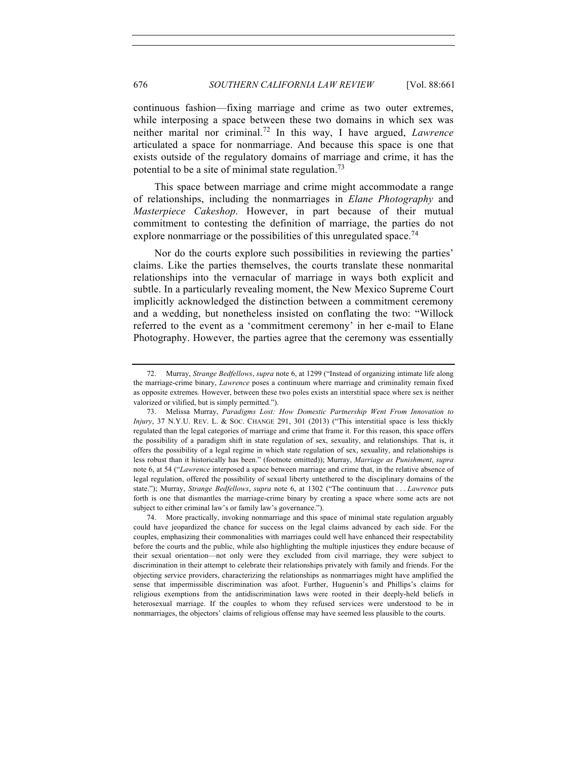continuous fashion—fixing marriage and crime as two outer extremes, while interposing a space between these two domains in which sex was neither marital nor criminal.[72] In this way, I have argued, *Lawrence* articulated a space for nonmarriage. And because this space is one that exists outside of the regulatory domains of marriage and crime, it has the potential to be a site of minimal state regulation.[73]

This space between marriage and crime might accommodate a range of relationships, including the nonmarriages in *Elane Photography* and *Masterpiece Cakeshop*. However, in part because of their mutual commitment to contesting the definition of marriage, the parties do not explore nonmarriage or the possibilities of this unregulated space.[74]

Nor do the courts explore such possibilities in reviewing the parties' claims. Like the parties themselves, the courts translate these nonmarital relationships into the vernacular of marriage in ways both explicit and subtle. In a particularly revealing moment, the New Mexico Supreme Court implicitly acknowledged the distinction between a commitment ceremony and a wedding, but nonetheless insisted on conflating the two: "Willock referred to the event as a 'commitment ceremony' in her e-mail to Elane Photography. However, the parties agree that the ceremony was essentially

---

72. Murray, *Strange Bedfellows*, *supra* note 6, at 1299 ("Instead of organizing intimate life along the marriage-crime binary, *Lawrence* poses a continuum where marriage and criminality remain fixed as opposite extremes. However, between these two poles exists an interstitial space where sex is neither valorized or vilified, but is simply permitted.").

73. Melissa Murray, *Paradigms Lost: How Domestic Partnership Went From Innovation to Injury*, 37 N.Y.U. REV. L. & SOC. CHANGE 291, 301 (2013) ("This interstitial space is less thickly regulated than the legal categories of marriage and crime that frame it. For this reason, this space offers the possibility of a paradigm shift in state regulation of sex, sexuality, and relationships. That is, it offers the possibility of a legal regime in which state regulation of sex, sexuality, and relationships is less robust than it historically has been." (footnote omitted)); Murray, *Marriage as Punishment*, *supra* note 6, at 54 ("*Lawrence* interposed a space between marriage and crime that, in the relative absence of legal regulation, offered the possibility of sexual liberty untethered to the disciplinary domains of the state."); Murray, *Strange Bedfellows*, *supra* note 6, at 1302 ("The continuum that . . . *Lawrence* puts forth is one that dismantles the marriage-crime binary by creating a space where some acts are not subject to either criminal law's or family law's governance.").

74. More practically, invoking nonmarriage and this space of minimal state regulation arguably could have jeopardized the chance for success on the legal claims advanced by each side. For the couples, emphasizing their commonalities with marriages could well have enhanced their respectability before the courts and the public, while also highlighting the multiple injustices they endure because of their sexual orientation—not only were they excluded from civil marriage, they were subject to discrimination in their attempt to celebrate their relationships privately with family and friends. For the objecting service providers, characterizing the relationships as nonmarriages might have amplified the sense that impermissible discrimination was afoot. Further, Huguenin's and Phillips's claims for religious exemptions from the antidiscrimination laws were rooted in their deeply-held beliefs in heterosexual marriage. If the couples to whom they refused services were understood to be in nonmarriages, the objectors' claims of religious offense may have seemed less plausible to the courts.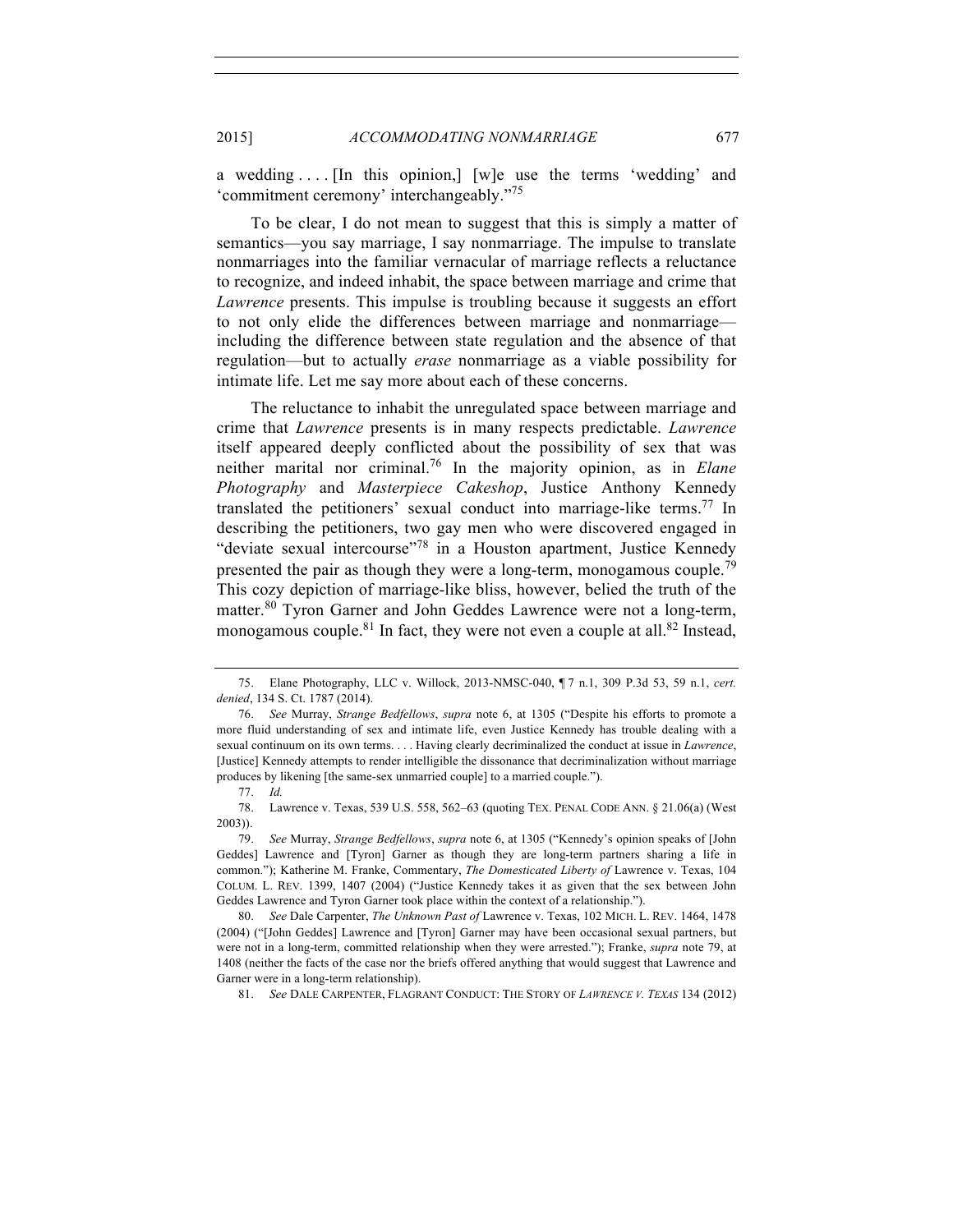a wedding . . . . [In this opinion,] [w]e use the terms 'wedding' and 'commitment ceremony' interchangeably."[75]

To be clear, I do not mean to suggest that this is simply a matter of semantics—you say marriage, I say nonmarriage. The impulse to translate nonmarriages into the familiar vernacular of marriage reflects a reluctance to recognize, and indeed inhabit, the space between marriage and crime that *Lawrence* presents. This impulse is troubling because it suggests an effort to not only elide the differences between marriage and nonmarriage—including the difference between state regulation and the absence of that regulation—but to actually *erase* nonmarriage as a viable possibility for intimate life. Let me say more about each of these concerns.

The reluctance to inhabit the unregulated space between marriage and crime that *Lawrence* presents is in many respects predictable. *Lawrence* itself appeared deeply conflicted about the possibility of sex that was neither marital nor criminal.[76] In the majority opinion, as in *Elane Photography* and *Masterpiece Cakeshop*, Justice Anthony Kennedy translated the petitioners' sexual conduct into marriage-like terms.[77] In describing the petitioners, two gay men who were discovered engaged in "deviate sexual intercourse"[78] in a Houston apartment, Justice Kennedy presented the pair as though they were a long-term, monogamous couple.[79] This cozy depiction of marriage-like bliss, however, belied the truth of the matter.[80] Tyron Garner and John Geddes Lawrence were not a long-term, monogamous couple.[81] In fact, they were not even a couple at all.[82] Instead,

---

75. Elane Photography, LLC v. Willock, 2013-NMSC-040, ¶ 7 n.1, 309 P.3d 53, 59 n.1, *cert. denied*, 134 S. Ct. 1787 (2014).

76. *See* Murray, *Strange Bedfellows*, *supra* note 6, at 1305 ("Despite his efforts to promote a more fluid understanding of sex and intimate life, even Justice Kennedy has trouble dealing with a sexual continuum on its own terms. . . . Having clearly decriminalized the conduct at issue in *Lawrence*, [Justice] Kennedy attempts to render intelligible the dissonance that decriminalization without marriage produces by likening [the same-sex unmarried couple] to a married couple.").

77. *Id.*

78. Lawrence v. Texas, 539 U.S. 558, 562–63 (quoting TEX. PENAL CODE ANN. § 21.06(a) (West 2003)).

79. *See* Murray, *Strange Bedfellows*, *supra* note 6, at 1305 ("Kennedy's opinion speaks of [John Geddes] Lawrence and [Tyron] Garner as though they are long-term partners sharing a life in common."); Katherine M. Franke, Commentary, *The Domesticated Liberty of* Lawrence v. Texas, 104 COLUM. L. REV. 1399, 1407 (2004) ("Justice Kennedy takes it as given that the sex between John Geddes Lawrence and Tyron Garner took place within the context of a relationship.").

80. *See* Dale Carpenter, *The Unknown Past of* Lawrence v. Texas, 102 MICH. L. REV. 1464, 1478 (2004) ("[John Geddes] Lawrence and [Tyron] Garner may have been occasional sexual partners, but were not in a long-term, committed relationship when they were arrested."); Franke, *supra* note 79, at 1408 (neither the facts of the case nor the briefs offered anything that would suggest that Lawrence and Garner were in a long-term relationship).

81. *See* DALE CARPENTER, FLAGRANT CONDUCT: THE STORY OF *LAWRENCE V. TEXAS* 134 (2012)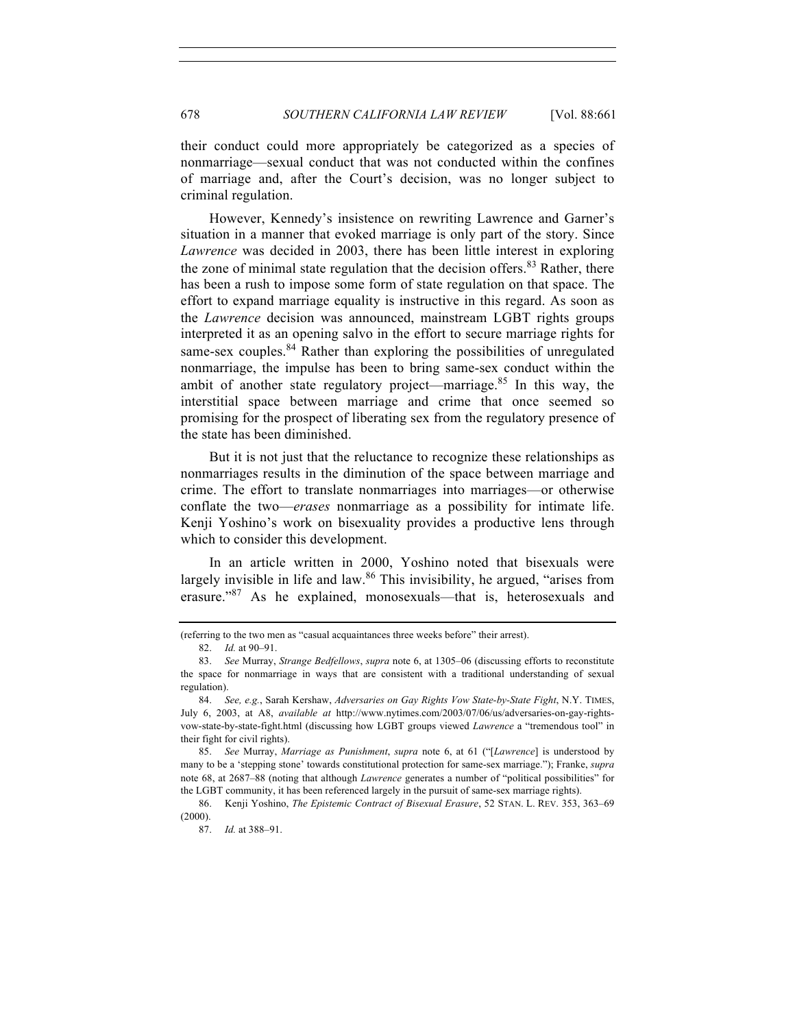their conduct could more appropriately be categorized as a species of nonmarriage—sexual conduct that was not conducted within the confines of marriage and, after the Court's decision, was no longer subject to criminal regulation.

However, Kennedy's insistence on rewriting Lawrence and Garner's situation in a manner that evoked marriage is only part of the story. Since *Lawrence* was decided in 2003, there has been little interest in exploring the zone of minimal state regulation that the decision offers.[83] Rather, there has been a rush to impose some form of state regulation on that space. The effort to expand marriage equality is instructive in this regard. As soon as the *Lawrence* decision was announced, mainstream LGBT rights groups interpreted it as an opening salvo in the effort to secure marriage rights for same-sex couples.[84] Rather than exploring the possibilities of unregulated nonmarriage, the impulse has been to bring same-sex conduct within the ambit of another state regulatory project—marriage.[85] In this way, the interstitial space between marriage and crime that once seemed so promising for the prospect of liberating sex from the regulatory presence of the state has been diminished.

But it is not just that the reluctance to recognize these relationships as nonmarriages results in the diminution of the space between marriage and crime. The effort to translate nonmarriages into marriages—or otherwise conflate the two—*erases* nonmarriage as a possibility for intimate life. Kenji Yoshino's work on bisexuality provides a productive lens through which to consider this development.

In an article written in 2000, Yoshino noted that bisexuals were largely invisible in life and law.[86] This invisibility, he argued, "arises from erasure."[87] As he explained, monosexuals—that is, heterosexuals and

---

(referring to the two men as "casual acquaintances three weeks before" their arrest).

82. *Id.* at 90–91.

83. *See* Murray, *Strange Bedfellows*, *supra* note 6, at 1305–06 (discussing efforts to reconstitute the space for nonmarriage in ways that are consistent with a traditional understanding of sexual regulation).

84. *See, e.g.*, Sarah Kershaw, *Adversaries on Gay Rights Vow State-by-State Fight*, N.Y. TIMES, July 6, 2003, at A8, *available at* http://www.nytimes.com/2003/07/06/us/adversaries-on-gay-rights-vow-state-by-state-fight.html (discussing how LGBT groups viewed *Lawrence* a "tremendous tool" in their fight for civil rights).

85. *See* Murray, *Marriage as Punishment*, *supra* note 6, at 61 ("[*Lawrence*] is understood by many to be a 'stepping stone' towards constitutional protection for same-sex marriage."); Franke, *supra* note 68, at 2687–88 (noting that although *Lawrence* generates a number of "political possibilities" for the LGBT community, it has been referenced largely in the pursuit of same-sex marriage rights).

86. Kenji Yoshino, *The Epistemic Contract of Bisexual Erasure*, 52 STAN. L. REV. 353, 363–69 (2000).

87. *Id.* at 388–91.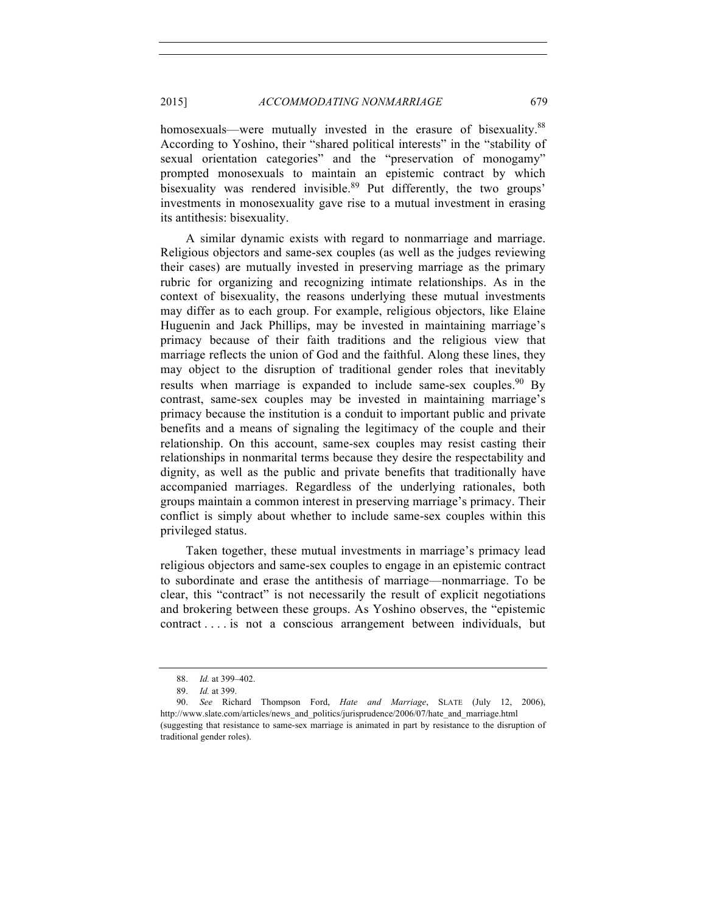homosexuals—were mutually invested in the erasure of bisexuality.[88] According to Yoshino, their "shared political interests" in the "stability of sexual orientation categories" and the "preservation of monogamy" prompted monosexuals to maintain an epistemic contract by which bisexuality was rendered invisible.[89] Put differently, the two groups' investments in monosexuality gave rise to a mutual investment in erasing its antithesis: bisexuality.

A similar dynamic exists with regard to nonmarriage and marriage. Religious objectors and same-sex couples (as well as the judges reviewing their cases) are mutually invested in preserving marriage as the primary rubric for organizing and recognizing intimate relationships. As in the context of bisexuality, the reasons underlying these mutual investments may differ as to each group. For example, religious objectors, like Elaine Huguenin and Jack Phillips, may be invested in maintaining marriage's primacy because of their faith traditions and the religious view that marriage reflects the union of God and the faithful. Along these lines, they may object to the disruption of traditional gender roles that inevitably results when marriage is expanded to include same-sex couples.[90] By contrast, same-sex couples may be invested in maintaining marriage's primacy because the institution is a conduit to important public and private benefits and a means of signaling the legitimacy of the couple and their relationship. On this account, same-sex couples may resist casting their relationships in nonmarital terms because they desire the respectability and dignity, as well as the public and private benefits that traditionally have accompanied marriages. Regardless of the underlying rationales, both groups maintain a common interest in preserving marriage's primacy. Their conflict is simply about whether to include same-sex couples within this privileged status.

Taken together, these mutual investments in marriage's primacy lead religious objectors and same-sex couples to engage in an epistemic contract to subordinate and erase the antithesis of marriage—nonmarriage. To be clear, this "contract" is not necessarily the result of explicit negotiations and brokering between these groups. As Yoshino observes, the "epistemic contract . . . . is not a conscious arrangement between individuals, but

---

88. *Id.* at 399–402.

89. *Id.* at 399.

90. *See* Richard Thompson Ford, *Hate and Marriage*, SLATE (July 12, 2006), http://www.slate.com/articles/news_and_politics/jurisprudence/2006/07/hate_and_marriage.html (suggesting that resistance to same-sex marriage is animated in part by resistance to the disruption of traditional gender roles).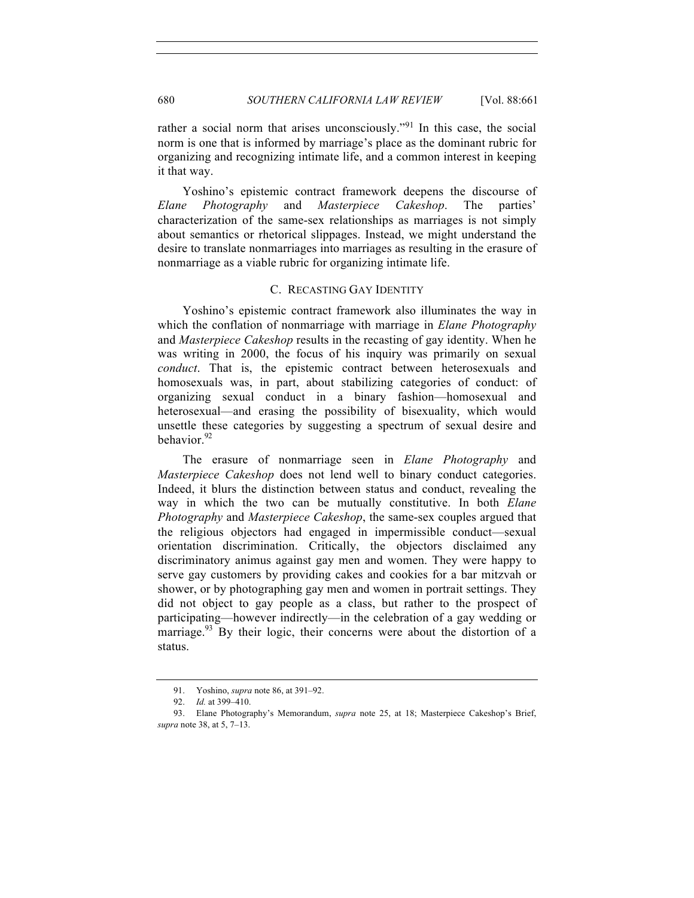rather a social norm that arises unconsciously."[91] In this case, the social norm is one that is informed by marriage's place as the dominant rubric for organizing and recognizing intimate life, and a common interest in keeping it that way.

Yoshino's epistemic contract framework deepens the discourse of *Elane Photography* and *Masterpiece Cakeshop*. The parties' characterization of the same-sex relationships as marriages is not simply about semantics or rhetorical slippages. Instead, we might understand the desire to translate nonmarriages into marriages as resulting in the erasure of nonmarriage as a viable rubric for organizing intimate life.

### C. RECASTING GAY IDENTITY

Yoshino's epistemic contract framework also illuminates the way in which the conflation of nonmarriage with marriage in *Elane Photography* and *Masterpiece Cakeshop* results in the recasting of gay identity. When he was writing in 2000, the focus of his inquiry was primarily on sexual *conduct*. That is, the epistemic contract between heterosexuals and homosexuals was, in part, about stabilizing categories of conduct: of organizing sexual conduct in a binary fashion—homosexual and heterosexual—and erasing the possibility of bisexuality, which would unsettle these categories by suggesting a spectrum of sexual desire and behavior.[92]

The erasure of nonmarriage seen in *Elane Photography* and *Masterpiece Cakeshop* does not lend well to binary conduct categories. Indeed, it blurs the distinction between status and conduct, revealing the way in which the two can be mutually constitutive. In both *Elane Photography* and *Masterpiece Cakeshop*, the same-sex couples argued that the religious objectors had engaged in impermissible conduct—sexual orientation discrimination. Critically, the objectors disclaimed any discriminatory animus against gay men and women. They were happy to serve gay customers by providing cakes and cookies for a bar mitzvah or shower, or by photographing gay men and women in portrait settings. They did not object to gay people as a class, but rather to the prospect of participating—however indirectly—in the celebration of a gay wedding or marriage.[93] By their logic, their concerns were about the distortion of a status.

91. Yoshino, *supra* note 86, at 391–92.

92. *Id.* at 399–410.

93. Elane Photography's Memorandum, *supra* note 25, at 18; Masterpiece Cakeshop's Brief, *supra* note 38, at 5, 7–13.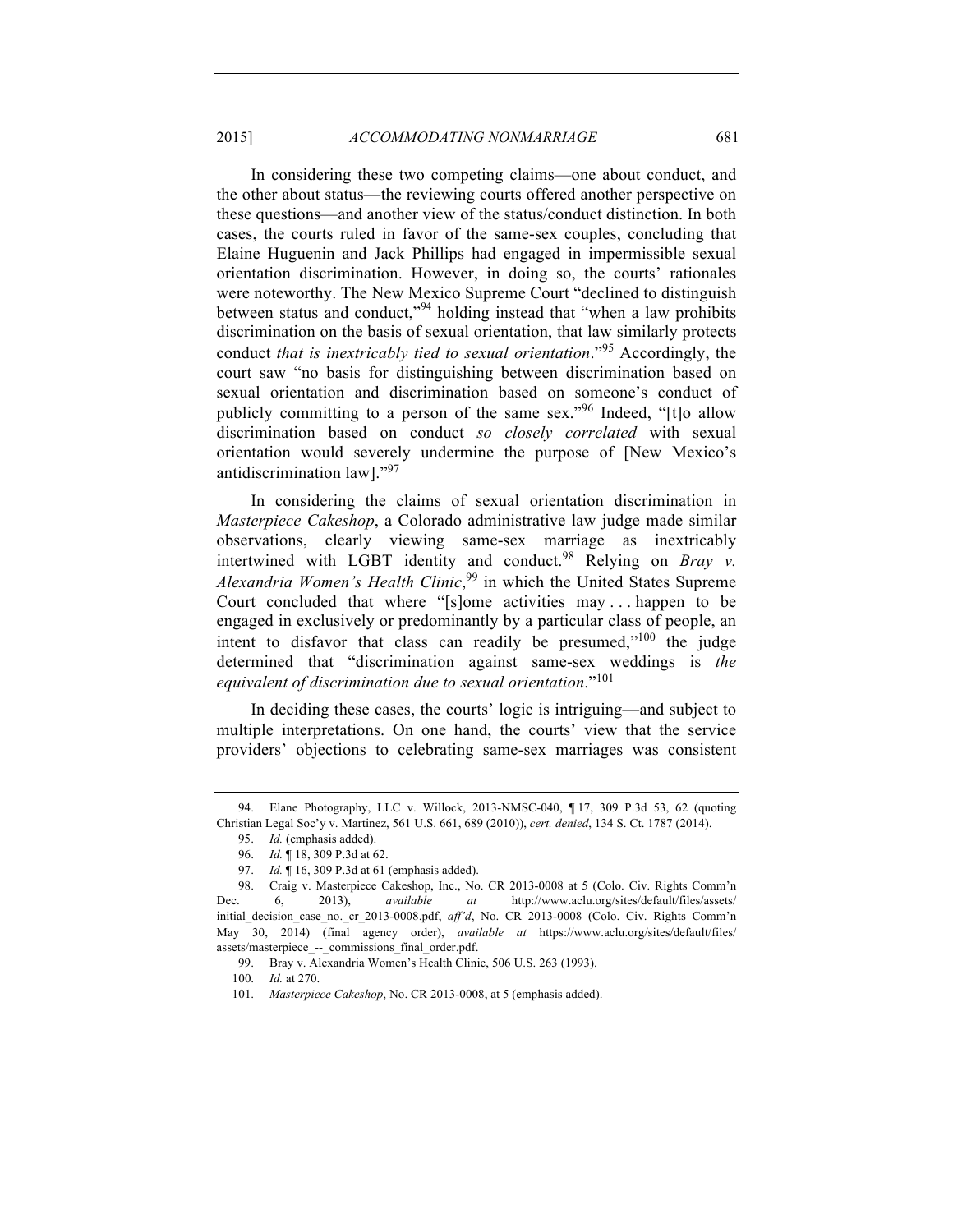In considering these two competing claims—one about conduct, and the other about status—the reviewing courts offered another perspective on these questions—and another view of the status/conduct distinction. In both cases, the courts ruled in favor of the same-sex couples, concluding that Elaine Huguenin and Jack Phillips had engaged in impermissible sexual orientation discrimination. However, in doing so, the courts' rationales were noteworthy. The New Mexico Supreme Court "declined to distinguish between status and conduct,"[94] holding instead that "when a law prohibits discrimination on the basis of sexual orientation, that law similarly protects conduct *that is inextricably tied to sexual orientation*."[95] Accordingly, the court saw "no basis for distinguishing between discrimination based on sexual orientation and discrimination based on someone's conduct of publicly committing to a person of the same sex."[96] Indeed, "[t]o allow discrimination based on conduct *so closely correlated* with sexual orientation would severely undermine the purpose of [New Mexico's antidiscrimination law]."[97]

In considering the claims of sexual orientation discrimination in *Masterpiece Cakeshop*, a Colorado administrative law judge made similar observations, clearly viewing same-sex marriage as inextricably intertwined with LGBT identity and conduct.[98] Relying on *Bray v. Alexandria Women's Health Clinic*,[99] in which the United States Supreme Court concluded that where "[s]ome activities may . . . happen to be engaged in exclusively or predominantly by a particular class of people, an intent to disfavor that class can readily be presumed,"[100] the judge determined that "discrimination against same-sex weddings is *the equivalent of discrimination due to sexual orientation*."[101]

In deciding these cases, the courts' logic is intriguing—and subject to multiple interpretations. On one hand, the courts' view that the service providers' objections to celebrating same-sex marriages was consistent

---

94. Elaine Photography, LLC v. Willock, 2013-NMSC-040, ¶ 17, 309 P.3d 53, 62 (quoting Christian Legal Soc'y v. Martinez, 561 U.S. 661, 689 (2010)), *cert. denied*, 134 S. Ct. 1787 (2014).

95. *Id.* (emphasis added).

96. *Id.* ¶ 18, 309 P.3d at 62.

97. *Id.* ¶ 16, 309 P.3d at 61 (emphasis added).

98. Craig v. Masterpiece Cakeshop, Inc., No. CR 2013-0008 at 5 (Colo. Civ. Rights Comm'n Dec. 6, 2013), *available at* http://www.aclu.org/sites/default/files/assets/initial_decision_case_no._cr_2013-0008.pdf, *aff'd*, No. CR 2013-0008 (Colo. Civ. Rights Comm'n May 30, 2014) (final agency order), *available at* https://www.aclu.org/sites/default/files/assets/masterpiece_--_commissions_final_order.pdf.

99. Bray v. Alexandria Women's Health Clinic, 506 U.S. 263 (1993).

100. *Id.* at 270.

101. *Masterpiece Cakeshop*, No. CR 2013-0008, at 5 (emphasis added).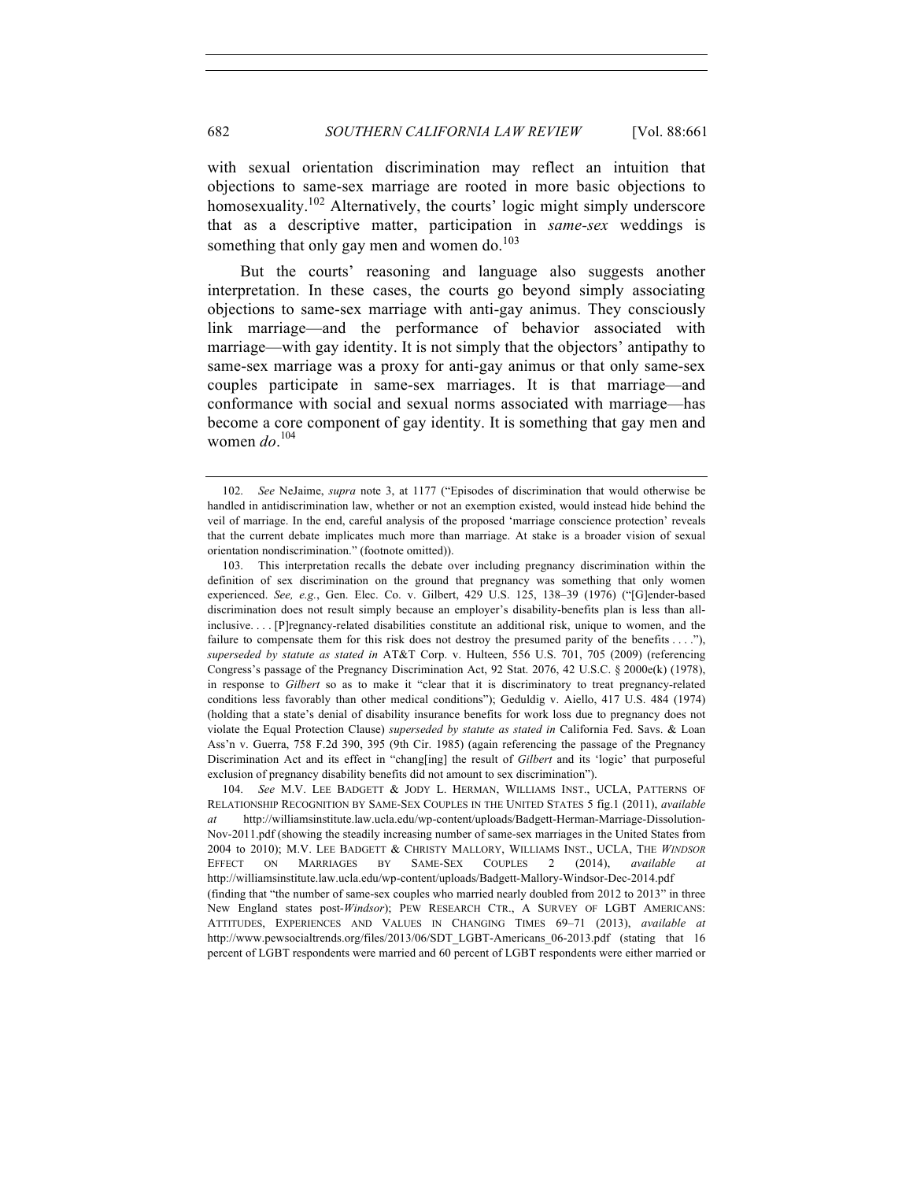with sexual orientation discrimination may reflect an intuition that objections to same-sex marriage are rooted in more basic objections to homosexuality.[102] Alternatively, the courts' logic might simply underscore that as a descriptive matter, participation in *same-sex* weddings is something that only gay men and women do.[103]

But the courts' reasoning and language also suggests another interpretation. In these cases, the courts go beyond simply associating objections to same-sex marriage with anti-gay animus. They consciously link marriage—and the performance of behavior associated with marriage—with gay identity. It is not simply that the objectors' antipathy to same-sex marriage was a proxy for anti-gay animus or that only same-sex couples participate in same-sex marriages. It is that marriage—and conformance with social and sexual norms associated with marriage—has become a core component of gay identity. It is something that gay men and women *do*.[104]

---

102. *See* NeJaime, *supra* note 3, at 1177 ("Episodes of discrimination that would otherwise be handled in antidiscrimination law, whether or not an exemption existed, would instead hide behind the veil of marriage. In the end, careful analysis of the proposed 'marriage conscience protection' reveals that the current debate implicates much more than marriage. At stake is a broader vision of sexual orientation nondiscrimination." (footnote omitted)).

103. This interpretation recalls the debate over including pregnancy discrimination within the definition of sex discrimination on the ground that pregnancy was something that only women experienced. *See, e.g.*, Gen. Elec. Co. v. Gilbert, 429 U.S. 125, 138–39 (1976) ("[G]ender-based discrimination does not result simply because an employer's disability-benefits plan is less than all-inclusive. . . . [P]regnancy-related disabilities constitute an additional risk, unique to women, and the failure to compensate them for this risk does not destroy the presumed parity of the benefits . . . ."), *superseded by statute as stated in* AT&T Corp. v. Hulteen, 556 U.S. 701, 705 (2009) (referencing Congress's passage of the Pregnancy Discrimination Act, 92 Stat. 2076, 42 U.S.C. § 2000e(k) (1978), in response to *Gilbert* so as to make it "clear that it is discriminatory to treat pregnancy-related conditions less favorably than other medical conditions"); Geduldig v. Aiello, 417 U.S. 484 (1974) (holding that a state's denial of disability insurance benefits for work loss due to pregnancy does not violate the Equal Protection Clause) *superseded by statute as stated in* California Fed. Savs. & Loan Ass'n v. Guerra, 758 F.2d 390, 395 (9th Cir. 1985) (again referencing the passage of the Pregnancy Discrimination Act and its effect in "chang[ing] the result of *Gilbert* and its 'logic' that purposeful exclusion of pregnancy disability benefits did not amount to sex discrimination").

104. *See* M.V. LEE BADGETT & JODY L. HERMAN, WILLIAMS INST., UCLA, PATTERNS OF RELATIONSHIP RECOGNITION BY SAME-SEX COUPLES IN THE UNITED STATES 5 fig.1 (2011), *available at* http://williamsinstitute.law.ucla.edu/wp-content/uploads/Badgett-Herman-Marriage-Dissolution-Nov-2011.pdf (showing the steadily increasing number of same-sex marriages in the United States from 2004 to 2010); M.V. LEE BADGETT & CHRISTY MALLORY, WILLIAMS INST., UCLA, THE *WINDSOR* EFFECT ON MARRIAGES BY SAME-SEX COUPLES 2 (2014), *available at* http://williamsinstitute.law.ucla.edu/wp-content/uploads/Badgett-Mallory-Windsor-Dec-2014.pdf (finding that "the number of same-sex couples who married nearly doubled from 2012 to 2013" in three New England states post-*Windsor*); PEW RESEARCH CTR., A SURVEY OF LGBT AMERICANS: ATTITUDES, EXPERIENCES AND VALUES IN CHANGING TIMES 69–71 (2013), *available at* http://www.pewsocialtrends.org/files/2013/06/SDT_LGBT-Americans_06-2013.pdf (stating that 16 percent of LGBT respondents were married and 60 percent of LGBT respondents were either married or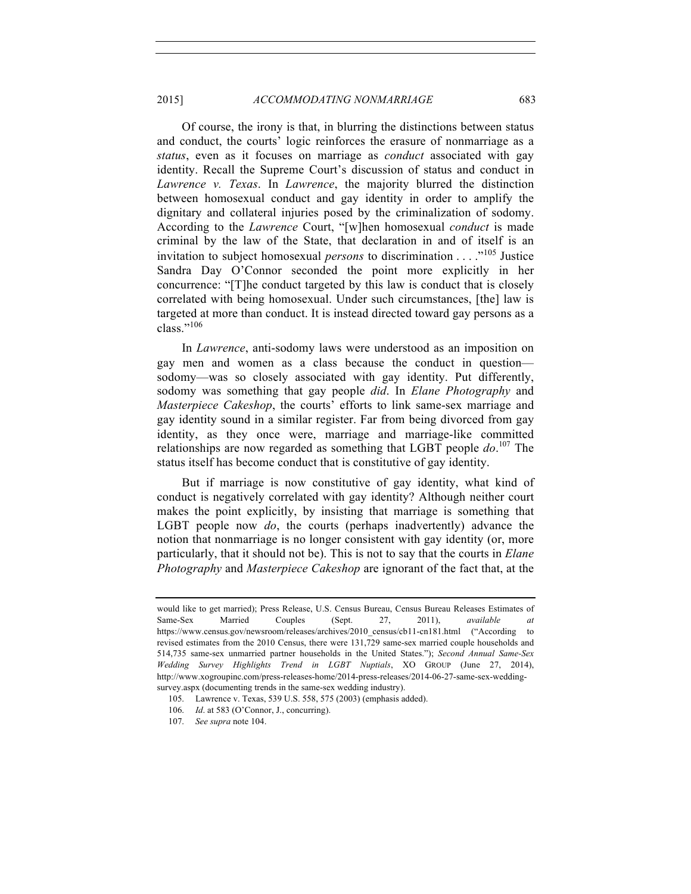Of course, the irony is that, in blurring the distinctions between status and conduct, the courts' logic reinforces the erasure of nonmarriage as a *status*, even as it focuses on marriage as *conduct* associated with gay identity. Recall the Supreme Court's discussion of status and conduct in *Lawrence v. Texas*. In *Lawrence*, the majority blurred the distinction between homosexual conduct and gay identity in order to amplify the dignitary and collateral injuries posed by the criminalization of sodomy. According to the *Lawrence* Court, "[w]hen homosexual *conduct* is made criminal by the law of the State, that declaration in and of itself is an invitation to subject homosexual *persons* to discrimination . . . ."[105] Justice Sandra Day O'Connor seconded the point more explicitly in her concurrence: "[T]he conduct targeted by this law is conduct that is closely correlated with being homosexual. Under such circumstances, [the] law is targeted at more than conduct. It is instead directed toward gay persons as a class."[106]

In *Lawrence*, anti-sodomy laws were understood as an imposition on gay men and women as a class because the conduct in question—sodomy—was so closely associated with gay identity. Put differently, sodomy was something that gay people *did*. In *Elane Photography* and *Masterpiece Cakeshop*, the courts' efforts to link same-sex marriage and gay identity sound in a similar register. Far from being divorced from gay identity, as they once were, marriage and marriage-like committed relationships are now regarded as something that LGBT people *do*.[107] The status itself has become conduct that is constitutive of gay identity.

But if marriage is now constitutive of gay identity, what kind of conduct is negatively correlated with gay identity? Although neither court makes the point explicitly, by insisting that marriage is something that LGBT people now *do*, the courts (perhaps inadvertently) advance the notion that nonmarriage is no longer consistent with gay identity (or, more particularly, that it should not be). This is not to say that the courts in *Elane Photography* and *Masterpiece Cakeshop* are ignorant of the fact that, at the

---

would like to get married); Press Release, U.S. Census Bureau, Census Bureau Releases Estimates of Same-Sex Married Couples (Sept. 27, 2011), *available at* https://www.census.gov/newsroom/releases/archives/2010_census/cb11-cn181.html ("According to revised estimates from the 2010 Census, there were 131,729 same-sex married couple households and 514,735 same-sex unmarried partner households in the United States."); *Second Annual Same-Sex Wedding Survey Highlights Trend in LGBT Nuptials*, XO GROUP (June 27, 2014), http://www.xogroupinc.com/press-releases-home/2014-press-releases/2014-06-27-same-sex-wedding-survey.aspx (documenting trends in the same-sex wedding industry).

105. Lawrence v. Texas, 539 U.S. 558, 575 (2003) (emphasis added).

106. *Id.* at 583 (O'Connor, J., concurring).

107. *See supra* note 104.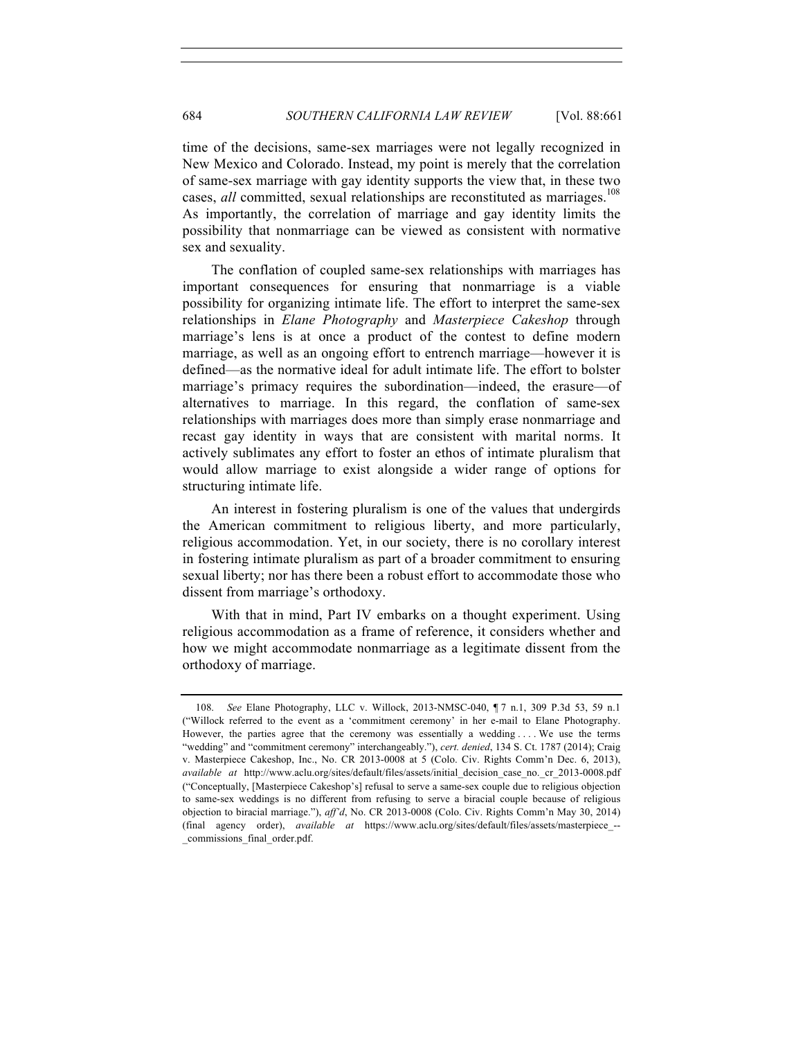time of the decisions, same-sex marriages were not legally recognized in New Mexico and Colorado. Instead, my point is merely that the correlation of same-sex marriage with gay identity supports the view that, in these two cases, *all* committed, sexual relationships are reconstituted as marriages.[108] As importantly, the correlation of marriage and gay identity limits the possibility that nonmarriage can be viewed as consistent with normative sex and sexuality.

The conflation of coupled same-sex relationships with marriages has important consequences for ensuring that nonmarriage is a viable possibility for organizing intimate life. The effort to interpret the same-sex relationships in *Elane Photography* and *Masterpiece Cakeshop* through marriage's lens is at once a product of the contest to define modern marriage, as well as an ongoing effort to entrench marriage—however it is defined—as the normative ideal for adult intimate life. The effort to bolster marriage's primacy requires the subordination—indeed, the erasure—of alternatives to marriage. In this regard, the conflation of same-sex relationships with marriages does more than simply erase nonmarriage and recast gay identity in ways that are consistent with marital norms. It actively sublimates any effort to foster an ethos of intimate pluralism that would allow marriage to exist alongside a wider range of options for structuring intimate life.

An interest in fostering pluralism is one of the values that undergirds the American commitment to religious liberty, and more particularly, religious accommodation. Yet, in our society, there is no corollary interest in fostering intimate pluralism as part of a broader commitment to ensuring sexual liberty; nor has there been a robust effort to accommodate those who dissent from marriage's orthodoxy.

With that in mind, Part IV embarks on a thought experiment. Using religious accommodation as a frame of reference, it considers whether and how we might accommodate nonmarriage as a legitimate dissent from the orthodoxy of marriage.

---

108. *See* Elane Photography, LLC v. Willock, 2013-NMSC-040, ¶ 7 n.1, 309 P.3d 53, 59 n.1 ("Willock referred to the event as a 'commitment ceremony' in her e-mail to Elane Photography. However, the parties agree that the ceremony was essentially a wedding . . . . We use the terms "wedding" and "commitment ceremony" interchangeably."), *cert. denied*, 134 S. Ct. 1787 (2014); Craig v. Masterpiece Cakeshop, Inc., No. CR 2013-0008 at 5 (Colo. Civ. Rights Comm'n Dec. 6, 2013), *available at* http://www.aclu.org/sites/default/files/assets/initial_decision_case_no._cr_2013-0008.pdf ("Conceptually, [Masterpiece Cakeshop's] refusal to serve a same-sex couple due to religious objection to same-sex weddings is no different from refusing to serve a biracial couple because of religious objection to biracial marriage."), *aff'd*, No. CR 2013-0008 (Colo. Civ. Rights Comm'n May 30, 2014) (final agency order), *available at* https://www.aclu.org/sites/default/files/assets/masterpiece_--_commissions_final_order.pdf.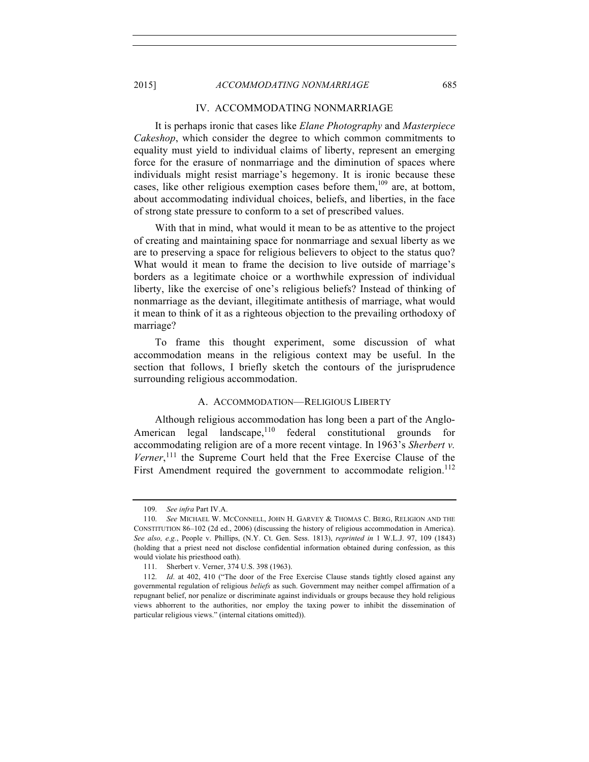## IV. ACCOMMODATING NONMARRIAGE

It is perhaps ironic that cases like *Elane Photography* and *Masterpiece Cakeshop*, which consider the degree to which common commitments to equality must yield to individual claims of liberty, represent an emerging force for the erasure of nonmarriage and the diminution of spaces where individuals might resist marriage's hegemony. It is ironic because these cases, like other religious exemption cases before them,[109] are, at bottom, about accommodating individual choices, beliefs, and liberties, in the face of strong state pressure to conform to a set of prescribed values.

With that in mind, what would it mean to be as attentive to the project of creating and maintaining space for nonmarriage and sexual liberty as we are to preserving a space for religious believers to object to the status quo? What would it mean to frame the decision to live outside of marriage's borders as a legitimate choice or a worthwhile expression of individual liberty, like the exercise of one's religious beliefs? Instead of thinking of nonmarriage as the deviant, illegitimate antithesis of marriage, what would it mean to think of it as a righteous objection to the prevailing orthodoxy of marriage?

To frame this thought experiment, some discussion of what accommodation means in the religious context may be useful. In the section that follows, I briefly sketch the contours of the jurisprudence surrounding religious accommodation.

### A. ACCOMMODATION—RELIGIOUS LIBERTY

Although religious accommodation has long been a part of the Anglo-American legal landscape,[110] federal constitutional grounds for accommodating religion are of a more recent vintage. In 1963's *Sherbert v. Verner*,[111] the Supreme Court held that the Free Exercise Clause of the First Amendment required the government to accommodate religion.[112]

---

109. *See infra* Part IV.A.

110. *See* MICHAEL W. MCCONNELL, JOHN H. GARVEY & THOMAS C. BERG, RELIGION AND THE CONSTITUTION 86–102 (2d ed., 2006) (discussing the history of religious accommodation in America). *See also, e.g.*, People v. Phillips, (N.Y. Ct. Gen. Sess. 1813), *reprinted in* 1 W.L.J. 97, 109 (1843) (holding that a priest need not disclose confidential information obtained during confession, as this would violate his priesthood oath).

111. Sherbert v. Verner, 374 U.S. 398 (1963).

112. *Id*. at 402, 410 ("The door of the Free Exercise Clause stands tightly closed against any governmental regulation of religious *beliefs* as such. Government may neither compel affirmation of a repugnant belief, nor penalize or discriminate against individuals or groups because they hold religious views abhorrent to the authorities, nor employ the taxing power to inhibit the dissemination of particular religious views." (internal citations omitted)).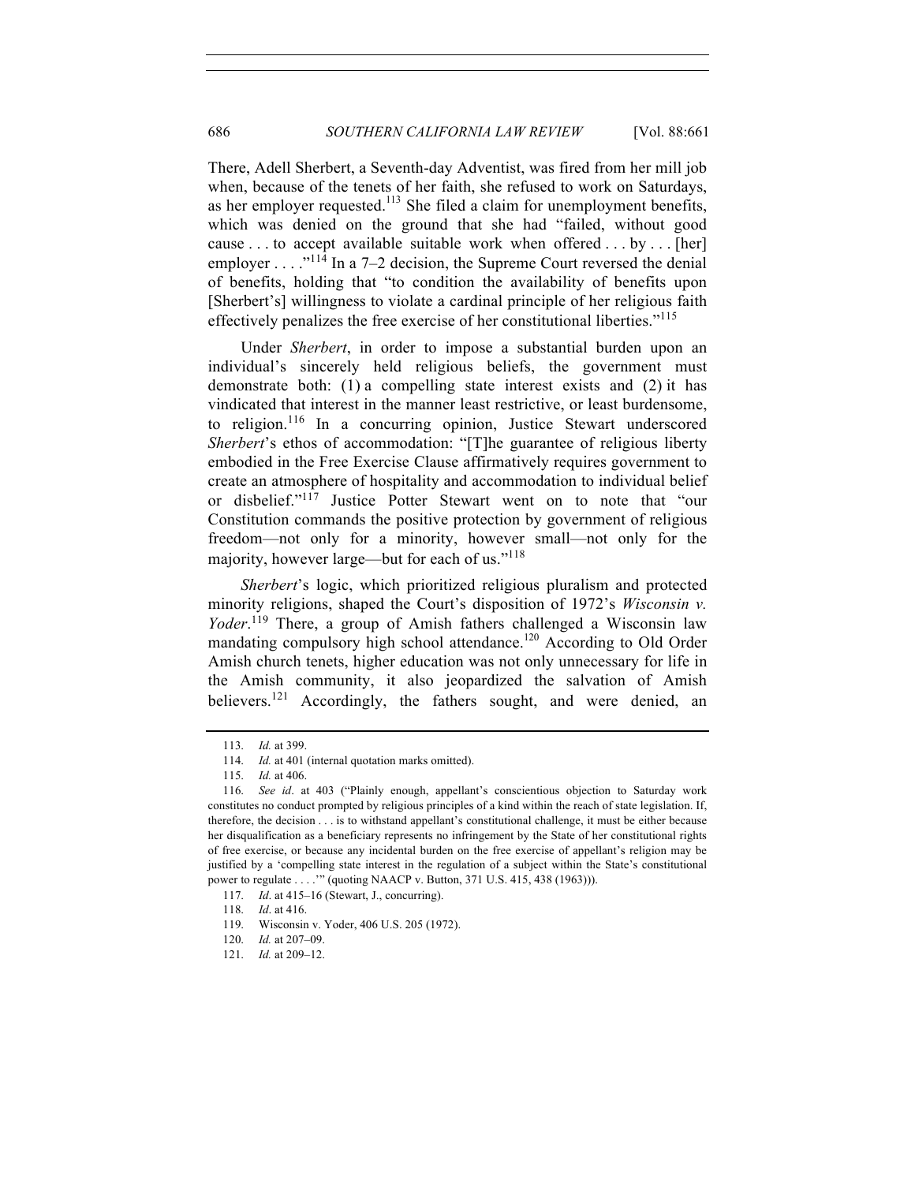There, Adell Sherbert, a Seventh-day Adventist, was fired from her mill job when, because of the tenets of her faith, she refused to work on Saturdays, as her employer requested.[113] She filed a claim for unemployment benefits, which was denied on the ground that she had "failed, without good cause . . . to accept available suitable work when offered . . . by . . . [her] employer . . . ."[114] In a 7–2 decision, the Supreme Court reversed the denial of benefits, holding that "to condition the availability of benefits upon [Sherbert's] willingness to violate a cardinal principle of her religious faith effectively penalizes the free exercise of her constitutional liberties."[115]

Under *Sherbert*, in order to impose a substantial burden upon an individual's sincerely held religious beliefs, the government must demonstrate both: (1) a compelling state interest exists and (2) it has vindicated that interest in the manner least restrictive, or least burdensome, to religion.[116] In a concurring opinion, Justice Stewart underscored *Sherbert*'s ethos of accommodation: "[T]he guarantee of religious liberty embodied in the Free Exercise Clause affirmatively requires government to create an atmosphere of hospitality and accommodation to individual belief or disbelief."[117] Justice Potter Stewart went on to note that "our Constitution commands the positive protection by government of religious freedom—not only for a minority, however small—not only for the majority, however large—but for each of us."[118]

*Sherbert*'s logic, which prioritized religious pluralism and protected minority religions, shaped the Court's disposition of 1972's *Wisconsin v. Yoder*.[119] There, a group of Amish fathers challenged a Wisconsin law mandating compulsory high school attendance.[120] According to Old Order Amish church tenets, higher education was not only unnecessary for life in the Amish community, it also jeopardized the salvation of Amish believers.[121] Accordingly, the fathers sought, and were denied, an

---

113. *Id.* at 399.

114. *Id.* at 401 (internal quotation marks omitted).

115. *Id.* at 406.

116. *See id*. at 403 ("Plainly enough, appellant's conscientious objection to Saturday work constitutes no conduct prompted by religious principles of a kind within the reach of state legislation. If, therefore, the decision . . . is to withstand appellant's constitutional challenge, it must be either because her disqualification as a beneficiary represents no infringement by the State of her constitutional rights of free exercise, or because any incidental burden on the free exercise of appellant's religion may be justified by a 'compelling state interest in the regulation of a subject within the State's constitutional power to regulate . . . .'" (quoting NAACP v. Button, 371 U.S. 415, 438 (1963))).

117. *Id*. at 415–16 (Stewart, J., concurring).

118. *Id*. at 416.

119. Wisconsin v. Yoder, 406 U.S. 205 (1972).

120. *Id.* at 207–09.

121. *Id.* at 209–12.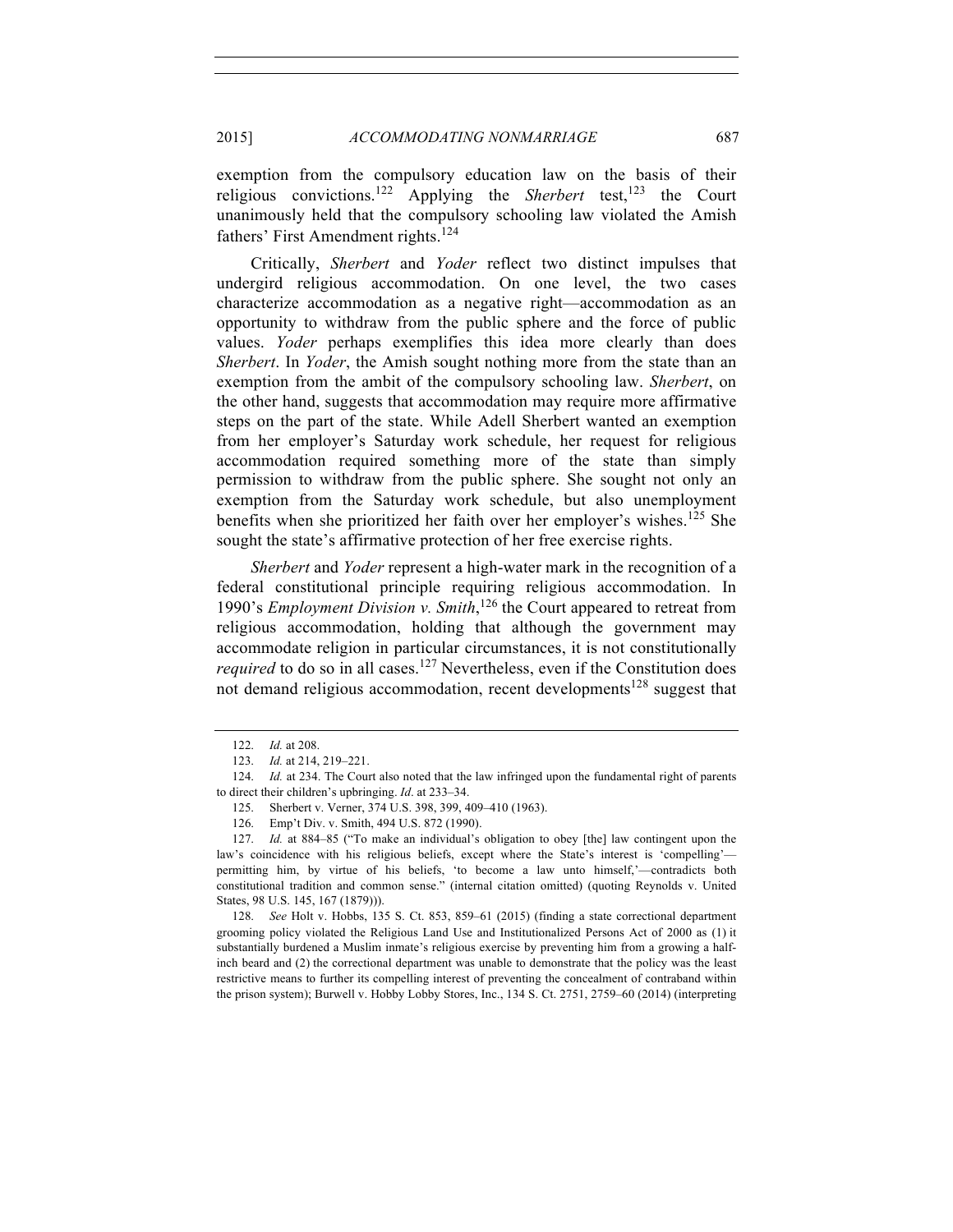exemption from the compulsory education law on the basis of their religious convictions.[122] Applying the *Sherbert* test,[123] the Court unanimously held that the compulsory schooling law violated the Amish fathers' First Amendment rights.[124]

Critically, *Sherbert* and *Yoder* reflect two distinct impulses that undergird religious accommodation. On one level, the two cases characterize accommodation as a negative right—accommodation as an opportunity to withdraw from the public sphere and the force of public values. *Yoder* perhaps exemplifies this idea more clearly than does *Sherbert*. In *Yoder*, the Amish sought nothing more from the state than an exemption from the ambit of the compulsory schooling law. *Sherbert*, on the other hand, suggests that accommodation may require more affirmative steps on the part of the state. While Adell Sherbert wanted an exemption from her employer's Saturday work schedule, her request for religious accommodation required something more of the state than simply permission to withdraw from the public sphere. She sought not only an exemption from the Saturday work schedule, but also unemployment benefits when she prioritized her faith over her employer's wishes.[125] She sought the state's affirmative protection of her free exercise rights.

*Sherbert* and *Yoder* represent a high-water mark in the recognition of a federal constitutional principle requiring religious accommodation. In 1990's *Employment Division v. Smith*,[126] the Court appeared to retreat from religious accommodation, holding that although the government may accommodate religion in particular circumstances, it is not constitutionally *required* to do so in all cases.[127] Nevertheless, even if the Constitution does not demand religious accommodation, recent developments[128] suggest that

---

122. *Id.* at 208.

123. *Id.* at 214, 219–221.

124. *Id.* at 234. The Court also noted that the law infringed upon the fundamental right of parents to direct their children's upbringing. *Id*. at 233–34.

125. Sherbert v. Verner, 374 U.S. 398, 399, 409–410 (1963).

126. Emp't Div. v. Smith, 494 U.S. 872 (1990).

127. *Id.* at 884–85 ("To make an individual's obligation to obey [the] law contingent upon the law's coincidence with his religious beliefs, except where the State's interest is 'compelling'—permitting him, by virtue of his beliefs, 'to become a law unto himself,'—contradicts both constitutional tradition and common sense." (internal citation omitted) (quoting Reynolds v. United States, 98 U.S. 145, 167 (1879))).

128. *See* Holt v. Hobbs, 135 S. Ct. 853, 859–61 (2015) (finding a state correctional department grooming policy violated the Religious Land Use and Institutionalized Persons Act of 2000 as (1) it substantially burdened a Muslim inmate's religious exercise by preventing him from a growing a half-inch beard and (2) the correctional department was unable to demonstrate that the policy was the least restrictive means to further its compelling interest of preventing the concealment of contraband within the prison system); Burwell v. Hobby Lobby Stores, Inc., 134 S. Ct. 2751, 2759–60 (2014) (interpreting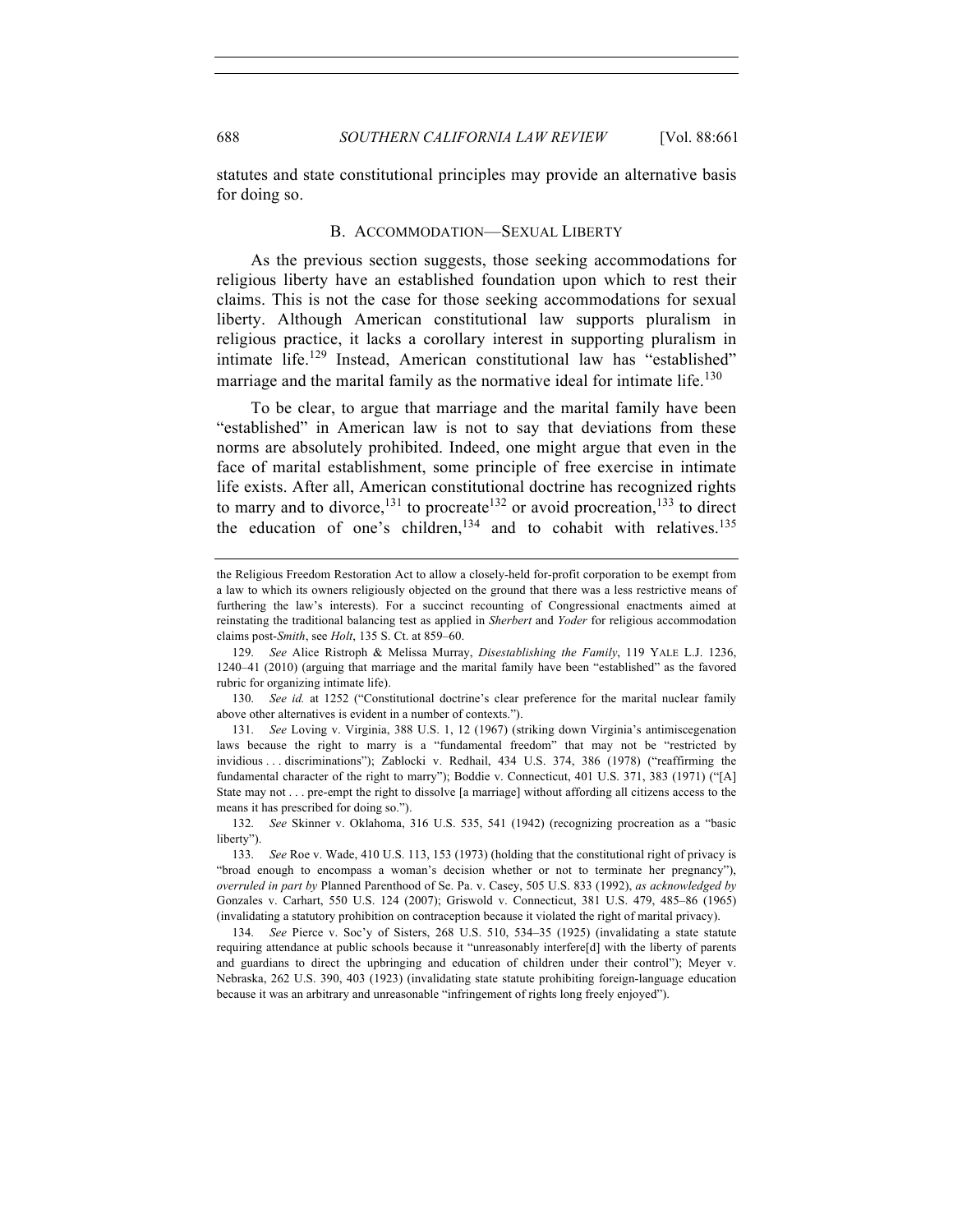statutes and state constitutional principles may provide an alternative basis for doing so.

### B. ACCOMMODATION—SEXUAL LIBERTY

As the previous section suggests, those seeking accommodations for religious liberty have an established foundation upon which to rest their claims. This is not the case for those seeking accommodations for sexual liberty. Although American constitutional law supports pluralism in religious practice, it lacks a corollary interest in supporting pluralism in intimate life.[129] Instead, American constitutional law has "established" marriage and the marital family as the normative ideal for intimate life.[130]

To be clear, to argue that marriage and the marital family have been "established" in American law is not to say that deviations from these norms are absolutely prohibited. Indeed, one might argue that even in the face of marital establishment, some principle of free exercise in intimate life exists. After all, American constitutional doctrine has recognized rights to marry and to divorce,[131] to procreate[132] or avoid procreation,[133] to direct the education of one's children,[134] and to cohabit with relatives.[135]

---

the Religious Freedom Restoration Act to allow a closely-held for-profit corporation to be exempt from a law to which its owners religiously objected on the ground that there was a less restrictive means of furthering the law's interests). For a succinct recounting of Congressional enactments aimed at reinstating the traditional balancing test as applied in *Sherbert* and *Yoder* for religious accommodation claims post-*Smith*, see *Holt*, 135 S. Ct. at 859–60.

129. *See* Alice Ristroph & Melissa Murray, *Disestablishing the Family*, 119 YALE L.J. 1236, 1240–41 (2010) (arguing that marriage and the marital family have been "established" as the favored rubric for organizing intimate life).

130. *See id.* at 1252 ("Constitutional doctrine's clear preference for the marital nuclear family above other alternatives is evident in a number of contexts.").

131. *See* Loving v. Virginia, 388 U.S. 1, 12 (1967) (striking down Virginia's antimiscegenation laws because the right to marry is a "fundamental freedom" that may not be "restricted by invidious . . . discriminations"); Zablocki v. Redhail, 434 U.S. 374, 386 (1978) ("reaffirming the fundamental character of the right to marry"); Boddie v. Connecticut, 401 U.S. 371, 383 (1971) ("[A] State may not . . . pre-empt the right to dissolve [a marriage] without affording all citizens access to the means it has prescribed for doing so.").

132. *See* Skinner v. Oklahoma, 316 U.S. 535, 541 (1942) (recognizing procreation as a "basic liberty").

133. *See* Roe v. Wade, 410 U.S. 113, 153 (1973) (holding that the constitutional right of privacy is "broad enough to encompass a woman's decision whether or not to terminate her pregnancy"), *overruled in part by* Planned Parenthood of Se. Pa. v. Casey, 505 U.S. 833 (1992), *as acknowledged by* Gonzales v. Carhart, 550 U.S. 124 (2007); Griswold v. Connecticut, 381 U.S. 479, 485–86 (1965) (invalidating a statutory prohibition on contraception because it violated the right of marital privacy).

134. *See* Pierce v. Soc'y of Sisters, 268 U.S. 510, 534–35 (1925) (invalidating a state statute requiring attendance at public schools because it "unreasonably interfere[d] with the liberty of parents and guardians to direct the upbringing and education of children under their control"); Meyer v. Nebraska, 262 U.S. 390, 403 (1923) (invalidating state statute prohibiting foreign-language education because it was an arbitrary and unreasonable "infringement of rights long freely enjoyed").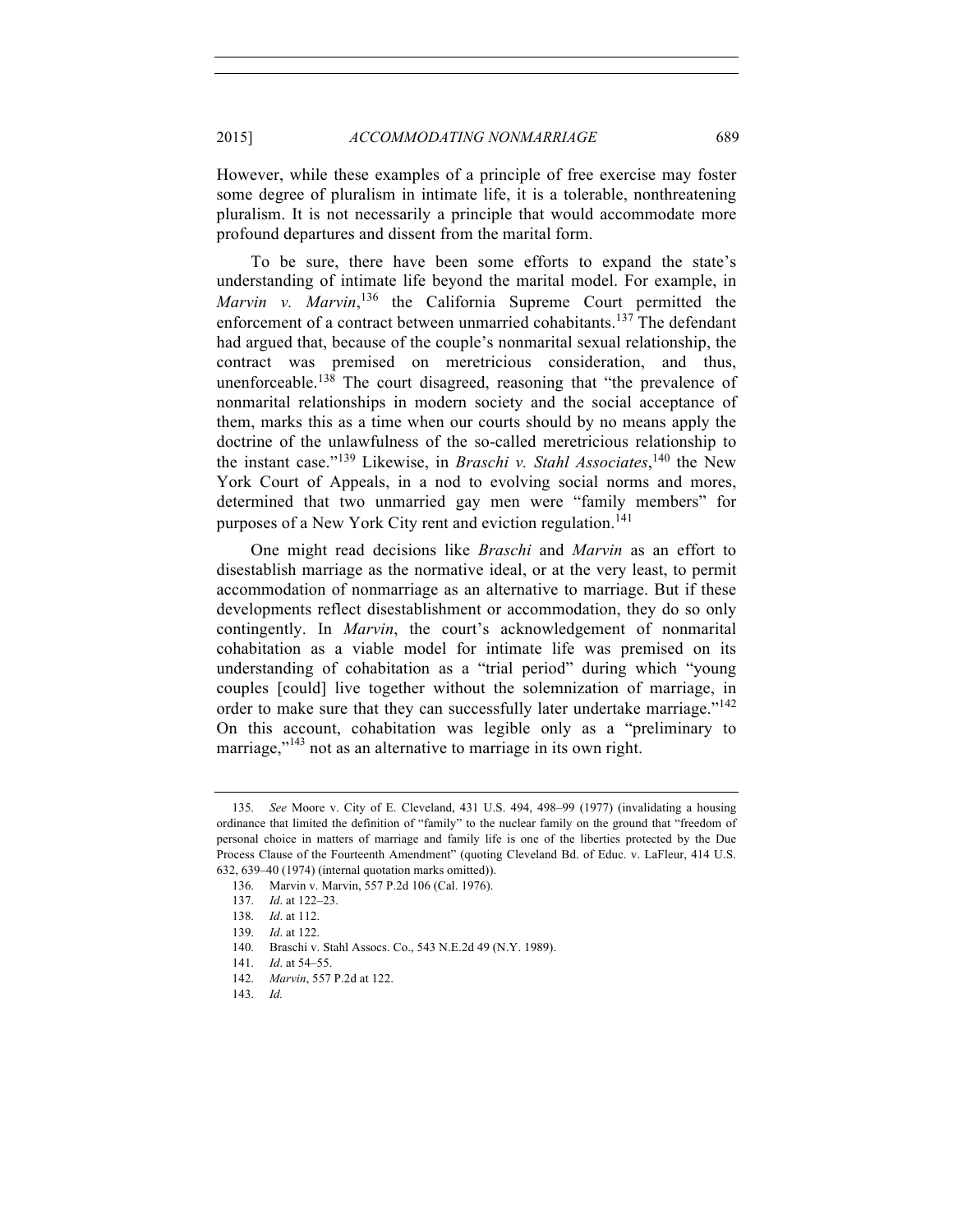However, while these examples of a principle of free exercise may foster some degree of pluralism in intimate life, it is a tolerable, nonthreatening pluralism. It is not necessarily a principle that would accommodate more profound departures and dissent from the marital form.

To be sure, there have been some efforts to expand the state's understanding of intimate life beyond the marital model. For example, in *Marvin v. Marvin*,[136] the California Supreme Court permitted the enforcement of a contract between unmarried cohabitants.[137] The defendant had argued that, because of the couple's nonmarital sexual relationship, the contract was premised on meretricious consideration, and thus, unenforceable.[138] The court disagreed, reasoning that "the prevalence of nonmarital relationships in modern society and the social acceptance of them, marks this as a time when our courts should by no means apply the doctrine of the unlawfulness of the so-called meretricious relationship to the instant case."[139] Likewise, in *Braschi v. Stahl Associates*,[140] the New York Court of Appeals, in a nod to evolving social norms and mores, determined that two unmarried gay men were "family members" for purposes of a New York City rent and eviction regulation.[141]

One might read decisions like *Braschi* and *Marvin* as an effort to disestablish marriage as the normative ideal, or at the very least, to permit accommodation of nonmarriage as an alternative to marriage. But if these developments reflect disestablishment or accommodation, they do so only contingently. In *Marvin*, the court's acknowledgement of nonmarital cohabitation as a viable model for intimate life was premised on its understanding of cohabitation as a "trial period" during which "young couples [could] live together without the solemnization of marriage, in order to make sure that they can successfully later undertake marriage."[142] On this account, cohabitation was legible only as a "preliminary to marriage,"[143] not as an alternative to marriage in its own right.

---

135. *See* Moore v. City of E. Cleveland, 431 U.S. 494, 498–99 (1977) (invalidating a housing ordinance that limited the definition of "family" to the nuclear family on the ground that "freedom of personal choice in matters of marriage and family life is one of the liberties protected by the Due Process Clause of the Fourteenth Amendment" (quoting Cleveland Bd. of Educ. v. LaFleur, 414 U.S. 632, 639–40 (1974) (internal quotation marks omitted)).

136. Marvin v. Marvin, 557 P.2d 106 (Cal. 1976).

137. *Id*. at 122–23.

138. *Id*. at 112.

139. *Id*. at 122.

140. Braschi v. Stahl Assocs. Co., 543 N.E.2d 49 (N.Y. 1989).

141. *Id*. at 54–55.

142. *Marvin*, 557 P.2d at 122.

143. *Id.*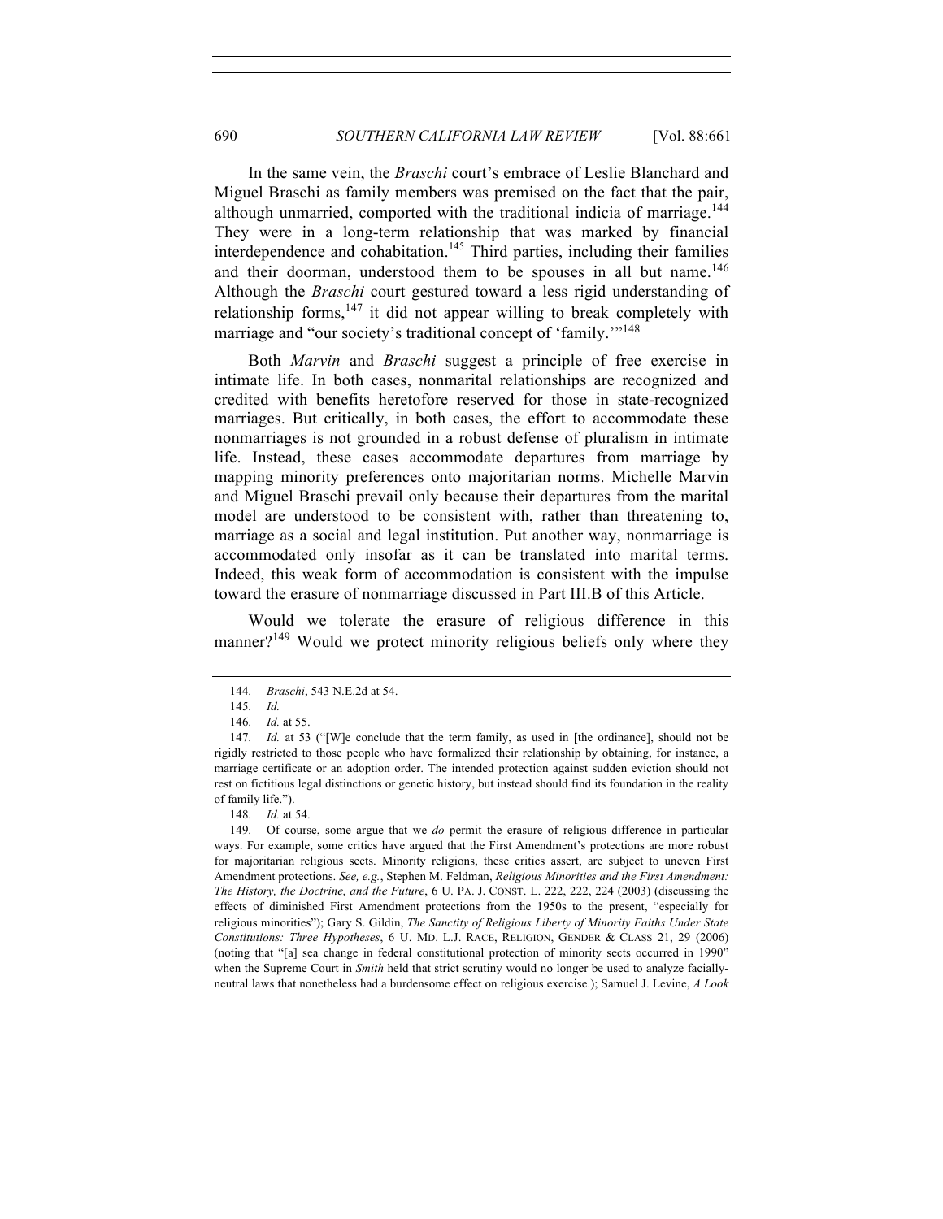In the same vein, the *Braschi* court's embrace of Leslie Blanchard and Miguel Braschi as family members was premised on the fact that the pair, although unmarried, comported with the traditional indicia of marriage.[144] They were in a long-term relationship that was marked by financial interdependence and cohabitation.[145] Third parties, including their families and their doorman, understood them to be spouses in all but name.[146] Although the *Braschi* court gestured toward a less rigid understanding of relationship forms,[147] it did not appear willing to break completely with marriage and "our society's traditional concept of 'family.'"[148]

Both *Marvin* and *Braschi* suggest a principle of free exercise in intimate life. In both cases, nonmarital relationships are recognized and credited with benefits heretofore reserved for those in state-recognized marriages. But critically, in both cases, the effort to accommodate these nonmarriages is not grounded in a robust defense of pluralism in intimate life. Instead, these cases accommodate departures from marriage by mapping minority preferences onto majoritarian norms. Michelle Marvin and Miguel Braschi prevail only because their departures from the marital model are understood to be consistent with, rather than threatening to, marriage as a social and legal institution. Put another way, nonmarriage is accommodated only insofar as it can be translated into marital terms. Indeed, this weak form of accommodation is consistent with the impulse toward the erasure of nonmarriage discussed in Part III.B of this Article.

Would we tolerate the erasure of religious difference in this manner?[149] Would we protect minority religious beliefs only where they

---

144. *Braschi*, 543 N.E.2d at 54.

145. *Id.*

146. *Id.* at 55.

147. *Id.* at 53 ("[W]e conclude that the term family, as used in [the ordinance], should not be rigidly restricted to those people who have formalized their relationship by obtaining, for instance, a marriage certificate or an adoption order. The intended protection against sudden eviction should not rest on fictitious legal distinctions or genetic history, but instead should find its foundation in the reality of family life.").

148. *Id.* at 54.

149. Of course, some argue that we *do* permit the erasure of religious difference in particular ways. For example, some critics have argued that the First Amendment's protections are more robust for majoritarian religious sects. Minority religions, these critics assert, are subject to uneven First Amendment protections. *See, e.g.*, Stephen M. Feldman, *Religious Minorities and the First Amendment: The History, the Doctrine, and the Future*, 6 U. PA. J. CONST. L. 222, 222, 224 (2003) (discussing the effects of diminished First Amendment protections from the 1950s to the present, "especially for religious minorities"); Gary S. Gildin, *The Sanctity of Religious Liberty of Minority Faiths Under State Constitutions: Three Hypotheses*, 6 U. MD. L.J. RACE, RELIGION, GENDER & CLASS 21, 29 (2006) (noting that "[a] sea change in federal constitutional protection of minority sects occurred in 1990" when the Supreme Court in *Smith* held that strict scrutiny would no longer be used to analyze facially-neutral laws that nonetheless had a burdensome effect on religious exercise.); Samuel J. Levine, *A Look*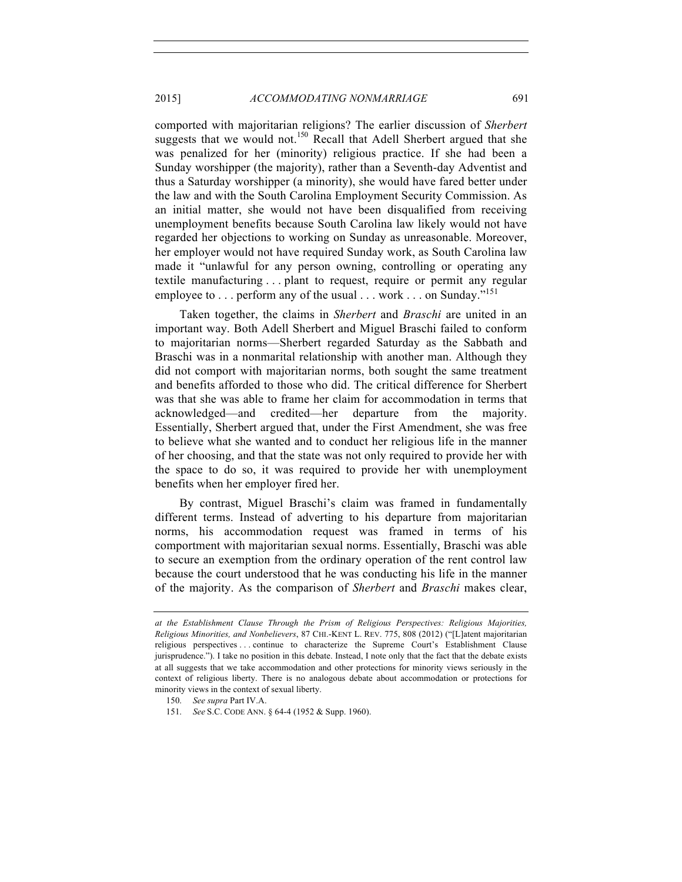comported with majoritarian religions? The earlier discussion of *Sherbert* suggests that we would not.[150] Recall that Adell Sherbert argued that she was penalized for her (minority) religious practice. If she had been a Sunday worshipper (the majority), rather than a Seventh-day Adventist and thus a Saturday worshipper (a minority), she would have fared better under the law and with the South Carolina Employment Security Commission. As an initial matter, she would not have been disqualified from receiving unemployment benefits because South Carolina law likely would not have regarded her objections to working on Sunday as unreasonable. Moreover, her employer would not have required Sunday work, as South Carolina law made it "unlawful for any person owning, controlling or operating any textile manufacturing . . . plant to request, require or permit any regular employee to . . . perform any of the usual . . . work . . . on Sunday."[151]

Taken together, the claims in *Sherbert* and *Braschi* are united in an important way. Both Adell Sherbert and Miguel Braschi failed to conform to majoritarian norms—Sherbert regarded Saturday as the Sabbath and Braschi was in a nonmarital relationship with another man. Although they did not comport with majoritarian norms, both sought the same treatment and benefits afforded to those who did. The critical difference for Sherbert was that she was able to frame her claim for accommodation in terms that acknowledged—and credited—her departure from the majority. Essentially, Sherbert argued that, under the First Amendment, she was free to believe what she wanted and to conduct her religious life in the manner of her choosing, and that the state was not only required to provide her with the space to do so, it was required to provide her with unemployment benefits when her employer fired her.

By contrast, Miguel Braschi's claim was framed in fundamentally different terms. Instead of adverting to his departure from majoritarian norms, his accommodation request was framed in terms of his comportment with majoritarian sexual norms. Essentially, Braschi was able to secure an exemption from the ordinary operation of the rent control law because the court understood that he was conducting his life in the manner of the majority. As the comparison of *Sherbert* and *Braschi* makes clear,

---

*at the Establishment Clause Through the Prism of Religious Perspectives: Religious Majorities, Religious Minorities, and Nonbelievers*, 87 CHI.-KENT L. REV. 775, 808 (2012) ("[L]atent majoritarian religious perspectives . . . continue to characterize the Supreme Court's Establishment Clause jurisprudence."). I take no position in this debate. Instead, I note only that the fact that the debate exists at all suggests that we take accommodation and other protections for minority views seriously in the context of religious liberty. There is no analogous debate about accommodation or protections for minority views in the context of sexual liberty.

150. *See supra* Part IV.A.

151. *See* S.C. CODE ANN. § 64-4 (1952 & Supp. 1960).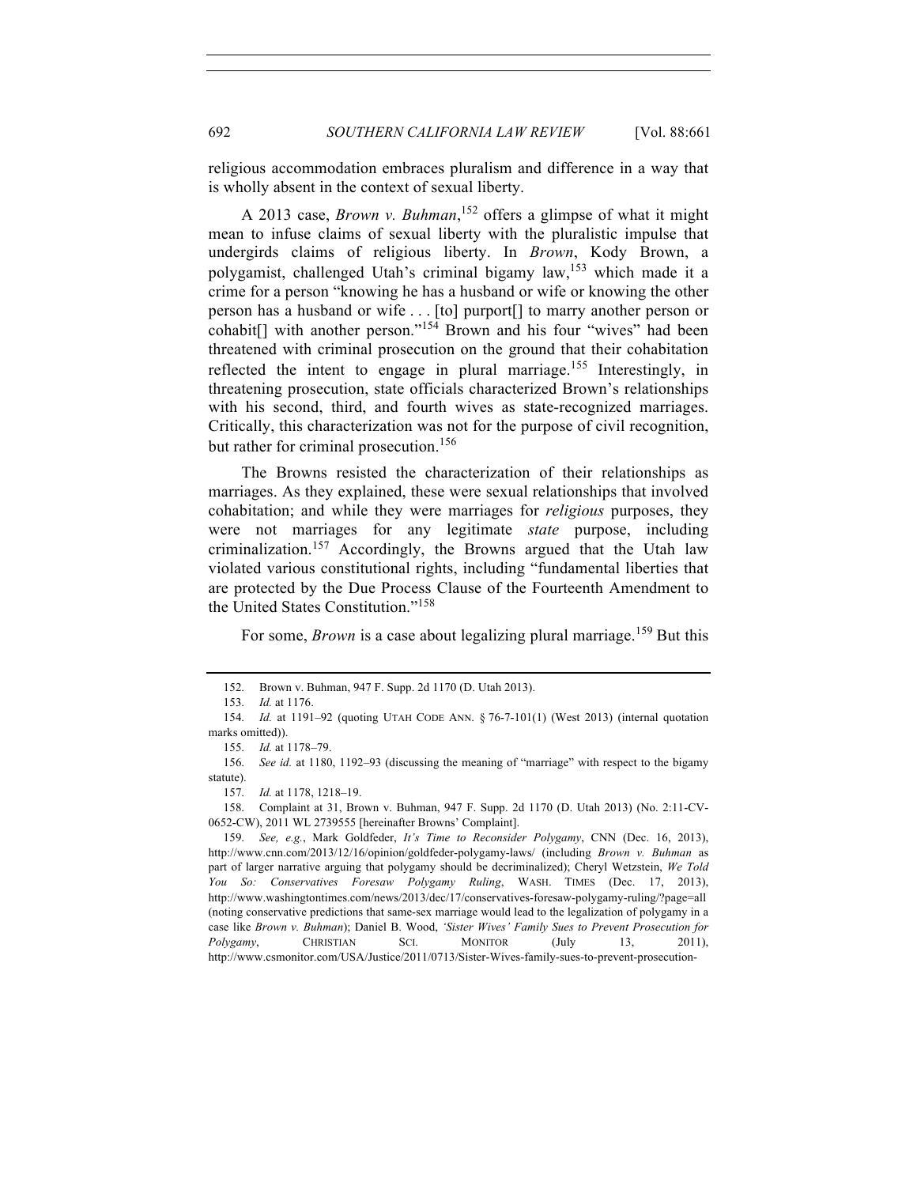religious accommodation embraces pluralism and difference in a way that is wholly absent in the context of sexual liberty.

A 2013 case, *Brown v. Buhman*,[152] offers a glimpse of what it might mean to infuse claims of sexual liberty with the pluralistic impulse that undergirds claims of religious liberty. In *Brown*, Kody Brown, a polygamist, challenged Utah's criminal bigamy law,[153] which made it a crime for a person "knowing he has a husband or wife or knowing the other person has a husband or wife . . . [to] purport[] to marry another person or cohabit[] with another person."[154] Brown and his four "wives" had been threatened with criminal prosecution on the ground that their cohabitation reflected the intent to engage in plural marriage.[155] Interestingly, in threatening prosecution, state officials characterized Brown's relationships with his second, third, and fourth wives as state-recognized marriages. Critically, this characterization was not for the purpose of civil recognition, but rather for criminal prosecution.[156]

The Browns resisted the characterization of their relationships as marriages. As they explained, these were sexual relationships that involved cohabitation; and while they were marriages for *religious* purposes, they were not marriages for any legitimate *state* purpose, including criminalization.[157] Accordingly, the Browns argued that the Utah law violated various constitutional rights, including "fundamental liberties that are protected by the Due Process Clause of the Fourteenth Amendment to the United States Constitution."[158]

For some, *Brown* is a case about legalizing plural marriage.[159] But this

---

152. Brown v. Buhman, 947 F. Supp. 2d 1170 (D. Utah 2013).

153. *Id.* at 1176.

154. *Id.* at 1191–92 (quoting UTAH CODE ANN. § 76-7-101(1) (West 2013) (internal quotation marks omitted)).

155. *Id.* at 1178–79.

156. *See id.* at 1180, 1192–93 (discussing the meaning of "marriage" with respect to the bigamy statute).

157. *Id.* at 1178, 1218–19.

158. Complaint at 31, Brown v. Buhman, 947 F. Supp. 2d 1170 (D. Utah 2013) (No. 2:11-CV-0652-CW), 2011 WL 2739555 [hereinafter Browns' Complaint].

159. *See, e.g.*, Mark Goldfeder, *It's Time to Reconsider Polygamy*, CNN (Dec. 16, 2013), http://www.cnn.com/2013/12/16/opinion/goldfeder-polygamy-laws/ (including *Brown v. Buhman* as part of larger narrative arguing that polygamy should be decriminalized); Cheryl Wetzstein, *We Told You So: Conservatives Foresaw Polygamy Ruling*, WASH. TIMES (Dec. 17, 2013), http://www.washingtontimes.com/news/2013/dec/17/conservatives-foresaw-polygamy-ruling/?page=all (noting conservative predictions that same-sex marriage would lead to the legalization of polygamy in a case like *Brown v. Buhman*); Daniel B. Wood, *'Sister Wives' Family Sues to Prevent Prosecution for Polygamy*, CHRISTIAN SCI. MONITOR (July 13, 2011), http://www.csmonitor.com/USA/Justice/2011/0713/Sister-Wives-family-sues-to-prevent-prosecution-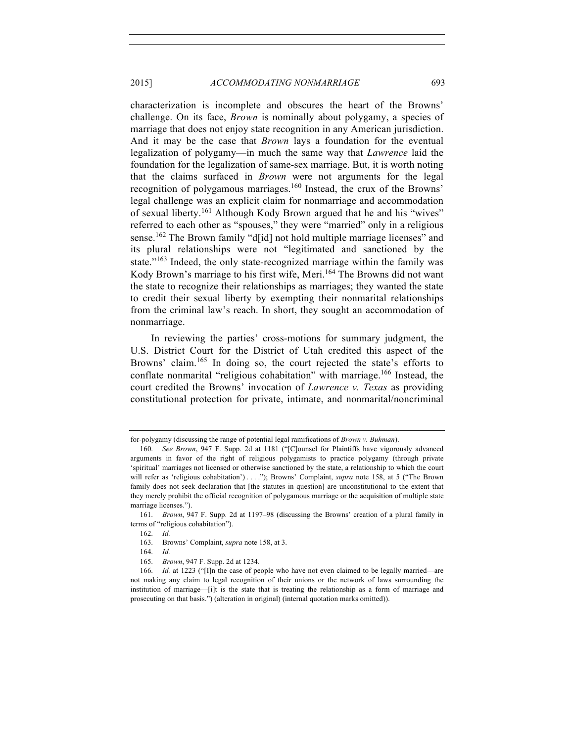characterization is incomplete and obscures the heart of the Browns' challenge. On its face, *Brown* is nominally about polygamy, a species of marriage that does not enjoy state recognition in any American jurisdiction. And it may be the case that *Brown* lays a foundation for the eventual legalization of polygamy—in much the same way that *Lawrence* laid the foundation for the legalization of same-sex marriage. But, it is worth noting that the claims surfaced in *Brown* were not arguments for the legal recognition of polygamous marriages.[160] Instead, the crux of the Browns' legal challenge was an explicit claim for nonmarriage and accommodation of sexual liberty.[161] Although Kody Brown argued that he and his "wives" referred to each other as "spouses," they were "married" only in a religious sense.[162] The Brown family "d[id] not hold multiple marriage licenses" and its plural relationships were not "legitimated and sanctioned by the state."[163] Indeed, the only state-recognized marriage within the family was Kody Brown's marriage to his first wife, Meri.[164] The Browns did not want the state to recognize their relationships as marriages; they wanted the state to credit their sexual liberty by exempting their nonmarital relationships from the criminal law's reach. In short, they sought an accommodation of nonmarriage.

In reviewing the parties' cross-motions for summary judgment, the U.S. District Court for the District of Utah credited this aspect of the Browns' claim.[165] In doing so, the court rejected the state's efforts to conflate nonmarital "religious cohabitation" with marriage.[166] Instead, the court credited the Browns' invocation of *Lawrence v. Texas* as providing constitutional protection for private, intimate, and nonmarital/noncriminal

---

for-polygamy (discussing the range of potential legal ramifications of *Brown v. Buhman*).

160. *See Brown*, 947 F. Supp. 2d at 1181 ("[C]ounsel for Plaintiffs have vigorously advanced arguments in favor of the right of religious polygamists to practice polygamy (through private 'spiritual' marriages not licensed or otherwise sanctioned by the state, a relationship to which the court will refer as 'religious cohabitation') . . . ."); Browns' Complaint, *supra* note 158, at 5 ("The Brown family does not seek declaration that [the statutes in question] are unconstitutional to the extent that they merely prohibit the official recognition of polygamous marriage or the acquisition of multiple state marriage licenses.").

161. *Brown*, 947 F. Supp. 2d at 1197–98 (discussing the Browns' creation of a plural family in terms of "religious cohabitation").

162. *Id.*

163. Browns' Complaint, *supra* note 158, at 3.

164. *Id.*

165. *Brown*, 947 F. Supp. 2d at 1234.

166. *Id.* at 1223 ("[I]n the case of people who have not even claimed to be legally married—are not making any claim to legal recognition of their unions or the network of laws surrounding the institution of marriage—[i]t is the state that is treating the relationship as a form of marriage and prosecuting on that basis.") (alteration in original) (internal quotation marks omitted)).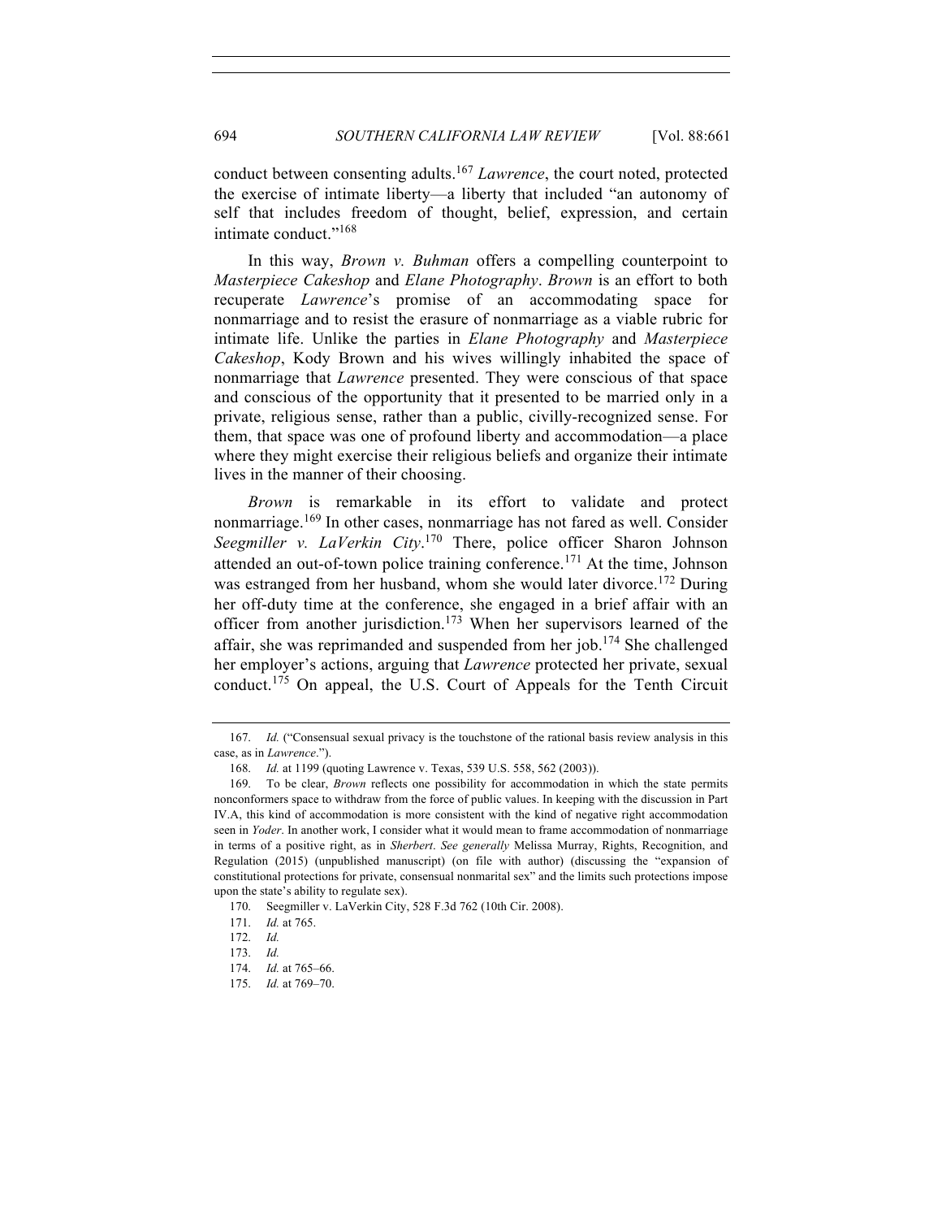conduct between consenting adults.[167] *Lawrence*, the court noted, protected the exercise of intimate liberty—a liberty that included "an autonomy of self that includes freedom of thought, belief, expression, and certain intimate conduct."[168]

In this way, *Brown v. Buhman* offers a compelling counterpoint to *Masterpiece Cakeshop* and *Elane Photography*. *Brown* is an effort to both recuperate *Lawrence*'s promise of an accommodating space for nonmarriage and to resist the erasure of nonmarriage as a viable rubric for intimate life. Unlike the parties in *Elane Photography* and *Masterpiece Cakeshop*, Kody Brown and his wives willingly inhabited the space of nonmarriage that *Lawrence* presented. They were conscious of that space and conscious of the opportunity that it presented to be married only in a private, religious sense, rather than a public, civilly-recognized sense. For them, that space was one of profound liberty and accommodation—a place where they might exercise their religious beliefs and organize their intimate lives in the manner of their choosing.

*Brown* is remarkable in its effort to validate and protect nonmarriage.[169] In other cases, nonmarriage has not fared as well. Consider *Seegmiller v. LaVerkin City*.[170] There, police officer Sharon Johnson attended an out-of-town police training conference.[171] At the time, Johnson was estranged from her husband, whom she would later divorce.[172] During her off-duty time at the conference, she engaged in a brief affair with an officer from another jurisdiction.[173] When her supervisors learned of the affair, she was reprimanded and suspended from her job.[174] She challenged her employer's actions, arguing that *Lawrence* protected her private, sexual conduct.[175] On appeal, the U.S. Court of Appeals for the Tenth Circuit

---

167. *Id.* ("Consensual sexual privacy is the touchstone of the rational basis review analysis in this case, as in *Lawrence*.").

168. *Id.* at 1199 (quoting Lawrence v. Texas, 539 U.S. 558, 562 (2003)).

169. To be clear, *Brown* reflects one possibility for accommodation in which the state permits nonconformers space to withdraw from the force of public values. In keeping with the discussion in Part IV.A, this kind of accommodation is more consistent with the kind of negative right accommodation seen in *Yoder*. In another work, I consider what it would mean to frame accommodation of nonmarriage in terms of a positive right, as in *Sherbert*. *See generally* Melissa Murray, Rights, Recognition, and Regulation (2015) (unpublished manuscript) (on file with author) (discussing the "expansion of constitutional protections for private, consensual nonmarital sex" and the limits such protections impose upon the state's ability to regulate sex).

170. Seegmiller v. LaVerkin City, 528 F.3d 762 (10th Cir. 2008).

171. *Id.* at 765.

172. *Id.*

173. *Id.*

174. *Id.* at 765–66.

175. *Id.* at 769–70.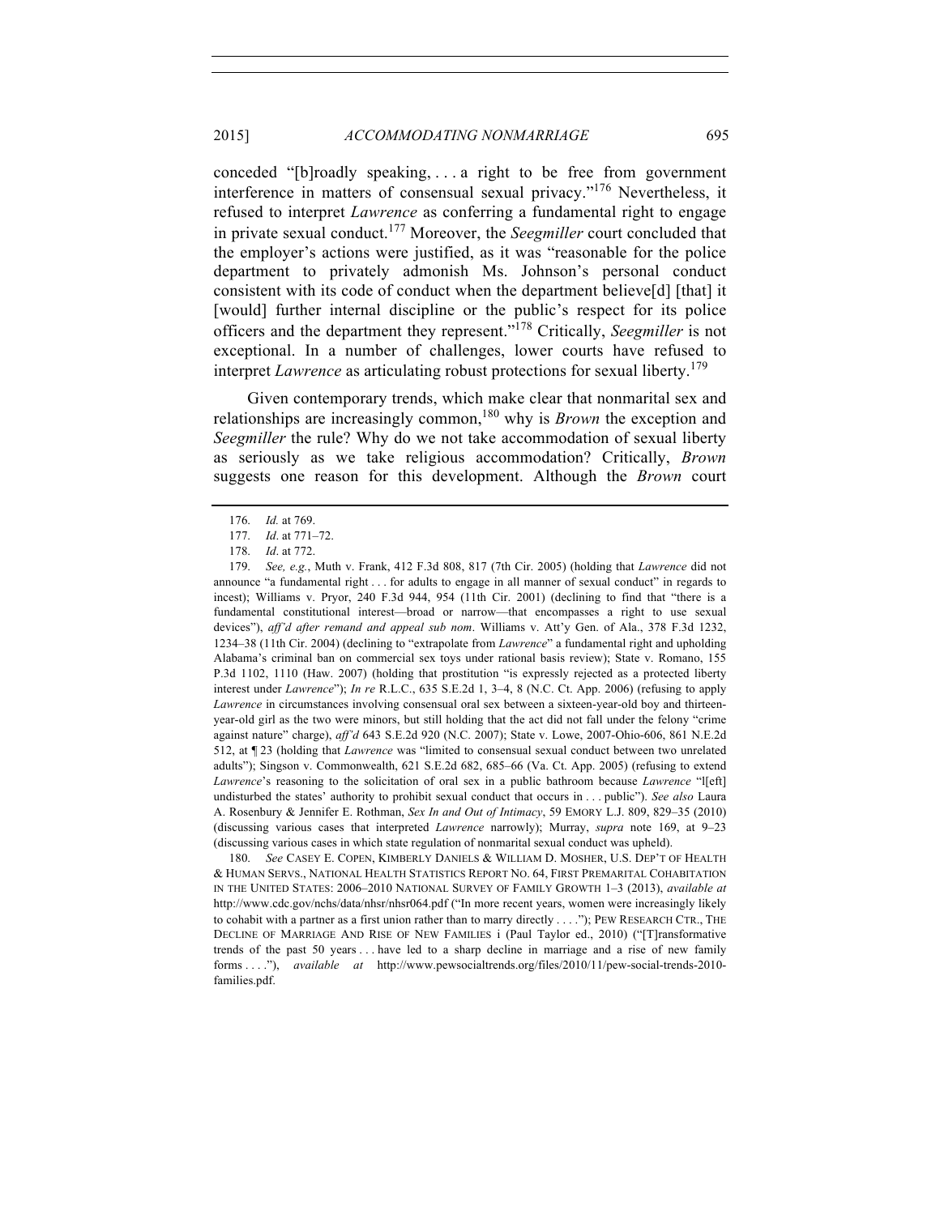conceded "[b]roadly speaking, . . . a right to be free from government interference in matters of consensual sexual privacy."[176] Nevertheless, it refused to interpret *Lawrence* as conferring a fundamental right to engage in private sexual conduct.[177] Moreover, the *Seegmiller* court concluded that the employer's actions were justified, as it was "reasonable for the police department to privately admonish Ms. Johnson's personal conduct consistent with its code of conduct when the department believe[d] [that] it [would] further internal discipline or the public's respect for its police officers and the department they represent."[178] Critically, *Seegmiller* is not exceptional. In a number of challenges, lower courts have refused to interpret *Lawrence* as articulating robust protections for sexual liberty.[179]

Given contemporary trends, which make clear that nonmarital sex and relationships are increasingly common,[180] why is *Brown* the exception and *Seegmiller* the rule? Why do we not take accommodation of sexual liberty as seriously as we take religious accommodation? Critically, *Brown* suggests one reason for this development. Although the *Brown* court

---

176. *Id.* at 769.

177. *Id*. at 771–72.

178. *Id*. at 772.

179. *See, e.g.*, Muth v. Frank, 412 F.3d 808, 817 (7th Cir. 2005) (holding that *Lawrence* did not announce "a fundamental right . . . for adults to engage in all manner of sexual conduct" in regards to incest); Williams v. Pryor, 240 F.3d 944, 954 (11th Cir. 2001) (declining to find that "there is a fundamental constitutional interest—broad or narrow—that encompasses a right to use sexual devices"), *aff'd after remand and appeal sub nom*. Williams v. Att'y Gen. of Ala., 378 F.3d 1232, 1234–38 (11th Cir. 2004) (declining to "extrapolate from *Lawrence*" a fundamental right and upholding Alabama's criminal ban on commercial sex toys under rational basis review); State v. Romano, 155 P.3d 1102, 1110 (Haw. 2007) (holding that prostitution "is expressly rejected as a protected liberty interest under *Lawrence*"); *In re* R.L.C., 635 S.E.2d 1, 3–4, 8 (N.C. Ct. App. 2006) (refusing to apply *Lawrence* in circumstances involving consensual oral sex between a sixteen-year-old boy and thirteen-year-old girl as the two were minors, but still holding that the act did not fall under the felony "crime against nature" charge), *aff'd* 643 S.E.2d 920 (N.C. 2007); State v. Lowe, 2007-Ohio-606, 861 N.E.2d 512, at ¶ 23 (holding that *Lawrence* was "limited to consensual sexual conduct between two unrelated adults"); Singson v. Commonwealth, 621 S.E.2d 682, 685–66 (Va. Ct. App. 2005) (refusing to extend *Lawrence*'s reasoning to the solicitation of oral sex in a public bathroom because *Lawrence* "l[eft] undisturbed the states' authority to prohibit sexual conduct that occurs in . . . public"). *See also* Laura A. Rosenbury & Jennifer E. Rothman, *Sex In and Out of Intimacy*, 59 EMORY L.J. 809, 829–35 (2010) (discussing various cases that interpreted *Lawrence* narrowly); Murray, *supra* note 169, at 9–23 (discussing various cases in which state regulation of nonmarital sexual conduct was upheld).

180. *See* CASEY E. COPEN, KIMBERLY DANIELS & WILLIAM D. MOSHER, U.S. DEP'T OF HEALTH & HUMAN SERVS., NATIONAL HEALTH STATISTICS REPORT NO. 64, FIRST PREMARITAL COHABITATION IN THE UNITED STATES: 2006–2010 NATIONAL SURVEY OF FAMILY GROWTH 1–3 (2013), *available at* http://www.cdc.gov/nchs/data/nhsr/nhsr064.pdf ("In more recent years, women were increasingly likely to cohabit with a partner as a first union rather than to marry directly . . . ."); PEW RESEARCH CTR., THE DECLINE OF MARRIAGE AND RISE OF NEW FAMILIES i (Paul Taylor ed., 2010) ("[T]ransformative trends of the past 50 years . . . have led to a sharp decline in marriage and a rise of new family forms . . . ."), *available at* http://www.pewsocialtrends.org/files/2010/11/pew-social-trends-2010-families.pdf.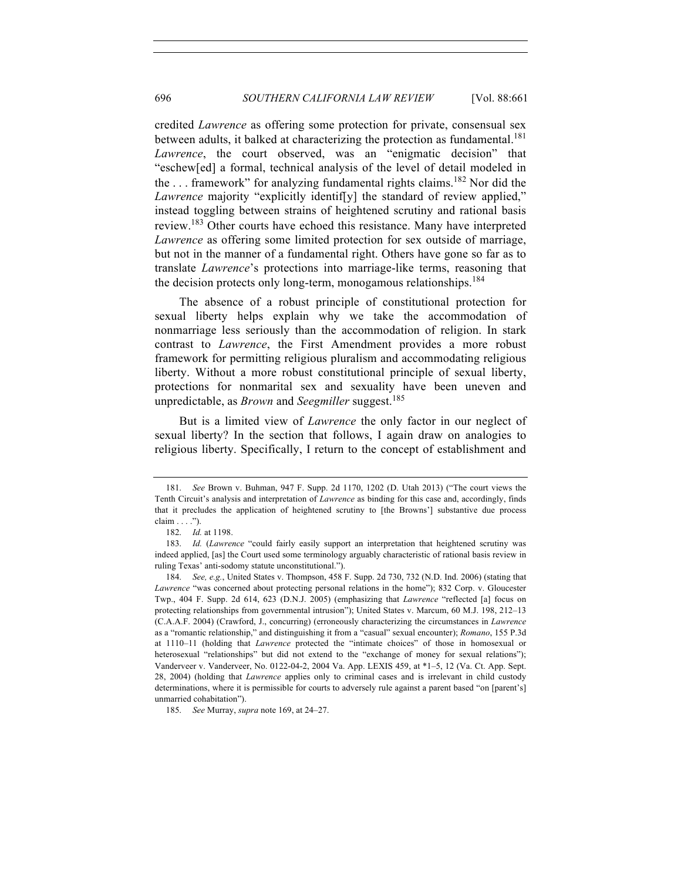credited *Lawrence* as offering some protection for private, consensual sex between adults, it balked at characterizing the protection as fundamental.[181] *Lawrence*, the court observed, was an "enigmatic decision" that "eschew[ed] a formal, technical analysis of the level of detail modeled in the . . . framework" for analyzing fundamental rights claims.[182] Nor did the *Lawrence* majority "explicitly identif[y] the standard of review applied," instead toggling between strains of heightened scrutiny and rational basis review.[183] Other courts have echoed this resistance. Many have interpreted *Lawrence* as offering some limited protection for sex outside of marriage, but not in the manner of a fundamental right. Others have gone so far as to translate *Lawrence*'s protections into marriage-like terms, reasoning that the decision protects only long-term, monogamous relationships.[184]

The absence of a robust principle of constitutional protection for sexual liberty helps explain why we take the accommodation of nonmarriage less seriously than the accommodation of religion. In stark contrast to *Lawrence*, the First Amendment provides a more robust framework for permitting religious pluralism and accommodating religious liberty. Without a more robust constitutional principle of sexual liberty, protections for nonmarital sex and sexuality have been uneven and unpredictable, as *Brown* and *Seegmiller* suggest.[185]

But is a limited view of *Lawrence* the only factor in our neglect of sexual liberty? In the section that follows, I again draw on analogies to religious liberty. Specifically, I return to the concept of establishment and

---

181. *See* Brown v. Buhman, 947 F. Supp. 2d 1170, 1202 (D. Utah 2013) ("The court views the Tenth Circuit's analysis and interpretation of *Lawrence* as binding for this case and, accordingly, finds that it precludes the application of heightened scrutiny to [the Browns'] substantive due process claim . . . .").

182. *Id.* at 1198.

183. *Id.* (*Lawrence* "could fairly easily support an interpretation that heightened scrutiny was indeed applied, [as] the Court used some terminology arguably characteristic of rational basis review in ruling Texas' anti-sodomy statute unconstitutional.").

184. *See, e.g.*, United States v. Thompson, 458 F. Supp. 2d 730, 732 (N.D. Ind. 2006) (stating that *Lawrence* "was concerned about protecting personal relations in the home"); 832 Corp. v. Gloucester Twp., 404 F. Supp. 2d 614, 623 (D.N.J. 2005) (emphasizing that *Lawrence* "reflected [a] focus on protecting relationships from governmental intrusion"); United States v. Marcum, 60 M.J. 198, 212–13 (C.A.A.F. 2004) (Crawford, J., concurring) (erroneously characterizing the circumstances in *Lawrence* as a "romantic relationship," and distinguishing it from a "casual" sexual encounter); *Romano*, 155 P.3d at 1110–11 (holding that *Lawrence* protected the "intimate choices" of those in homosexual or heterosexual "relationships" but did not extend to the "exchange of money for sexual relations"); Vanderveer v. Vanderveer, No. 0122-04-2, 2004 Va. App. LEXIS 459, at *1–5, 12 (Va. Ct. App. Sept. 28, 2004) (holding that *Lawrence* applies only to criminal cases and is irrelevant in child custody determinations, where it is permissible for courts to adversely rule against a parent based "on [parent's] unmarried cohabitation").

185. *See* Murray, *supra* note 169, at 24–27.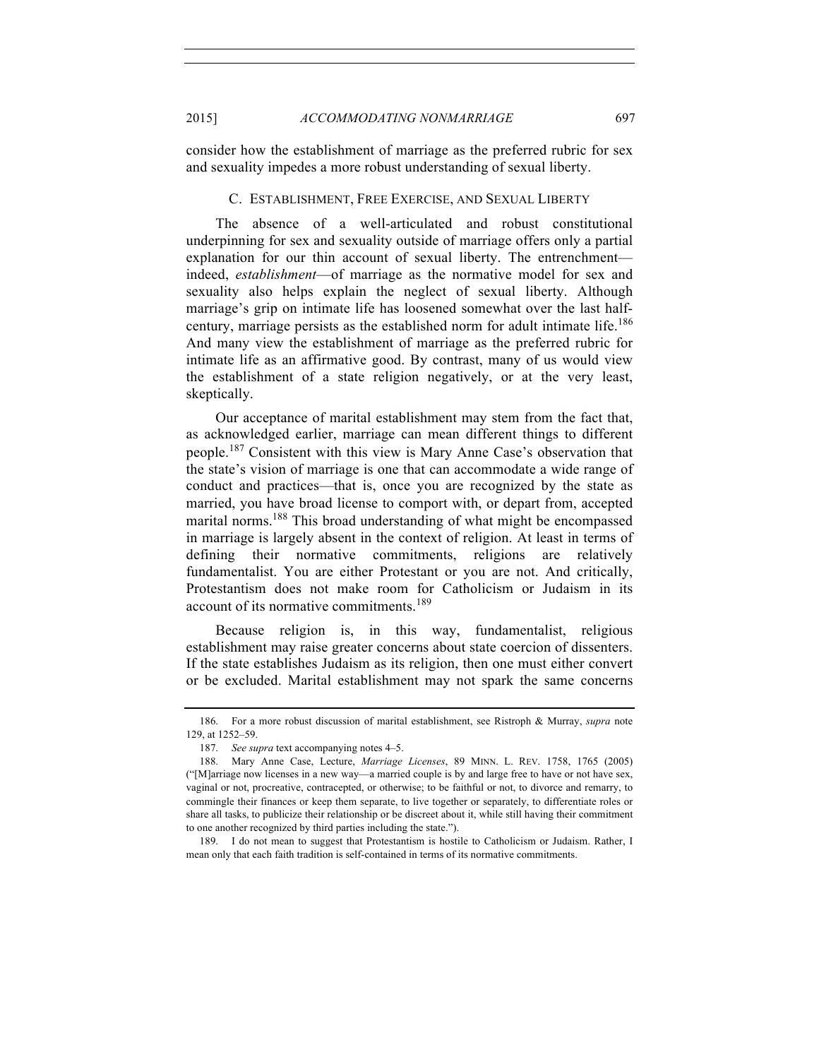consider how the establishment of marriage as the preferred rubric for sex and sexuality impedes a more robust understanding of sexual liberty.

### C. ESTABLISHMENT, FREE EXERCISE, AND SEXUAL LIBERTY

The absence of a well-articulated and robust constitutional underpinning for sex and sexuality outside of marriage offers only a partial explanation for our thin account of sexual liberty. The entrenchment—indeed, *establishment*—of marriage as the normative model for sex and sexuality also helps explain the neglect of sexual liberty. Although marriage's grip on intimate life has loosened somewhat over the last half-century, marriage persists as the established norm for adult intimate life.[186] And many view the establishment of marriage as the preferred rubric for intimate life as an affirmative good. By contrast, many of us would view the establishment of a state religion negatively, or at the very least, skeptically.

Our acceptance of marital establishment may stem from the fact that, as acknowledged earlier, marriage can mean different things to different people.[187] Consistent with this view is Mary Anne Case's observation that the state's vision of marriage is one that can accommodate a wide range of conduct and practices—that is, once you are recognized by the state as married, you have broad license to comport with, or depart from, accepted marital norms.[188] This broad understanding of what might be encompassed in marriage is largely absent in the context of religion. At least in terms of defining their normative commitments, religions are relatively fundamentalist. You are either Protestant or you are not. And critically, Protestantism does not make room for Catholicism or Judaism in its account of its normative commitments.[189]

Because religion is, in this way, fundamentalist, religious establishment may raise greater concerns about state coercion of dissenters. If the state establishes Judaism as its religion, then one must either convert or be excluded. Marital establishment may not spark the same concerns

---

186. For a more robust discussion of marital establishment, see Ristroph & Murray, *supra* note 129, at 1252–59.

187. *See supra* text accompanying notes 4–5.

188. Mary Anne Case, Lecture, *Marriage Licenses*, 89 MINN. L. REV. 1758, 1765 (2005) ("[M]arriage now licenses in a new way—a married couple is by and large free to have or not have sex, vaginal or not, procreative, contracepted, or otherwise; to be faithful or not, to divorce and remarry, to commingle their finances or keep them separate, to live together or separately, to differentiate roles or share all tasks, to publicize their relationship or be discreet about it, while still having their commitment to one another recognized by third parties including the state.").

189. I do not mean to suggest that Protestantism is hostile to Catholicism or Judaism. Rather, I mean only that each faith tradition is self-contained in terms of its normative commitments.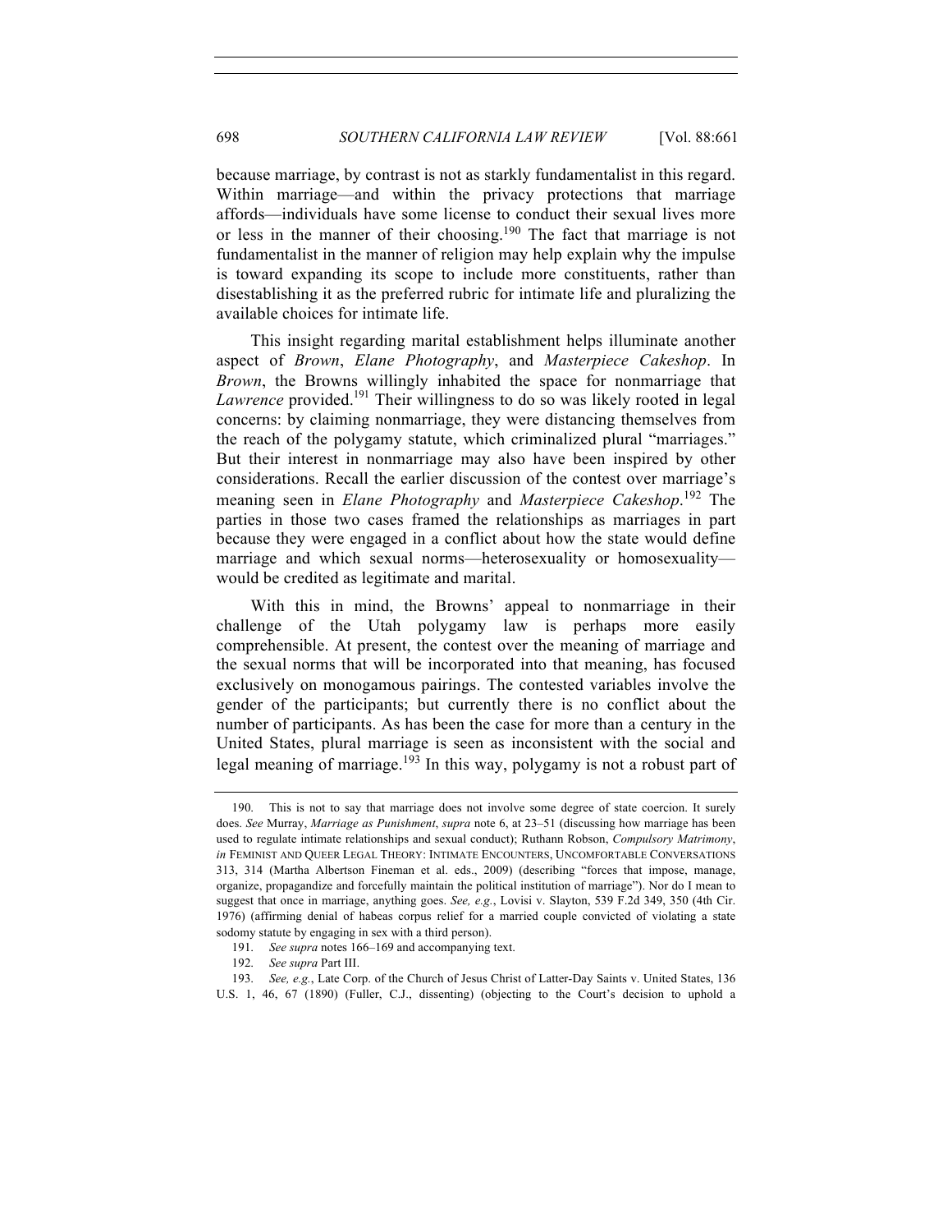because marriage, by contrast is not as starkly fundamentalist in this regard. Within marriage—and within the privacy protections that marriage affords—individuals have some license to conduct their sexual lives more or less in the manner of their choosing.[190] The fact that marriage is not fundamentalist in the manner of religion may help explain why the impulse is toward expanding its scope to include more constituents, rather than disestablishing it as the preferred rubric for intimate life and pluralizing the available choices for intimate life.

This insight regarding marital establishment helps illuminate another aspect of *Brown*, *Elane Photography*, and *Masterpiece Cakeshop*. In *Brown*, the Browns willingly inhabited the space for nonmarriage that *Lawrence* provided.[191] Their willingness to do so was likely rooted in legal concerns: by claiming nonmarriage, they were distancing themselves from the reach of the polygamy statute, which criminalized plural "marriages." But their interest in nonmarriage may also have been inspired by other considerations. Recall the earlier discussion of the contest over marriage's meaning seen in *Elane Photography* and *Masterpiece Cakeshop*.[192] The parties in those two cases framed the relationships as marriages in part because they were engaged in a conflict about how the state would define marriage and which sexual norms—heterosexuality or homosexuality—would be credited as legitimate and marital.

With this in mind, the Browns' appeal to nonmarriage in their challenge of the Utah polygamy law is perhaps more easily comprehensible. At present, the contest over the meaning of marriage and the sexual norms that will be incorporated into that meaning, has focused exclusively on monogamous pairings. The contested variables involve the gender of the participants; but currently there is no conflict about the number of participants. As has been the case for more than a century in the United States, plural marriage is seen as inconsistent with the social and legal meaning of marriage.[193] In this way, polygamy is not a robust part of

---

190. This is not to say that marriage does not involve some degree of state coercion. It surely does. *See* Murray, *Marriage as Punishment*, *supra* note 6, at 23–51 (discussing how marriage has been used to regulate intimate relationships and sexual conduct); Ruthann Robson, *Compulsory Matrimony*, *in* FEMINIST AND QUEER LEGAL THEORY: INTIMATE ENCOUNTERS, UNCOMFORTABLE CONVERSATIONS 313, 314 (Martha Albertson Fineman et al. eds., 2009) (describing "forces that impose, manage, organize, propagandize and forcefully maintain the political institution of marriage"). Nor do I mean to suggest that once in marriage, anything goes. *See, e.g.*, Lovisi v. Slayton, 539 F.2d 349, 350 (4th Cir. 1976) (affirming denial of habeas corpus relief for a married couple convicted of violating a state sodomy statute by engaging in sex with a third person).

191. *See supra* notes 166–169 and accompanying text.

192. *See supra* Part III.

193. *See, e.g.*, Late Corp. of the Church of Jesus Christ of Latter-Day Saints v. United States, 136 U.S. 1, 46, 67 (1890) (Fuller, C.J., dissenting) (objecting to the Court's decision to uphold a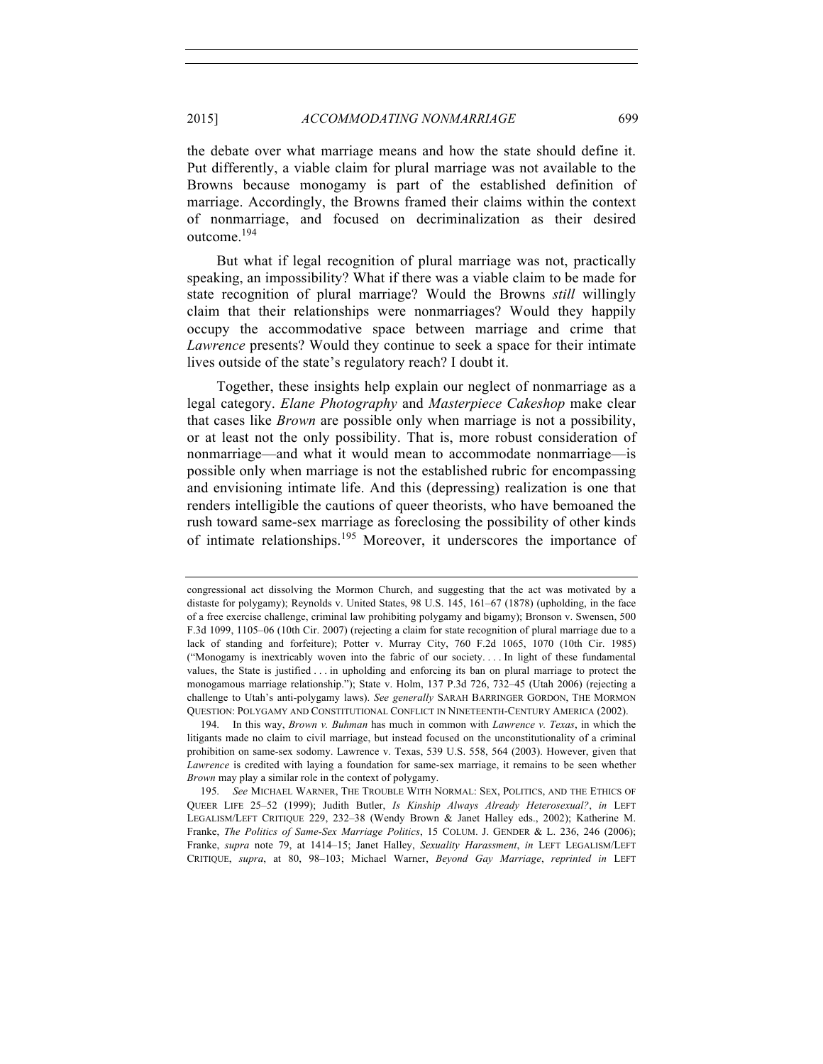the debate over what marriage means and how the state should define it. Put differently, a viable claim for plural marriage was not available to the Browns because monogamy is part of the established definition of marriage. Accordingly, the Browns framed their claims within the context of nonmarriage, and focused on decriminalization as their desired outcome.[194]

But what if legal recognition of plural marriage was not, practically speaking, an impossibility? What if there was a viable claim to be made for state recognition of plural marriage? Would the Browns *still* willingly claim that their relationships were nonmarriages? Would they happily occupy the accommodative space between marriage and crime that *Lawrence* presents? Would they continue to seek a space for their intimate lives outside of the state's regulatory reach? I doubt it.

Together, these insights help explain our neglect of nonmarriage as a legal category. *Elane Photography* and *Masterpiece Cakeshop* make clear that cases like *Brown* are possible only when marriage is not a possibility, or at least not the only possibility. That is, more robust consideration of nonmarriage—and what it would mean to accommodate nonmarriage—is possible only when marriage is not the established rubric for encompassing and envisioning intimate life. And this (depressing) realization is one that renders intelligible the cautions of queer theorists, who have bemoaned the rush toward same-sex marriage as foreclosing the possibility of other kinds of intimate relationships.[195] Moreover, it underscores the importance of

---

congressional act dissolving the Mormon Church, and suggesting that the act was motivated by a distaste for polygamy); Reynolds v. United States, 98 U.S. 145, 161–67 (1878) (upholding, in the face of a free exercise challenge, criminal law prohibiting polygamy and bigamy); Bronson v. Swensen, 500 F.3d 1099, 1105–06 (10th Cir. 2007) (rejecting a claim for state recognition of plural marriage due to a lack of standing and forfeiture); Potter v. Murray City, 760 F.2d 1065, 1070 (10th Cir. 1985) ("Monogamy is inextricably woven into the fabric of our society. . . . In light of these fundamental values, the State is justified . . . in upholding and enforcing its ban on plural marriage to protect the monogamous marriage relationship."); State v. Holm, 137 P.3d 726, 732–45 (Utah 2006) (rejecting a challenge to Utah's anti-polygamy laws). *See generally* SARAH BARRINGER GORDON, THE MORMON QUESTION: POLYGAMY AND CONSTITUTIONAL CONFLICT IN NINETEENTH-CENTURY AMERICA (2002).

194. In this way, *Brown v. Buhman* has much in common with *Lawrence v. Texas*, in which the litigants made no claim to civil marriage, but instead focused on the unconstitutionality of a criminal prohibition on same-sex sodomy. Lawrence v. Texas, 539 U.S. 558, 564 (2003). However, given that *Lawrence* is credited with laying a foundation for same-sex marriage, it remains to be seen whether *Brown* may play a similar role in the context of polygamy.

195. *See* MICHAEL WARNER, THE TROUBLE WITH NORMAL: SEX, POLITICS, AND THE ETHICS OF QUEER LIFE 25–52 (1999); Judith Butler, *Is Kinship Always Already Heterosexual?*, *in* LEFT LEGALISM/LEFT CRITIQUE 229, 232–38 (Wendy Brown & Janet Halley eds., 2002); Katherine M. Franke, *The Politics of Same-Sex Marriage Politics*, 15 COLUM. J. GENDER & L. 236, 246 (2006); Franke, *supra* note 79, at 1414–15; Janet Halley, *Sexuality Harassment*, *in* LEFT LEGALISM/LEFT CRITIQUE, *supra*, at 80, 98–103; Michael Warner, *Beyond Gay Marriage*, *reprinted in* LEFT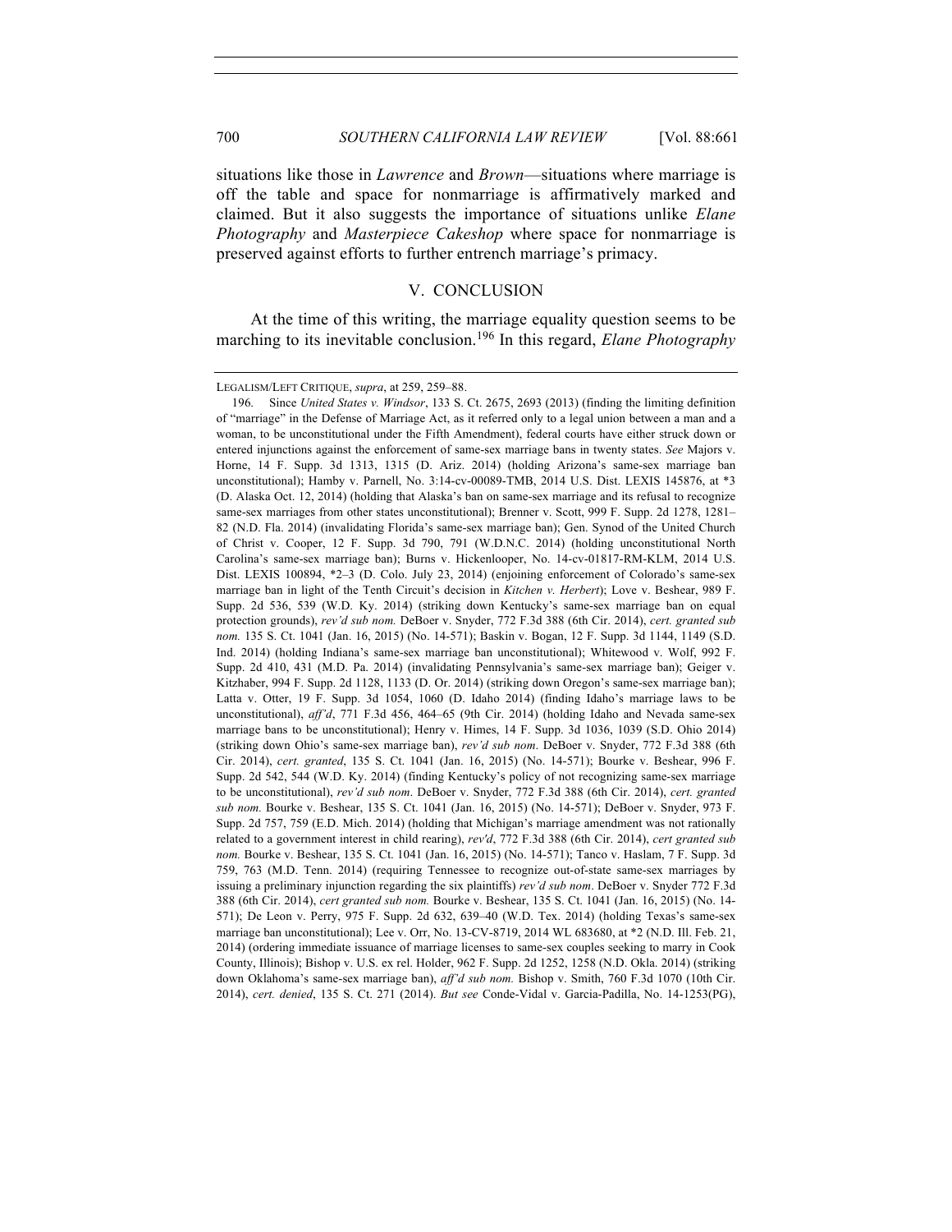situations like those in *Lawrence* and *Brown*—situations where marriage is off the table and space for nonmarriage is affirmatively marked and claimed. But it also suggests the importance of situations unlike *Elane Photography* and *Masterpiece Cakeshop* where space for nonmarriage is preserved against efforts to further entrench marriage's primacy.

## V. CONCLUSION

At the time of this writing, the marriage equality question seems to be marching to its inevitable conclusion.[196] In this regard, *Elane Photography*

---

LEGALISM/LEFT CRITIQUE, *supra*, at 259, 259–88.

196. Since *United States v. Windsor*, 133 S. Ct. 2675, 2693 (2013) (finding the limiting definition of "marriage" in the Defense of Marriage Act, as it referred only to a legal union between a man and a woman, to be unconstitutional under the Fifth Amendment), federal courts have either struck down or entered injunctions against the enforcement of same-sex marriage bans in twenty states. *See* Majors v. Horne, 14 F. Supp. 3d 1313, 1315 (D. Ariz. 2014) (holding Arizona's same-sex marriage ban unconstitutional); Hamby v. Parnell, No. 3:14-cv-00089-TMB, 2014 U.S. Dist. LEXIS 145876, at *3 (D. Alaska Oct. 12, 2014) (holding that Alaska's ban on same-sex marriage and its refusal to recognize same-sex marriages from other states unconstitutional); Brenner v. Scott, 999 F. Supp. 2d 1278, 1281–82 (N.D. Fla. 2014) (invalidating Florida's same-sex marriage ban); Gen. Synod of the United Church of Christ v. Cooper, 12 F. Supp. 3d 790, 791 (W.D.N.C. 2014) (holding unconstitutional North Carolina's same-sex marriage ban); Burns v. Hickenlooper, No. 14-cv-01817-RM-KLM, 2014 U.S. Dist. LEXIS 100894, *2–3 (D. Colo. July 23, 2014) (enjoining enforcement of Colorado's same-sex marriage ban in light of the Tenth Circuit's decision in *Kitchen v. Herbert*); Love v. Beshear, 989 F. Supp. 2d 536, 539 (W.D. Ky. 2014) (striking down Kentucky's same-sex marriage ban on equal protection grounds), *rev'd sub nom.* DeBoer v. Snyder, 772 F.3d 388 (6th Cir. 2014), *cert. granted sub nom.* 135 S. Ct. 1041 (Jan. 16, 2015) (No. 14-571); Baskin v. Bogan, 12 F. Supp. 3d 1144, 1149 (S.D. Ind. 2014) (holding Indiana's same-sex marriage ban unconstitutional); Whitewood v. Wolf, 992 F. Supp. 2d 410, 431 (M.D. Pa. 2014) (invalidating Pennsylvania's same-sex marriage ban); Geiger v. Kitzhaber, 994 F. Supp. 2d 1128, 1133 (D. Or. 2014) (striking down Oregon's same-sex marriage ban); Latta v. Otter, 19 F. Supp. 3d 1054, 1060 (D. Idaho 2014) (finding Idaho's marriage laws to be unconstitutional), *aff'd*, 771 F.3d 456, 464–65 (9th Cir. 2014) (holding Idaho and Nevada same-sex marriage bans to be unconstitutional); Henry v. Himes, 14 F. Supp. 3d 1036, 1039 (S.D. Ohio 2014) (striking down Ohio's same-sex marriage ban), *rev'd sub nom.* DeBoer v. Snyder, 772 F.3d 388 (6th Cir. 2014), *cert. granted*, 135 S. Ct. 1041 (Jan. 16, 2015) (No. 14-571); Bourke v. Beshear, 996 F. Supp. 2d 542, 544 (W.D. Ky. 2014) (finding Kentucky's policy of not recognizing same-sex marriage to be unconstitutional), *rev'd sub nom.* DeBoer v. Snyder, 772 F.3d 388 (6th Cir. 2014), *cert. granted sub nom.* Bourke v. Beshear, 135 S. Ct. 1041 (Jan. 16, 2015) (No. 14-571); DeBoer v. Snyder, 973 F. Supp. 2d 757, 759 (E.D. Mich. 2014) (holding that Michigan's marriage amendment was not rationally related to a government interest in child rearing), *rev'd*, 772 F.3d 388 (6th Cir. 2014), *cert granted sub nom.* Bourke v. Beshear, 135 S. Ct. 1041 (Jan. 16, 2015) (No. 14-571); Tanco v. Haslam, 7 F. Supp. 3d 759, 763 (M.D. Tenn. 2014) (requiring Tennessee to recognize out-of-state same-sex marriages by issuing a preliminary injunction regarding the six plaintiffs) *rev'd sub nom*. DeBoer v. Snyder 772 F.3d 388 (6th Cir. 2014), *cert granted sub nom.* Bourke v. Beshear, 135 S. Ct. 1041 (Jan. 16, 2015) (No. 14-571); De Leon v. Perry, 975 F. Supp. 2d 632, 639–40 (W.D. Tex. 2014) (holding Texas's same-sex marriage ban unconstitutional); Lee v. Orr, No. 13-CV-8719, 2014 WL 683680, at *2 (N.D. Ill. Feb. 21, 2014) (ordering immediate issuance of marriage licenses to same-sex couples seeking to marry in Cook County, Illinois); Bishop v. U.S. ex rel. Holder, 962 F. Supp. 2d 1252, 1258 (N.D. Okla. 2014) (striking down Oklahoma's same-sex marriage ban), *aff'd sub nom.* Bishop v. Smith, 760 F.3d 1070 (10th Cir. 2014), *cert. denied*, 135 S. Ct. 271 (2014). *But see* Conde-Vidal v. Garcia-Padilla, No. 14-1253(PG),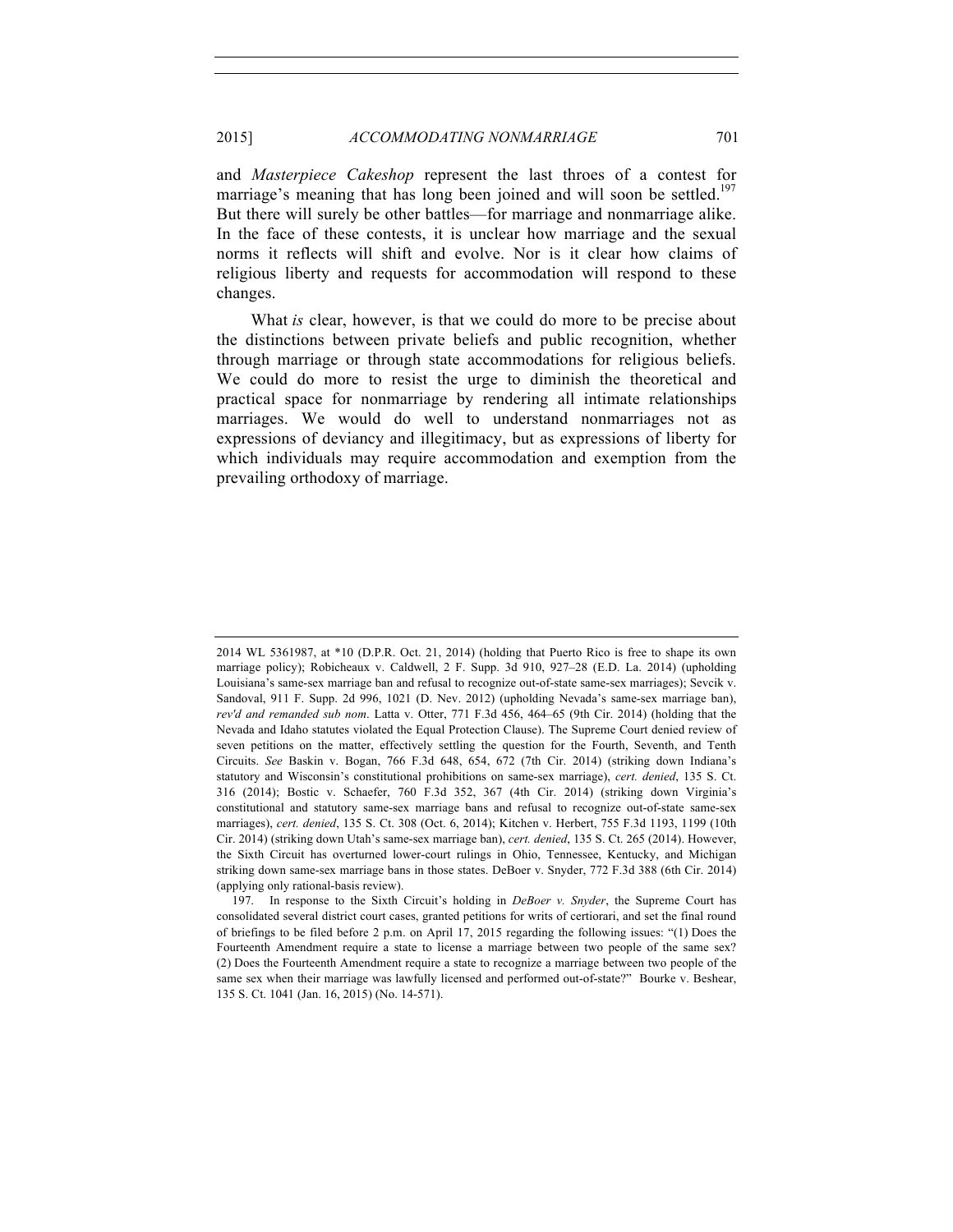and *Masterpiece Cakeshop* represent the last throes of a contest for marriage's meaning that has long been joined and will soon be settled.[197] But there will surely be other battles—for marriage and nonmarriage alike. In the face of these contests, it is unclear how marriage and the sexual norms it reflects will shift and evolve. Nor is it clear how claims of religious liberty and requests for accommodation will respond to these changes.

What *is* clear, however, is that we could do more to be precise about the distinctions between private beliefs and public recognition, whether through marriage or through state accommodations for religious beliefs. We could do more to resist the urge to diminish the theoretical and practical space for nonmarriage by rendering all intimate relationships marriages. We would do well to understand nonmarriages not as expressions of deviancy and illegitimacy, but as expressions of liberty for which individuals may require accommodation and exemption from the prevailing orthodoxy of marriage.

---

2014 WL 5361987, at *10 (D.P.R. Oct. 21, 2014) (holding that Puerto Rico is free to shape its own marriage policy); Robicheaux v. Caldwell, 2 F. Supp. 3d 910, 927–28 (E.D. La. 2014) (upholding Louisiana's same-sex marriage ban and refusal to recognize out-of-state same-sex marriages); Sevcik v. Sandoval, 911 F. Supp. 2d 996, 1021 (D. Nev. 2012) (upholding Nevada's same-sex marriage ban), *rev'd and remanded sub nom*. Latta v. Otter, 771 F.3d 456, 464–65 (9th Cir. 2014) (holding that the Nevada and Idaho statutes violated the Equal Protection Clause). The Supreme Court denied review of seven petitions on the matter, effectively settling the question for the Fourth, Seventh, and Tenth Circuits. *See* Baskin v. Bogan, 766 F.3d 648, 654, 672 (7th Cir. 2014) (striking down Indiana's statutory and Wisconsin's constitutional prohibitions on same-sex marriage), *cert. denied*, 135 S. Ct. 316 (2014); Bostic v. Schaefer, 760 F.3d 352, 367 (4th Cir. 2014) (striking down Virginia's constitutional and statutory same-sex marriage bans and refusal to recognize out-of-state same-sex marriages), *cert. denied*, 135 S. Ct. 308 (Oct. 6, 2014); Kitchen v. Herbert, 755 F.3d 1193, 1199 (10th Cir. 2014) (striking down Utah's same-sex marriage ban), *cert. denied*, 135 S. Ct. 265 (2014). However, the Sixth Circuit has overturned lower-court rulings in Ohio, Tennessee, Kentucky, and Michigan striking down same-sex marriage bans in those states. DeBoer v. Snyder, 772 F.3d 388 (6th Cir. 2014) (applying only rational-basis review).

197. In response to the Sixth Circuit's holding in *DeBoer v. Snyder*, the Supreme Court has consolidated several district court cases, granted petitions for writs of certiorari, and set the final round of briefings to be filed before 2 p.m. on April 17, 2015 regarding the following issues: "(1) Does the Fourteenth Amendment require a state to license a marriage between two people of the same sex? (2) Does the Fourteenth Amendment require a state to recognize a marriage between two people of the same sex when their marriage was lawfully licensed and performed out-of-state?" Bourke v. Beshear, 135 S. Ct. 1041 (Jan. 16, 2015) (No. 14-571).